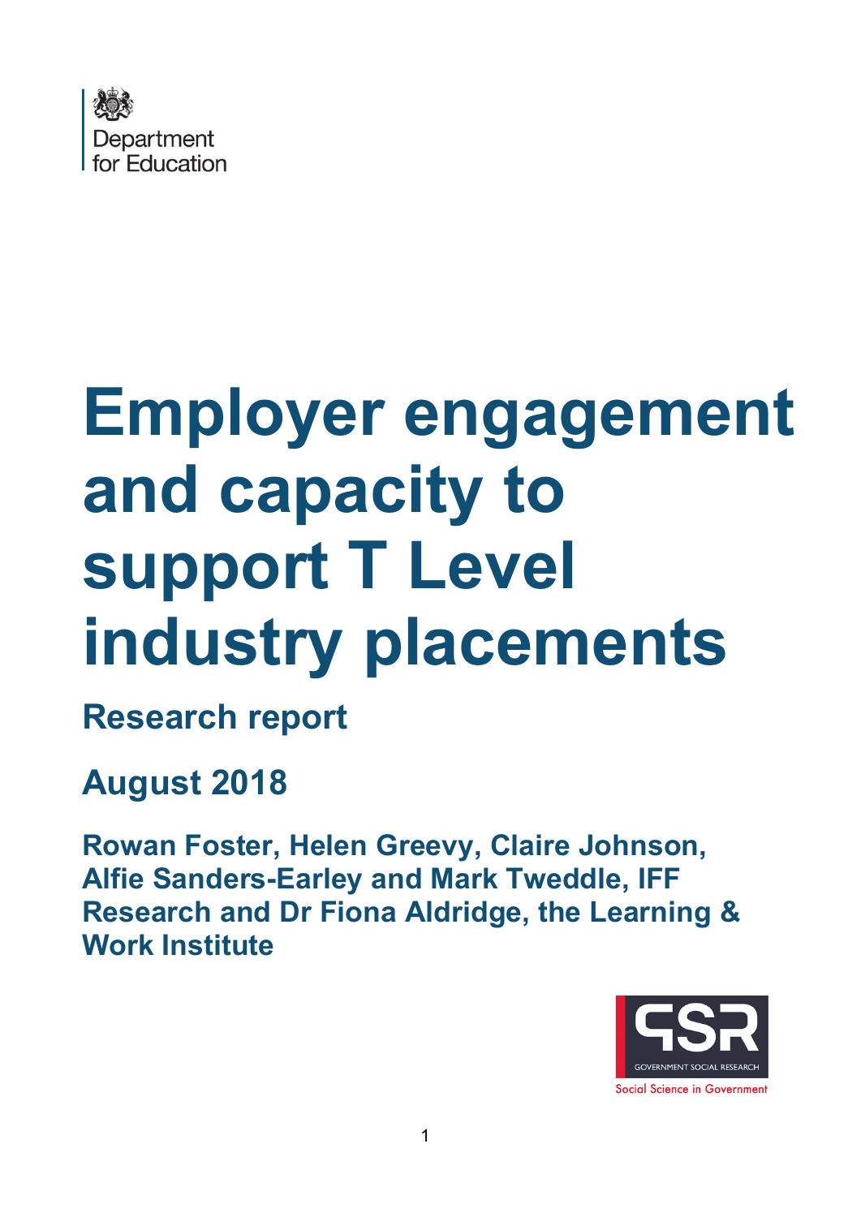Department for Education

# Employer engagement and capacity to support T Level industry placements

## Research report

## August 2018

**Rowan Foster, Helen Greevy, Claire Johnson, Alfie Sanders-Earley and Mark Tweddle, IFF Research and Dr Fiona Aldridge, the Learning & Work Institute**

GOVERNMENT SOCIAL RESEARCH

Social Science in Government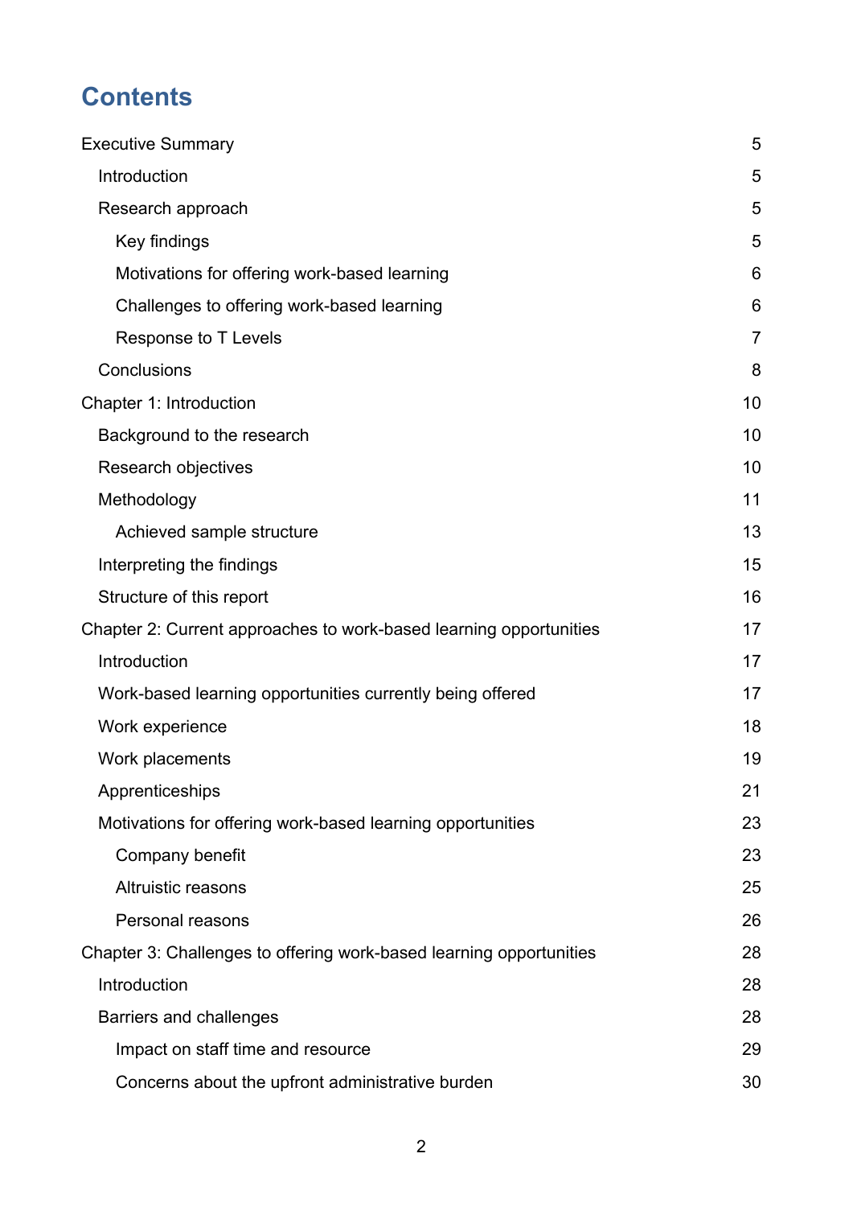# Contents

- Executive Summary 5
  - Introduction 5
  - Research approach 5
    - Key findings 5
    - Motivations for offering work-based learning 6
    - Challenges to offering work-based learning 6
    - Response to T Levels 7
  - Conclusions 8
- Chapter 1: Introduction 10
  - Background to the research 10
  - Research objectives 10
  - Methodology 11
    - Achieved sample structure 13
  - Interpreting the findings 15
  - Structure of this report 16
- Chapter 2: Current approaches to work-based learning opportunities 17
  - Introduction 17
  - Work-based learning opportunities currently being offered 17
  - Work experience 18
  - Work placements 19
  - Apprenticeships 21
  - Motivations for offering work-based learning opportunities 23
    - Company benefit 23
    - Altruistic reasons 25
    - Personal reasons 26
- Chapter 3: Challenges to offering work-based learning opportunities 28
  - Introduction 28
  - Barriers and challenges 28
    - Impact on staff time and resource 29
    - Concerns about the upfront administrative burden 30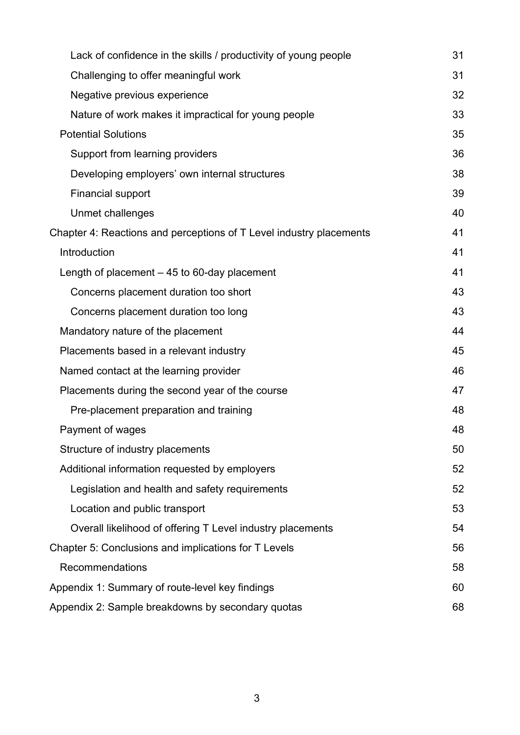- Lack of confidence in the skills / productivity of young people 31
- Challenging to offer meaningful work 31
- Negative previous experience 32
- Nature of work makes it impractical for young people 33

Potential Solutions 35

- Support from learning providers 36
- Developing employers' own internal structures 38
- Financial support 39
- Unmet challenges 40

Chapter 4: Reactions and perceptions of T Level industry placements 41

Introduction 41

Length of placement – 45 to 60-day placement 41

- Concerns placement duration too short 43
- Concerns placement duration too long 43

Mandatory nature of the placement 44

Placements based in a relevant industry 45

Named contact at the learning provider 46

Placements during the second year of the course 47

- Pre-placement preparation and training 48

Payment of wages 48

Structure of industry placements 50

Additional information requested by employers 52

- Legislation and health and safety requirements 52
- Location and public transport 53
- Overall likelihood of offering T Level industry placements 54

Chapter 5: Conclusions and implications for T Levels 56

Recommendations 58

Appendix 1: Summary of route-level key findings 60

Appendix 2: Sample breakdowns by secondary quotas 68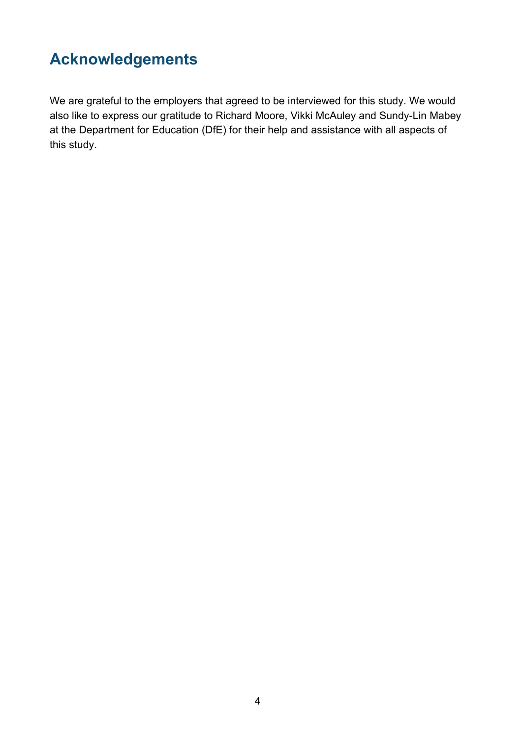# Acknowledgements

We are grateful to the employers that agreed to be interviewed for this study. We would also like to express our gratitude to Richard Moore, Vikki McAuley and Sundy-Lin Mabey at the Department for Education (DfE) for their help and assistance with all aspects of this study.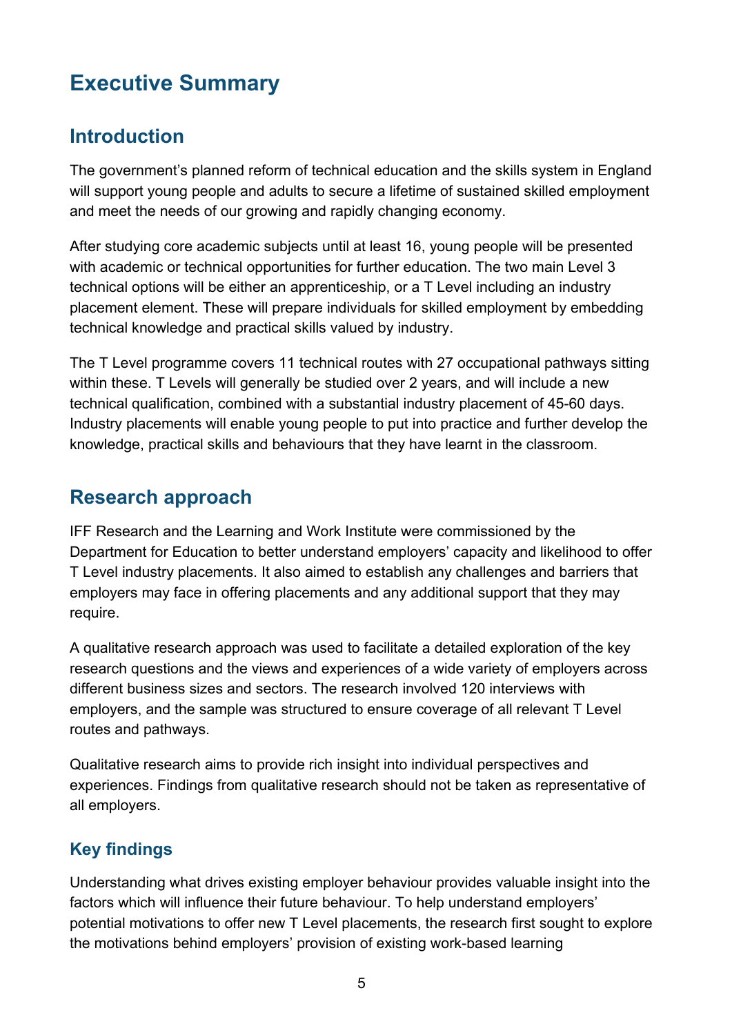# Executive Summary

## Introduction

The government's planned reform of technical education and the skills system in England will support young people and adults to secure a lifetime of sustained skilled employment and meet the needs of our growing and rapidly changing economy.

After studying core academic subjects until at least 16, young people will be presented with academic or technical opportunities for further education. The two main Level 3 technical options will be either an apprenticeship, or a T Level including an industry placement element. These will prepare individuals for skilled employment by embedding technical knowledge and practical skills valued by industry.

The T Level programme covers 11 technical routes with 27 occupational pathways sitting within these. T Levels will generally be studied over 2 years, and will include a new technical qualification, combined with a substantial industry placement of 45-60 days. Industry placements will enable young people to put into practice and further develop the knowledge, practical skills and behaviours that they have learnt in the classroom.

## Research approach

IFF Research and the Learning and Work Institute were commissioned by the Department for Education to better understand employers' capacity and likelihood to offer T Level industry placements. It also aimed to establish any challenges and barriers that employers may face in offering placements and any additional support that they may require.

A qualitative research approach was used to facilitate a detailed exploration of the key research questions and the views and experiences of a wide variety of employers across different business sizes and sectors. The research involved 120 interviews with employers, and the sample was structured to ensure coverage of all relevant T Level routes and pathways.

Qualitative research aims to provide rich insight into individual perspectives and experiences. Findings from qualitative research should not be taken as representative of all employers.

### Key findings

Understanding what drives existing employer behaviour provides valuable insight into the factors which will influence their future behaviour. To help understand employers' potential motivations to offer new T Level placements, the research first sought to explore the motivations behind employers' provision of existing work-based learning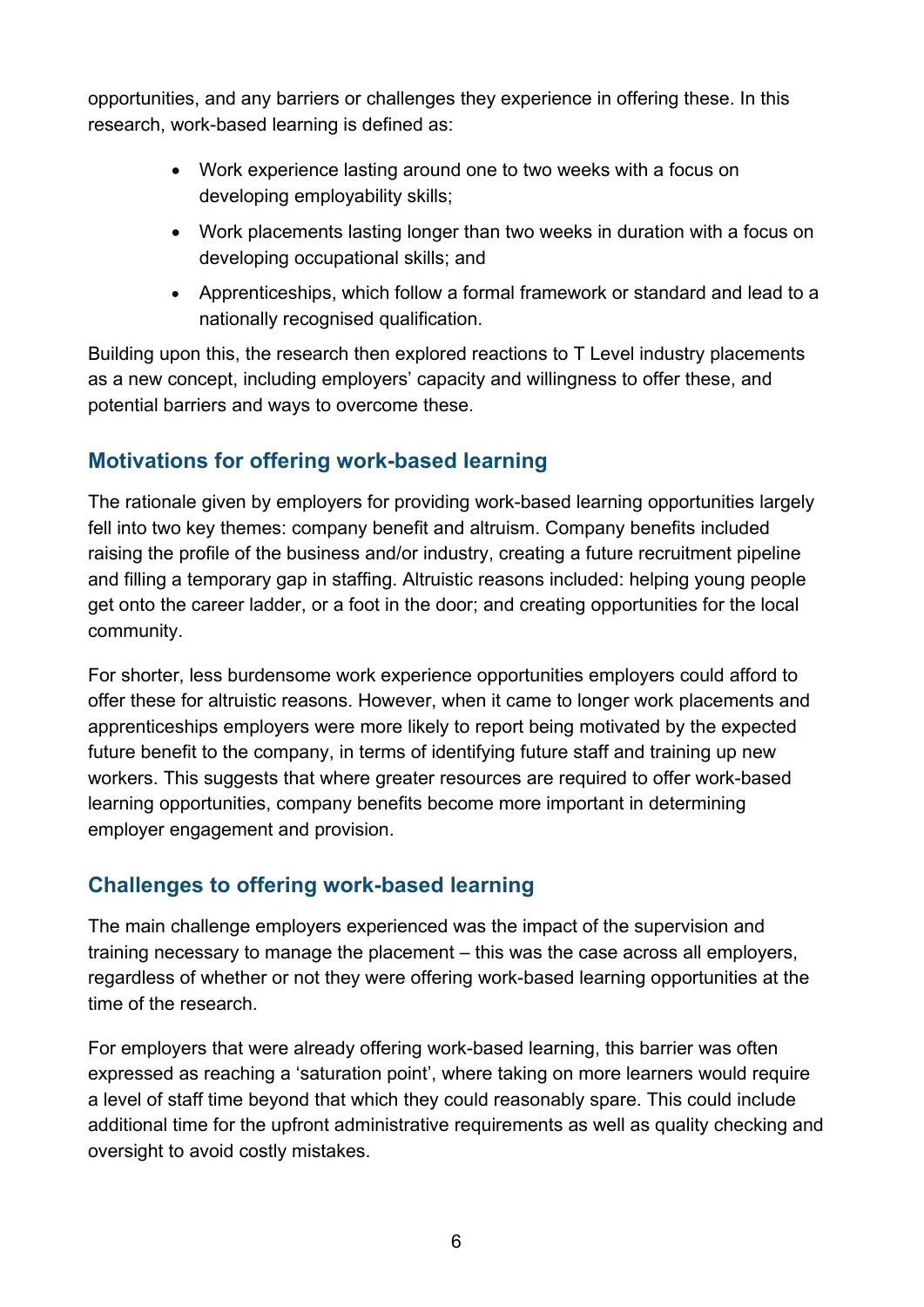opportunities, and any barriers or challenges they experience in offering these. In this research, work-based learning is defined as:

- Work experience lasting around one to two weeks with a focus on developing employability skills;
- Work placements lasting longer than two weeks in duration with a focus on developing occupational skills; and
- Apprenticeships, which follow a formal framework or standard and lead to a nationally recognised qualification.

Building upon this, the research then explored reactions to T Level industry placements as a new concept, including employers' capacity and willingness to offer these, and potential barriers and ways to overcome these.

## Motivations for offering work-based learning

The rationale given by employers for providing work-based learning opportunities largely fell into two key themes: company benefit and altruism. Company benefits included raising the profile of the business and/or industry, creating a future recruitment pipeline and filling a temporary gap in staffing. Altruistic reasons included: helping young people get onto the career ladder, or a foot in the door; and creating opportunities for the local community.

For shorter, less burdensome work experience opportunities employers could afford to offer these for altruistic reasons. However, when it came to longer work placements and apprenticeships employers were more likely to report being motivated by the expected future benefit to the company, in terms of identifying future staff and training up new workers. This suggests that where greater resources are required to offer work-based learning opportunities, company benefits become more important in determining employer engagement and provision.

## Challenges to offering work-based learning

The main challenge employers experienced was the impact of the supervision and training necessary to manage the placement – this was the case across all employers, regardless of whether or not they were offering work-based learning opportunities at the time of the research.

For employers that were already offering work-based learning, this barrier was often expressed as reaching a 'saturation point', where taking on more learners would require a level of staff time beyond that which they could reasonably spare. This could include additional time for the upfront administrative requirements as well as quality checking and oversight to avoid costly mistakes.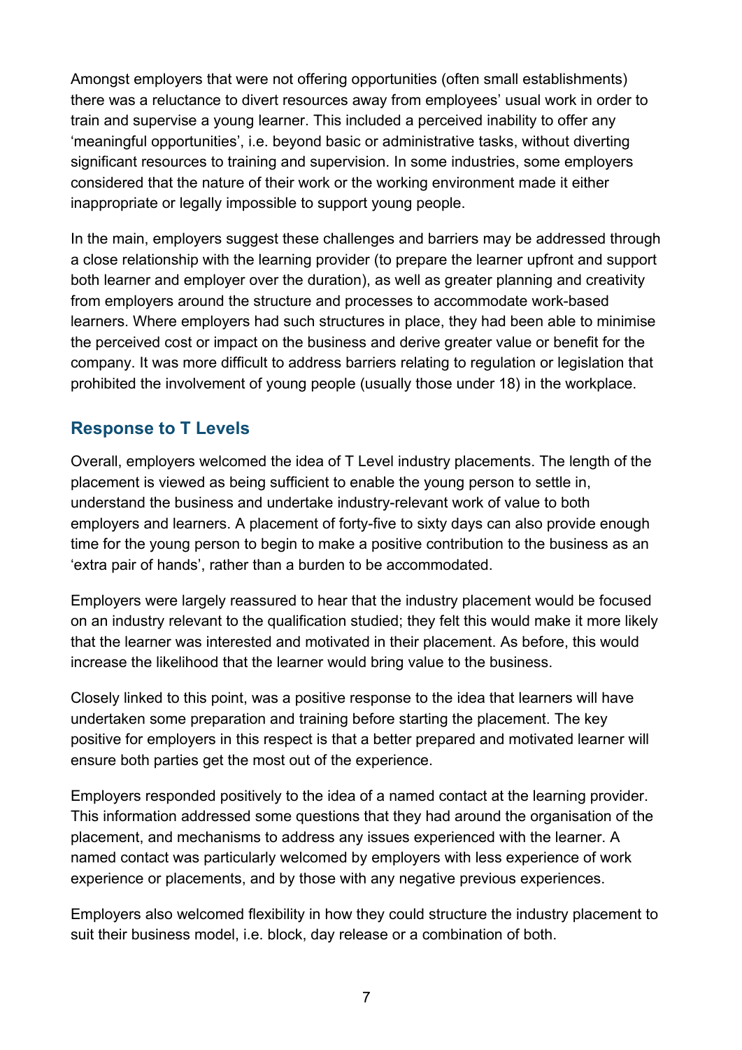Amongst employers that were not offering opportunities (often small establishments) there was a reluctance to divert resources away from employees' usual work in order to train and supervise a young learner. This included a perceived inability to offer any 'meaningful opportunities', i.e. beyond basic or administrative tasks, without diverting significant resources to training and supervision. In some industries, some employers considered that the nature of their work or the working environment made it either inappropriate or legally impossible to support young people.

In the main, employers suggest these challenges and barriers may be addressed through a close relationship with the learning provider (to prepare the learner upfront and support both learner and employer over the duration), as well as greater planning and creativity from employers around the structure and processes to accommodate work-based learners. Where employers had such structures in place, they had been able to minimise the perceived cost or impact on the business and derive greater value or benefit for the company. It was more difficult to address barriers relating to regulation or legislation that prohibited the involvement of young people (usually those under 18) in the workplace.

## Response to T Levels

Overall, employers welcomed the idea of T Level industry placements. The length of the placement is viewed as being sufficient to enable the young person to settle in, understand the business and undertake industry-relevant work of value to both employers and learners. A placement of forty-five to sixty days can also provide enough time for the young person to begin to make a positive contribution to the business as an 'extra pair of hands', rather than a burden to be accommodated.

Employers were largely reassured to hear that the industry placement would be focused on an industry relevant to the qualification studied; they felt this would make it more likely that the learner was interested and motivated in their placement. As before, this would increase the likelihood that the learner would bring value to the business.

Closely linked to this point, was a positive response to the idea that learners will have undertaken some preparation and training before starting the placement. The key positive for employers in this respect is that a better prepared and motivated learner will ensure both parties get the most out of the experience.

Employers responded positively to the idea of a named contact at the learning provider. This information addressed some questions that they had around the organisation of the placement, and mechanisms to address any issues experienced with the learner. A named contact was particularly welcomed by employers with less experience of work experience or placements, and by those with any negative previous experiences.

Employers also welcomed flexibility in how they could structure the industry placement to suit their business model, i.e. block, day release or a combination of both.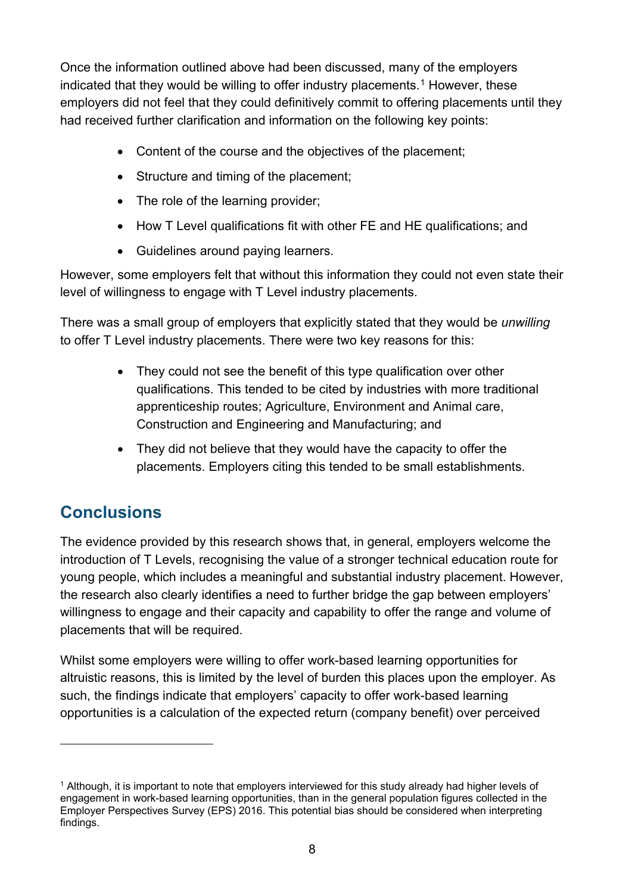Once the information outlined above had been discussed, many of the employers indicated that they would be willing to offer industry placements.[1] However, these employers did not feel that they could definitively commit to offering placements until they had received further clarification and information on the following key points:

- Content of the course and the objectives of the placement;
- Structure and timing of the placement;
- The role of the learning provider;
- How T Level qualifications fit with other FE and HE qualifications; and
- Guidelines around paying learners.

However, some employers felt that without this information they could not even state their level of willingness to engage with T Level industry placements.

There was a small group of employers that explicitly stated that they would be *unwilling* to offer T Level industry placements. There were two key reasons for this:

- They could not see the benefit of this type qualification over other qualifications. This tended to be cited by industries with more traditional apprenticeship routes; Agriculture, Environment and Animal care, Construction and Engineering and Manufacturing; and
- They did not believe that they would have the capacity to offer the placements. Employers citing this tended to be small establishments.

## Conclusions

The evidence provided by this research shows that, in general, employers welcome the introduction of T Levels, recognising the value of a stronger technical education route for young people, which includes a meaningful and substantial industry placement. However, the research also clearly identifies a need to further bridge the gap between employers' willingness to engage and their capacity and capability to offer the range and volume of placements that will be required.

Whilst some employers were willing to offer work-based learning opportunities for altruistic reasons, this is limited by the level of burden this places upon the employer. As such, the findings indicate that employers' capacity to offer work-based learning opportunities is a calculation of the expected return (company benefit) over perceived

[1] Although, it is important to note that employers interviewed for this study already had higher levels of engagement in work-based learning opportunities, than in the general population figures collected in the Employer Perspectives Survey (EPS) 2016. This potential bias should be considered when interpreting findings.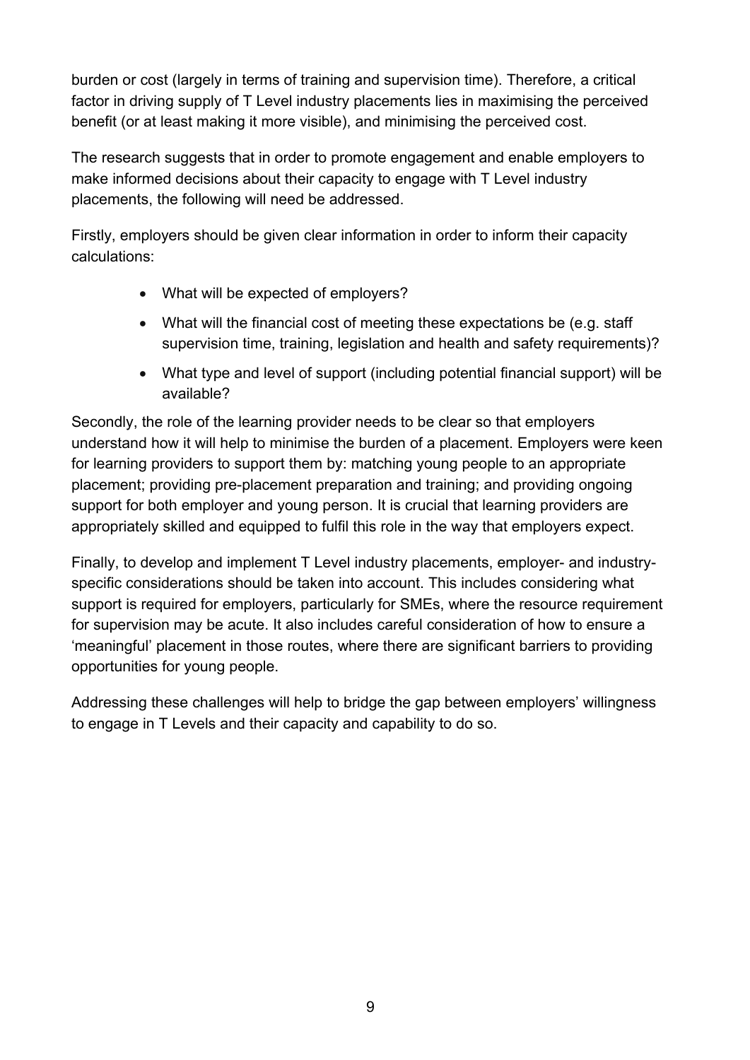burden or cost (largely in terms of training and supervision time). Therefore, a critical factor in driving supply of T Level industry placements lies in maximising the perceived benefit (or at least making it more visible), and minimising the perceived cost.

The research suggests that in order to promote engagement and enable employers to make informed decisions about their capacity to engage with T Level industry placements, the following will need be addressed.

Firstly, employers should be given clear information in order to inform their capacity calculations:

- What will be expected of employers?
- What will the financial cost of meeting these expectations be (e.g. staff supervision time, training, legislation and health and safety requirements)?
- What type and level of support (including potential financial support) will be available?

Secondly, the role of the learning provider needs to be clear so that employers understand how it will help to minimise the burden of a placement. Employers were keen for learning providers to support them by: matching young people to an appropriate placement; providing pre-placement preparation and training; and providing ongoing support for both employer and young person. It is crucial that learning providers are appropriately skilled and equipped to fulfil this role in the way that employers expect.

Finally, to develop and implement T Level industry placements, employer- and industry-specific considerations should be taken into account. This includes considering what support is required for employers, particularly for SMEs, where the resource requirement for supervision may be acute. It also includes careful consideration of how to ensure a 'meaningful' placement in those routes, where there are significant barriers to providing opportunities for young people.

Addressing these challenges will help to bridge the gap between employers' willingness to engage in T Levels and their capacity and capability to do so.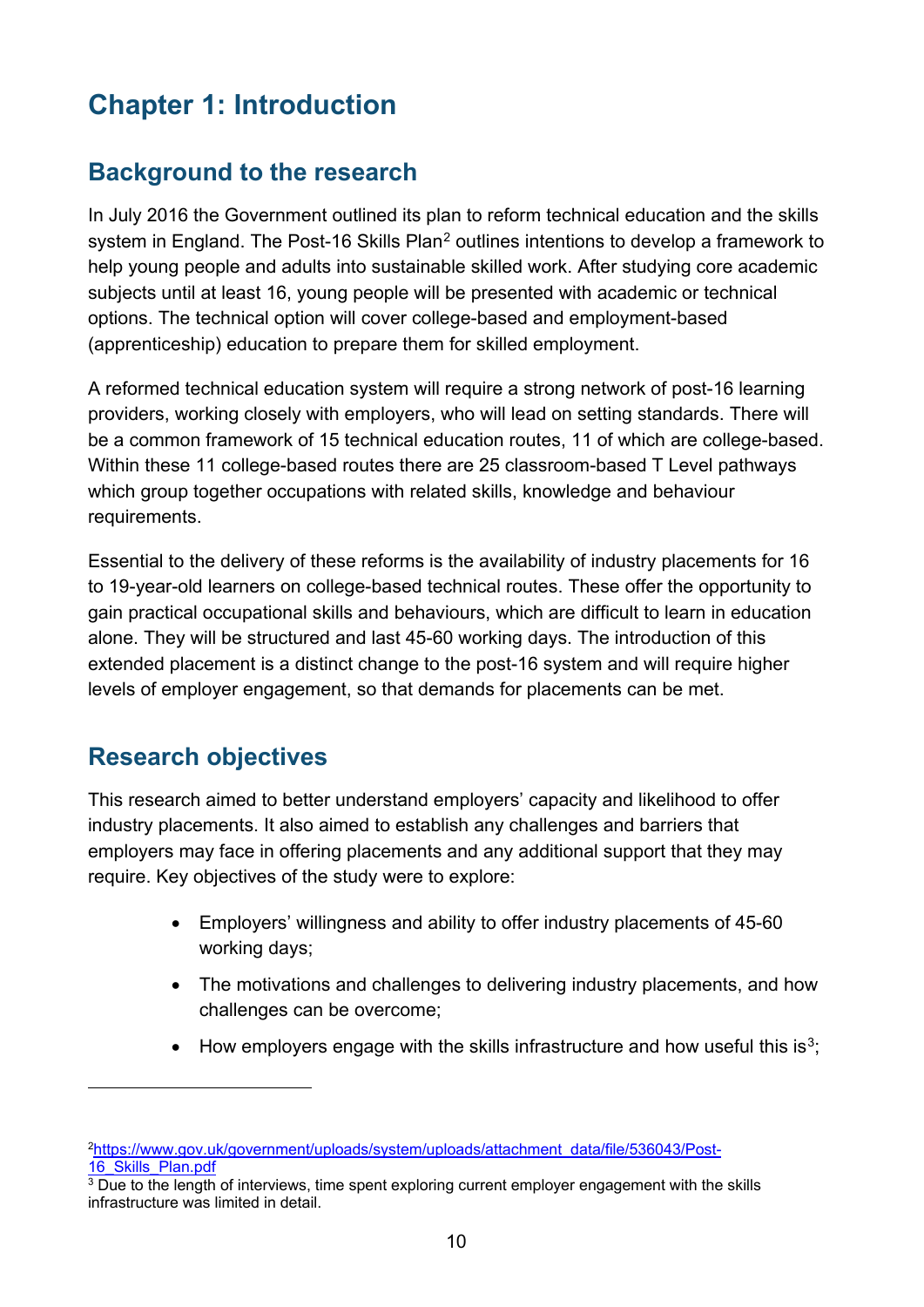# Chapter 1: Introduction

## Background to the research

In July 2016 the Government outlined its plan to reform technical education and the skills system in England. The Post-16 Skills Plan[2] outlines intentions to develop a framework to help young people and adults into sustainable skilled work. After studying core academic subjects until at least 16, young people will be presented with academic or technical options. The technical option will cover college-based and employment-based (apprenticeship) education to prepare them for skilled employment.

A reformed technical education system will require a strong network of post-16 learning providers, working closely with employers, who will lead on setting standards. There will be a common framework of 15 technical education routes, 11 of which are college-based. Within these 11 college-based routes there are 25 classroom-based T Level pathways which group together occupations with related skills, knowledge and behaviour requirements.

Essential to the delivery of these reforms is the availability of industry placements for 16 to 19-year-old learners on college-based technical routes. These offer the opportunity to gain practical occupational skills and behaviours, which are difficult to learn in education alone. They will be structured and last 45-60 working days. The introduction of this extended placement is a distinct change to the post-16 system and will require higher levels of employer engagement, so that demands for placements can be met.

## Research objectives

This research aimed to better understand employers' capacity and likelihood to offer industry placements. It also aimed to establish any challenges and barriers that employers may face in offering placements and any additional support that they may require. Key objectives of the study were to explore:

- Employers' willingness and ability to offer industry placements of 45-60 working days;
- The motivations and challenges to delivering industry placements, and how challenges can be overcome;
- How employers engage with the skills infrastructure and how useful this is[3];

---

[2] https://www.gov.uk/government/uploads/system/uploads/attachment_data/file/536043/Post-16_Skills_Plan.pdf

[3] Due to the length of interviews, time spent exploring current employer engagement with the skills infrastructure was limited in detail.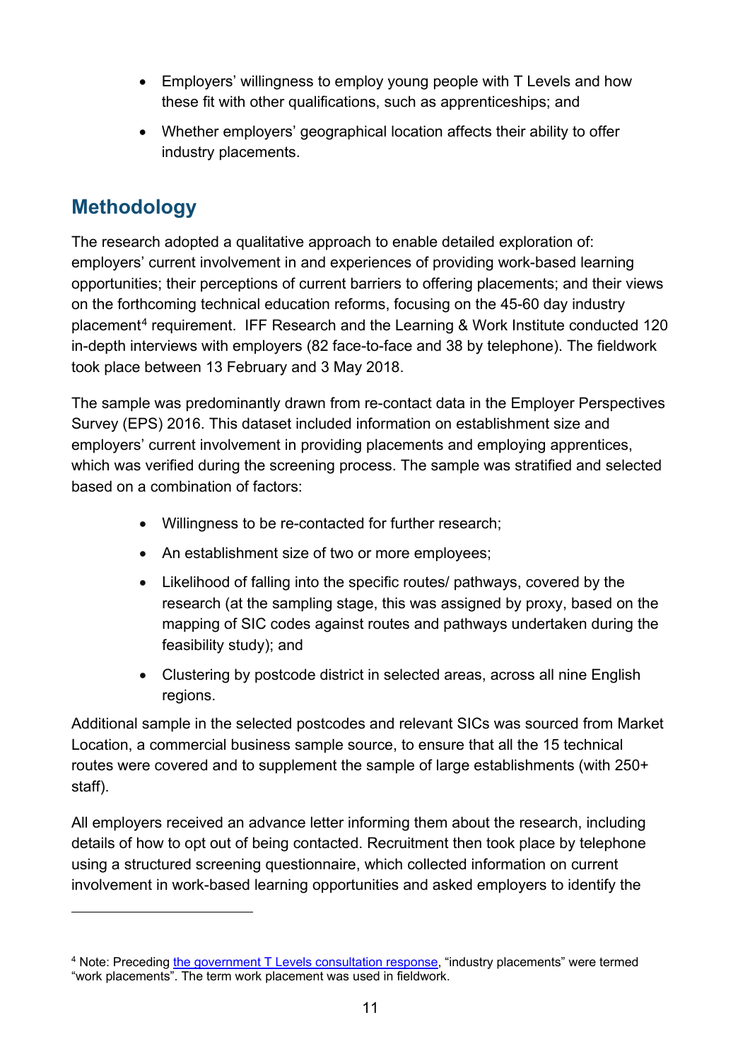- Employers' willingness to employ young people with T Levels and how these fit with other qualifications, such as apprenticeships; and
- Whether employers' geographical location affects their ability to offer industry placements.

## Methodology

The research adopted a qualitative approach to enable detailed exploration of: employers' current involvement in and experiences of providing work-based learning opportunities; their perceptions of current barriers to offering placements; and their views on the forthcoming technical education reforms, focusing on the 45-60 day industry placement[4] requirement. IFF Research and the Learning & Work Institute conducted 120 in-depth interviews with employers (82 face-to-face and 38 by telephone). The fieldwork took place between 13 February and 3 May 2018.

The sample was predominantly drawn from re-contact data in the Employer Perspectives Survey (EPS) 2016. This dataset included information on establishment size and employers' current involvement in providing placements and employing apprentices, which was verified during the screening process. The sample was stratified and selected based on a combination of factors:

- Willingness to be re-contacted for further research;
- An establishment size of two or more employees;
- Likelihood of falling into the specific routes/ pathways, covered by the research (at the sampling stage, this was assigned by proxy, based on the mapping of SIC codes against routes and pathways undertaken during the feasibility study); and
- Clustering by postcode district in selected areas, across all nine English regions.

Additional sample in the selected postcodes and relevant SICs was sourced from Market Location, a commercial business sample source, to ensure that all the 15 technical routes were covered and to supplement the sample of large establishments (with 250+ staff).

All employers received an advance letter informing them about the research, including details of how to opt out of being contacted. Recruitment then took place by telephone using a structured screening questionnaire, which collected information on current involvement in work-based learning opportunities and asked employers to identify the

---

[4] Note: Preceding the government T Levels consultation response, "industry placements" were termed "work placements". The term work placement was used in fieldwork.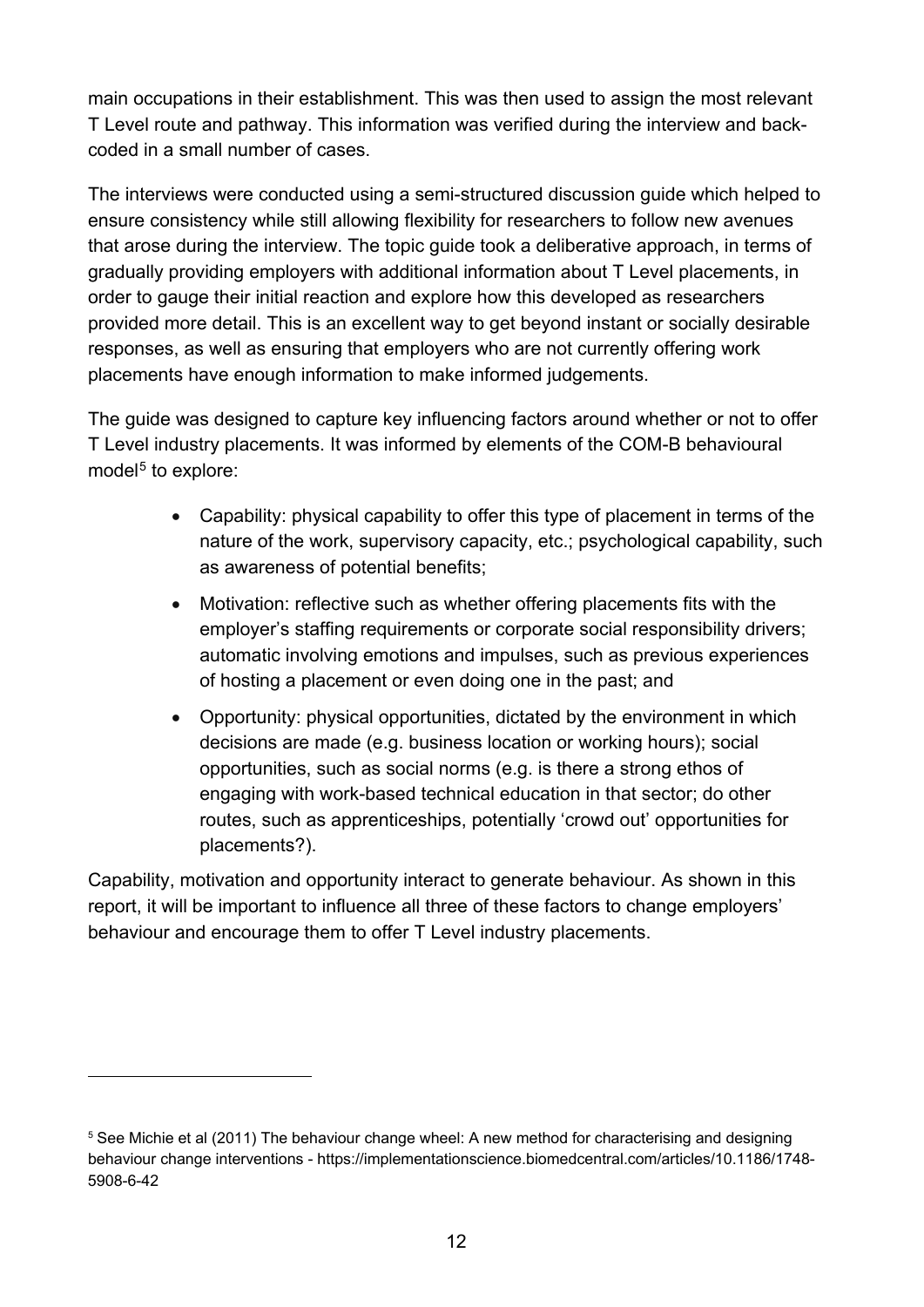main occupations in their establishment. This was then used to assign the most relevant T Level route and pathway. This information was verified during the interview and back-coded in a small number of cases.

The interviews were conducted using a semi-structured discussion guide which helped to ensure consistency while still allowing flexibility for researchers to follow new avenues that arose during the interview. The topic guide took a deliberative approach, in terms of gradually providing employers with additional information about T Level placements, in order to gauge their initial reaction and explore how this developed as researchers provided more detail. This is an excellent way to get beyond instant or socially desirable responses, as well as ensuring that employers who are not currently offering work placements have enough information to make informed judgements.

The guide was designed to capture key influencing factors around whether or not to offer T Level industry placements. It was informed by elements of the COM-B behavioural model[5] to explore:

- Capability: physical capability to offer this type of placement in terms of the nature of the work, supervisory capacity, etc.; psychological capability, such as awareness of potential benefits;
- Motivation: reflective such as whether offering placements fits with the employer's staffing requirements or corporate social responsibility drivers; automatic involving emotions and impulses, such as previous experiences of hosting a placement or even doing one in the past; and
- Opportunity: physical opportunities, dictated by the environment in which decisions are made (e.g. business location or working hours); social opportunities, such as social norms (e.g. is there a strong ethos of engaging with work-based technical education in that sector; do other routes, such as apprenticeships, potentially 'crowd out' opportunities for placements?).

Capability, motivation and opportunity interact to generate behaviour. As shown in this report, it will be important to influence all three of these factors to change employers' behaviour and encourage them to offer T Level industry placements.

---

[5] See Michie et al (2011) The behaviour change wheel: A new method for characterising and designing behaviour change interventions - https://implementationscience.biomedcentral.com/articles/10.1186/1748-5908-6-42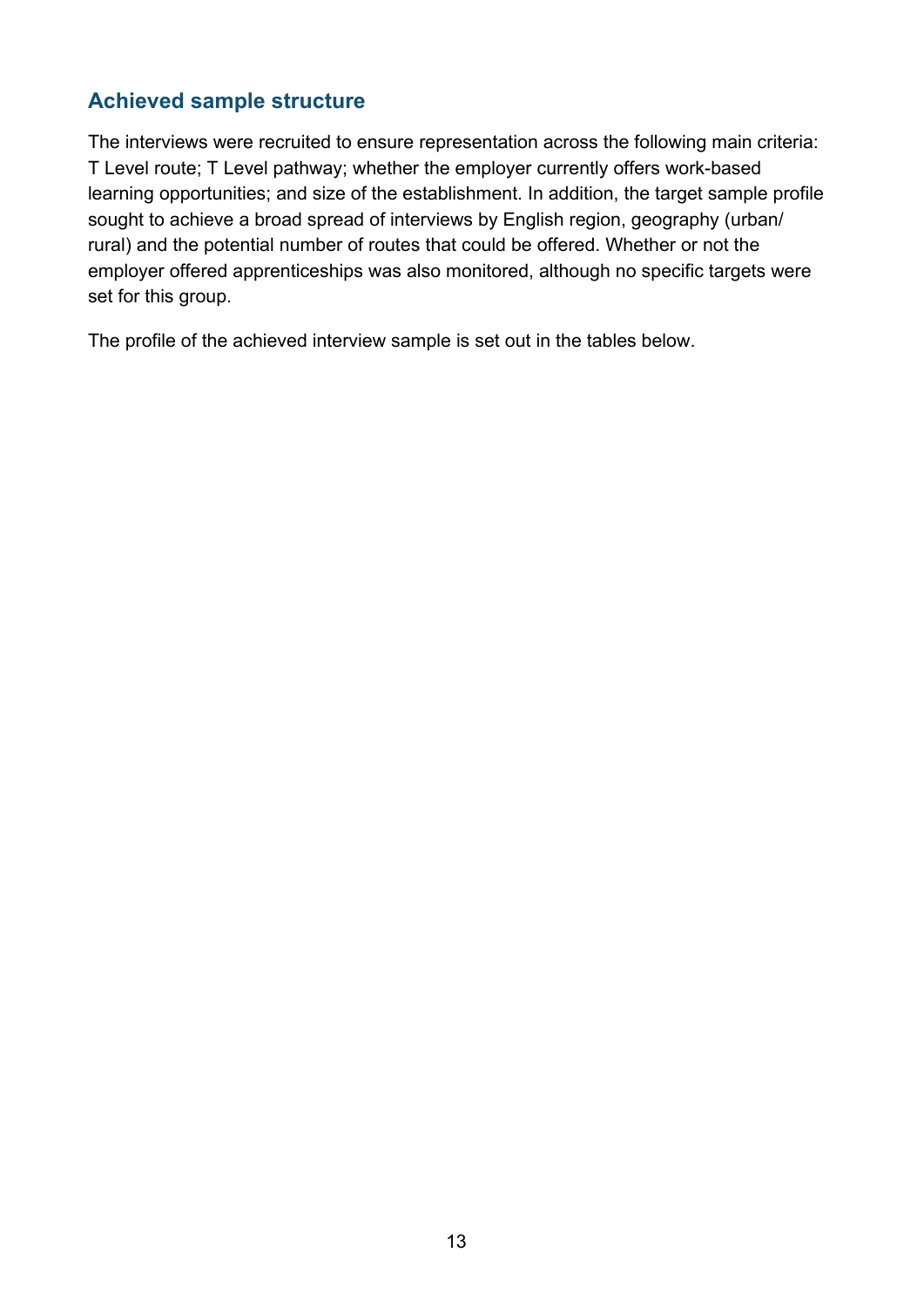## Achieved sample structure

The interviews were recruited to ensure representation across the following main criteria: T Level route; T Level pathway; whether the employer currently offers work-based learning opportunities; and size of the establishment. In addition, the target sample profile sought to achieve a broad spread of interviews by English region, geography (urban/ rural) and the potential number of routes that could be offered. Whether or not the employer offered apprenticeships was also monitored, although no specific targets were set for this group.

The profile of the achieved interview sample is set out in the tables below.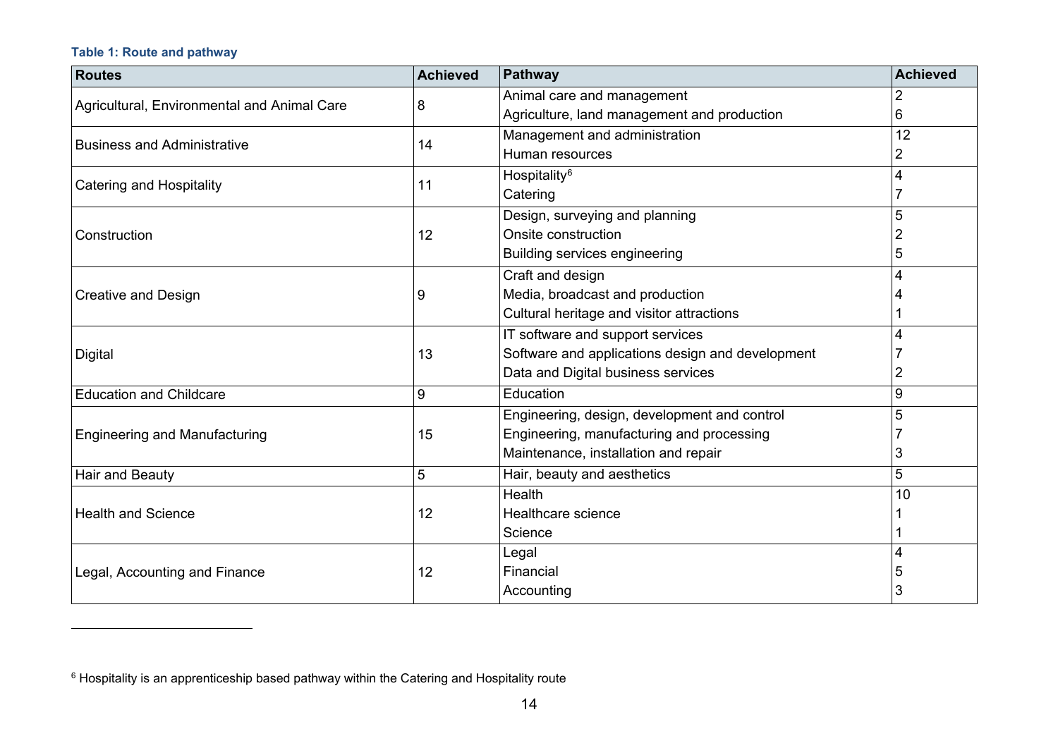**Table 1: Route and pathway**

| Routes | Achieved | Pathway | Achieved |
|---|---|---|---|
| Agricultural, Environmental and Animal Care | 8 | Animal care and management | 2 |
| | | Agriculture, land management and production | 6 |
| Business and Administrative | 14 | Management and administration | 12 |
| | | Human resources | 2 |
| Catering and Hospitality | 11 | Hospitality[6] | 4 |
| | | Catering | 7 |
| Construction | 12 | Design, surveying and planning | 5 |
| | | Onsite construction | 2 |
| | | Building services engineering | 5 |
| Creative and Design | 9 | Craft and design | 4 |
| | | Media, broadcast and production | 4 |
| | | Cultural heritage and visitor attractions | 1 |
| Digital | 13 | IT software and support services | 4 |
| | | Software and applications design and development | 7 |
| | | Data and Digital business services | 2 |
| Education and Childcare | 9 | Education | 9 |
| Engineering and Manufacturing | 15 | Engineering, design, development and control | 5 |
| | | Engineering, manufacturing and processing | 7 |
| | | Maintenance, installation and repair | 3 |
| Hair and Beauty | 5 | Hair, beauty and aesthetics | 5 |
| Health and Science | 12 | Health | 10 |
| | | Healthcare science | 1 |
| | | Science | 1 |
| Legal, Accounting and Finance | 12 | Legal | 4 |
| | | Financial | 5 |
| | | Accounting | 3 |

[6] Hospitality is an apprenticeship based pathway within the Catering and Hospitality route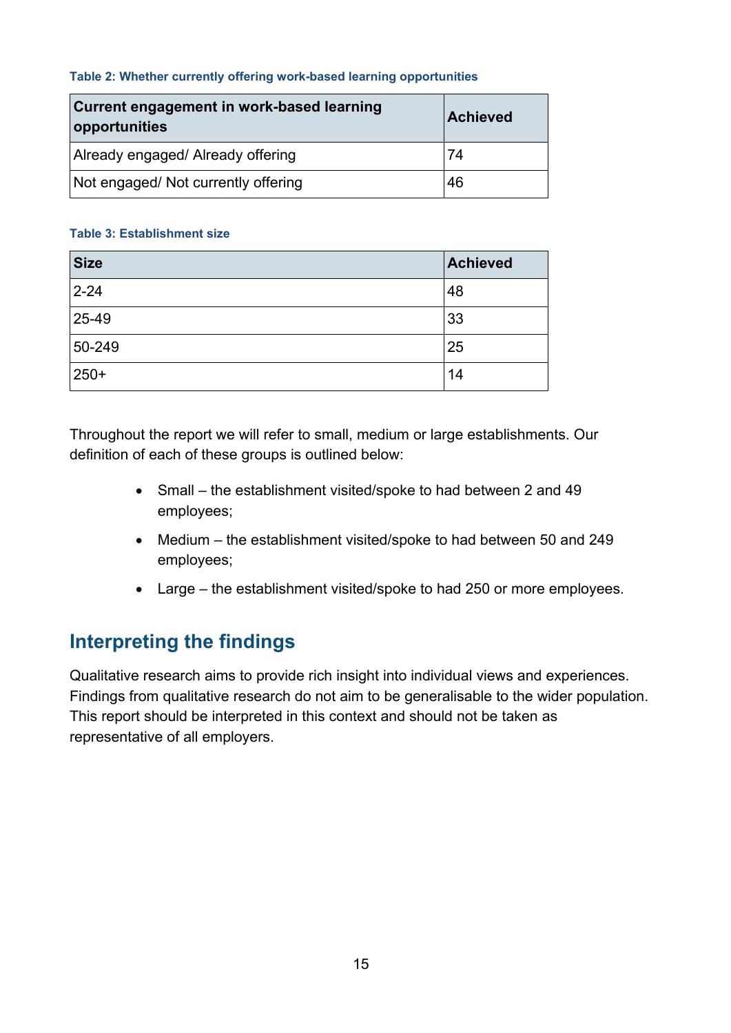Table 2: Whether currently offering work-based learning opportunities

| Current engagement in work-based learning opportunities | Achieved |
|---|---|
| Already engaged/ Already offering | 74 |
| Not engaged/ Not currently offering | 46 |

Table 3: Establishment size

| Size | Achieved |
|---|---|
| 2-24 | 48 |
| 25-49 | 33 |
| 50-249 | 25 |
| 250+ | 14 |

Throughout the report we will refer to small, medium or large establishments. Our definition of each of these groups is outlined below:

- Small – the establishment visited/spoke to had between 2 and 49 employees;
- Medium – the establishment visited/spoke to had between 50 and 249 employees;
- Large – the establishment visited/spoke to had 250 or more employees.

## Interpreting the findings

Qualitative research aims to provide rich insight into individual views and experiences. Findings from qualitative research do not aim to be generalisable to the wider population. This report should be interpreted in this context and should not be taken as representative of all employers.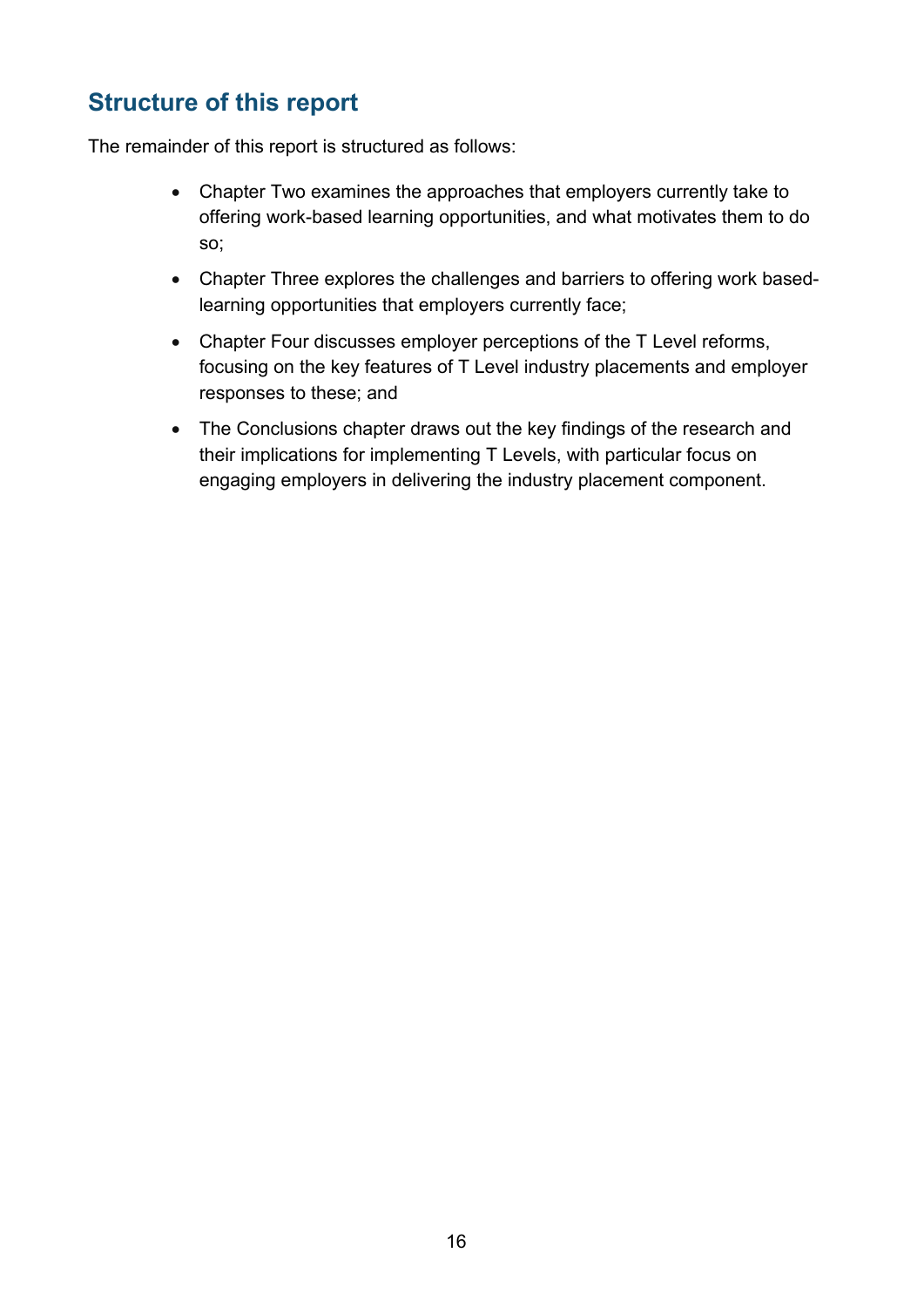## Structure of this report

The remainder of this report is structured as follows:

- Chapter Two examines the approaches that employers currently take to offering work-based learning opportunities, and what motivates them to do so;
- Chapter Three explores the challenges and barriers to offering work based-learning opportunities that employers currently face;
- Chapter Four discusses employer perceptions of the T Level reforms, focusing on the key features of T Level industry placements and employer responses to these; and
- The Conclusions chapter draws out the key findings of the research and their implications for implementing T Levels, with particular focus on engaging employers in delivering the industry placement component.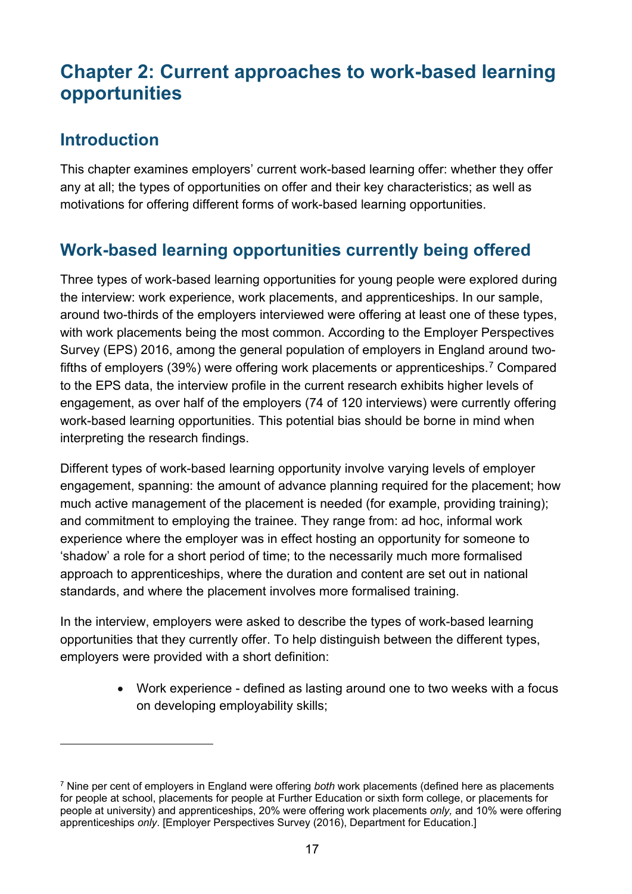# Chapter 2: Current approaches to work-based learning opportunities

## Introduction

This chapter examines employers' current work-based learning offer: whether they offer any at all; the types of opportunities on offer and their key characteristics; as well as motivations for offering different forms of work-based learning opportunities.

## Work-based learning opportunities currently being offered

Three types of work-based learning opportunities for young people were explored during the interview: work experience, work placements, and apprenticeships. In our sample, around two-thirds of the employers interviewed were offering at least one of these types, with work placements being the most common. According to the Employer Perspectives Survey (EPS) 2016, among the general population of employers in England around two-fifths of employers (39%) were offering work placements or apprenticeships.[7] Compared to the EPS data, the interview profile in the current research exhibits higher levels of engagement, as over half of the employers (74 of 120 interviews) were currently offering work-based learning opportunities. This potential bias should be borne in mind when interpreting the research findings.

Different types of work-based learning opportunity involve varying levels of employer engagement, spanning: the amount of advance planning required for the placement; how much active management of the placement is needed (for example, providing training); and commitment to employing the trainee. They range from: ad hoc, informal work experience where the employer was in effect hosting an opportunity for someone to 'shadow' a role for a short period of time; to the necessarily much more formalised approach to apprenticeships, where the duration and content are set out in national standards, and where the placement involves more formalised training.

In the interview, employers were asked to describe the types of work-based learning opportunities that they currently offer. To help distinguish between the different types, employers were provided with a short definition:

- Work experience - defined as lasting around one to two weeks with a focus on developing employability skills;

[7] Nine per cent of employers in England were offering *both* work placements (defined here as placements for people at school, placements for people at Further Education or sixth form college, or placements for people at university) and apprenticeships, 20% were offering work placements *only,* and 10% were offering apprenticeships *only*. [Employer Perspectives Survey (2016), Department for Education.]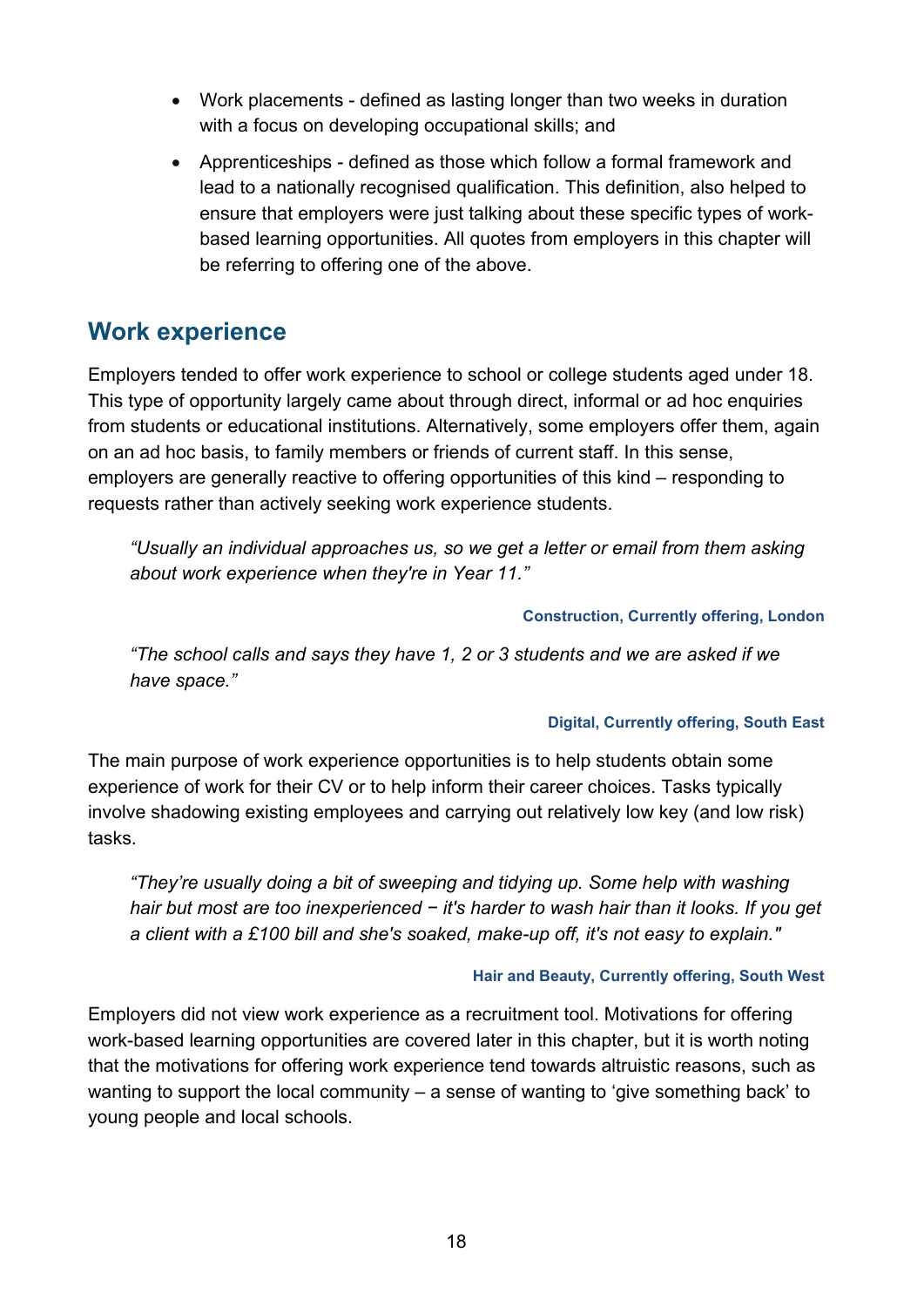- Work placements - defined as lasting longer than two weeks in duration with a focus on developing occupational skills; and
- Apprenticeships - defined as those which follow a formal framework and lead to a nationally recognised qualification. This definition, also helped to ensure that employers were just talking about these specific types of work-based learning opportunities. All quotes from employers in this chapter will be referring to offering one of the above.

## Work experience

Employers tended to offer work experience to school or college students aged under 18. This type of opportunity largely came about through direct, informal or ad hoc enquiries from students or educational institutions. Alternatively, some employers offer them, again on an ad hoc basis, to family members or friends of current staff. In this sense, employers are generally reactive to offering opportunities of this kind – responding to requests rather than actively seeking work experience students.

> *"Usually an individual approaches us, so we get a letter or email from them asking about work experience when they're in Year 11."*
>
> **Construction, Currently offering, London**

> *"The school calls and says they have 1, 2 or 3 students and we are asked if we have space."*
>
> **Digital, Currently offering, South East**

The main purpose of work experience opportunities is to help students obtain some experience of work for their CV or to help inform their career choices. Tasks typically involve shadowing existing employees and carrying out relatively low key (and low risk) tasks.

> *"They're usually doing a bit of sweeping and tidying up. Some help with washing hair but most are too inexperienced − it's harder to wash hair than it looks. If you get a client with a £100 bill and she's soaked, make-up off, it's not easy to explain."*
>
> **Hair and Beauty, Currently offering, South West**

Employers did not view work experience as a recruitment tool. Motivations for offering work-based learning opportunities are covered later in this chapter, but it is worth noting that the motivations for offering work experience tend towards altruistic reasons, such as wanting to support the local community – a sense of wanting to 'give something back' to young people and local schools.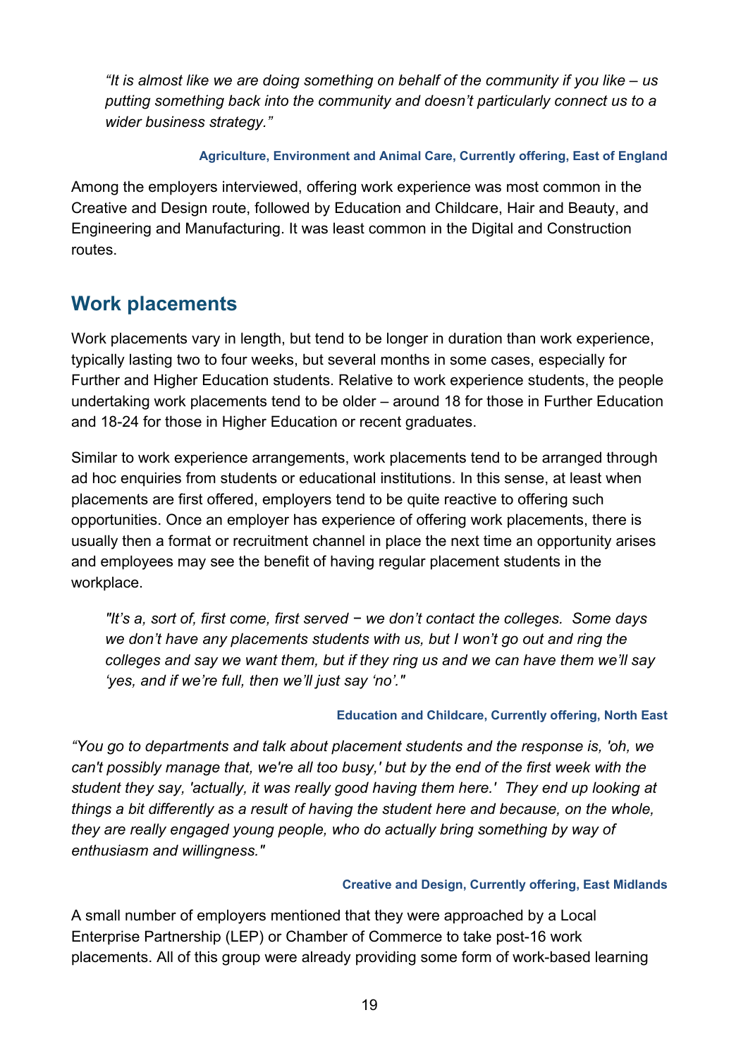*“It is almost like we are doing something on behalf of the community if you like – us putting something back into the community and doesn’t particularly connect us to a wider business strategy.”*

**Agriculture, Environment and Animal Care, Currently offering, East of England**

Among the employers interviewed, offering work experience was most common in the Creative and Design route, followed by Education and Childcare, Hair and Beauty, and Engineering and Manufacturing. It was least common in the Digital and Construction routes.

## Work placements

Work placements vary in length, but tend to be longer in duration than work experience, typically lasting two to four weeks, but several months in some cases, especially for Further and Higher Education students. Relative to work experience students, the people undertaking work placements tend to be older – around 18 for those in Further Education and 18-24 for those in Higher Education or recent graduates.

Similar to work experience arrangements, work placements tend to be arranged through ad hoc enquiries from students or educational institutions. In this sense, at least when placements are first offered, employers tend to be quite reactive to offering such opportunities. Once an employer has experience of offering work placements, there is usually then a format or recruitment channel in place the next time an opportunity arises and employees may see the benefit of having regular placement students in the workplace.

*"It’s a, sort of, first come, first served − we don’t contact the colleges. Some days we don’t have any placements students with us, but I won’t go out and ring the colleges and say we want them, but if they ring us and we can have them we’ll say ‘yes, and if we’re full, then we’ll just say ‘no’."*

**Education and Childcare, Currently offering, North East**

*“You go to departments and talk about placement students and the response is, 'oh, we can't possibly manage that, we're all too busy,' but by the end of the first week with the student they say, 'actually, it was really good having them here.' They end up looking at things a bit differently as a result of having the student here and because, on the whole, they are really engaged young people, who do actually bring something by way of enthusiasm and willingness."*

**Creative and Design, Currently offering, East Midlands**

A small number of employers mentioned that they were approached by a Local Enterprise Partnership (LEP) or Chamber of Commerce to take post-16 work placements. All of this group were already providing some form of work-based learning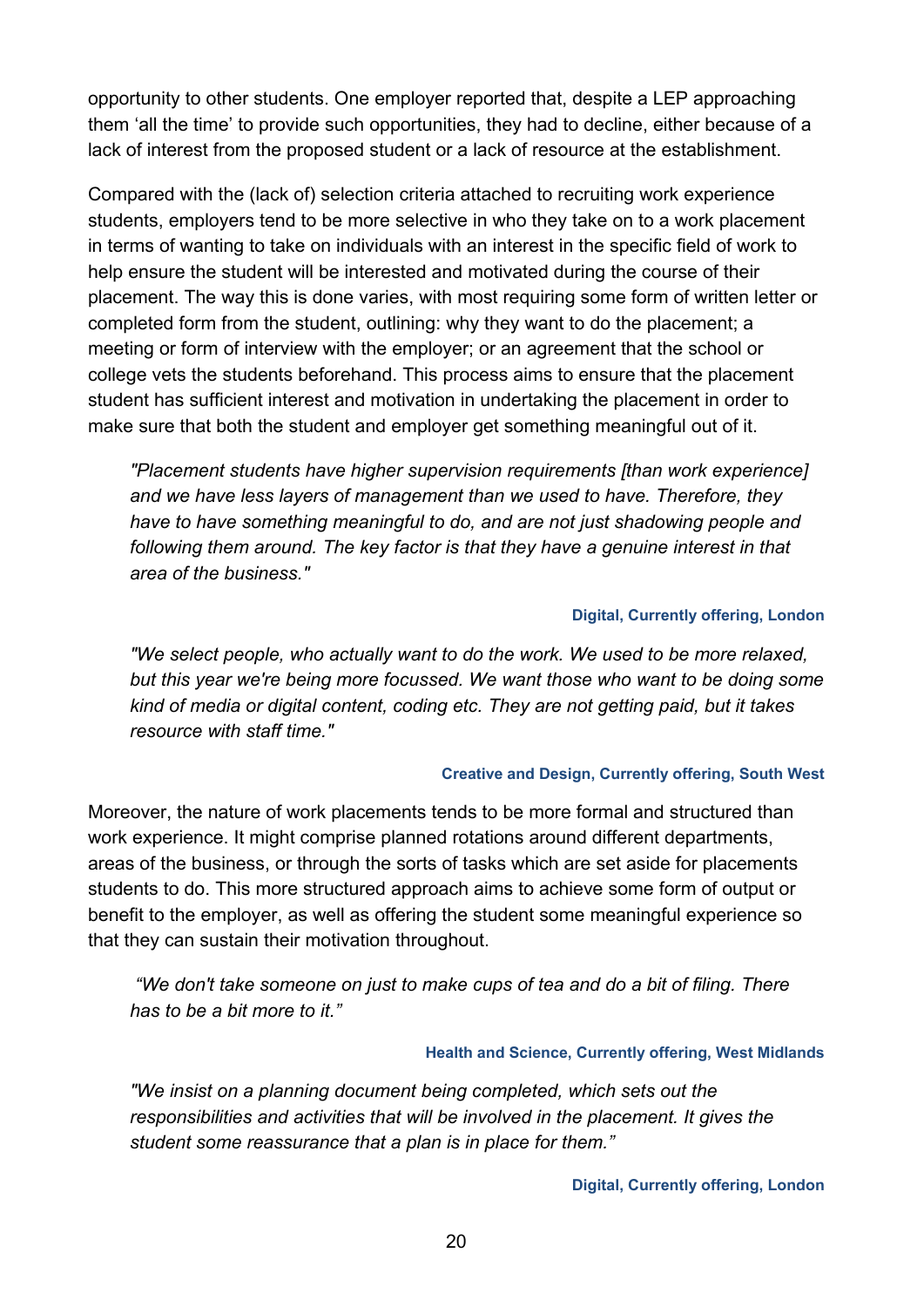opportunity to other students. One employer reported that, despite a LEP approaching them 'all the time' to provide such opportunities, they had to decline, either because of a lack of interest from the proposed student or a lack of resource at the establishment.

Compared with the (lack of) selection criteria attached to recruiting work experience students, employers tend to be more selective in who they take on to a work placement in terms of wanting to take on individuals with an interest in the specific field of work to help ensure the student will be interested and motivated during the course of their placement. The way this is done varies, with most requiring some form of written letter or completed form from the student, outlining: why they want to do the placement; a meeting or form of interview with the employer; or an agreement that the school or college vets the students beforehand. This process aims to ensure that the placement student has sufficient interest and motivation in undertaking the placement in order to make sure that both the student and employer get something meaningful out of it.

> *"Placement students have higher supervision requirements [than work experience] and we have less layers of management than we used to have. Therefore, they have to have something meaningful to do, and are not just shadowing people and following them around. The key factor is that they have a genuine interest in that area of the business."*
>
> **Digital, Currently offering, London**

> *"We select people, who actually want to do the work. We used to be more relaxed, but this year we're being more focussed. We want those who want to be doing some kind of media or digital content, coding etc. They are not getting paid, but it takes resource with staff time."*
>
> **Creative and Design, Currently offering, South West**

Moreover, the nature of work placements tends to be more formal and structured than work experience. It might comprise planned rotations around different departments, areas of the business, or through the sorts of tasks which are set aside for placements students to do. This more structured approach aims to achieve some form of output or benefit to the employer, as well as offering the student some meaningful experience so that they can sustain their motivation throughout.

> *"We don't take someone on just to make cups of tea and do a bit of filing. There has to be a bit more to it."*
>
> **Health and Science, Currently offering, West Midlands**

> *"We insist on a planning document being completed, which sets out the responsibilities and activities that will be involved in the placement. It gives the student some reassurance that a plan is in place for them."*
>
> **Digital, Currently offering, London**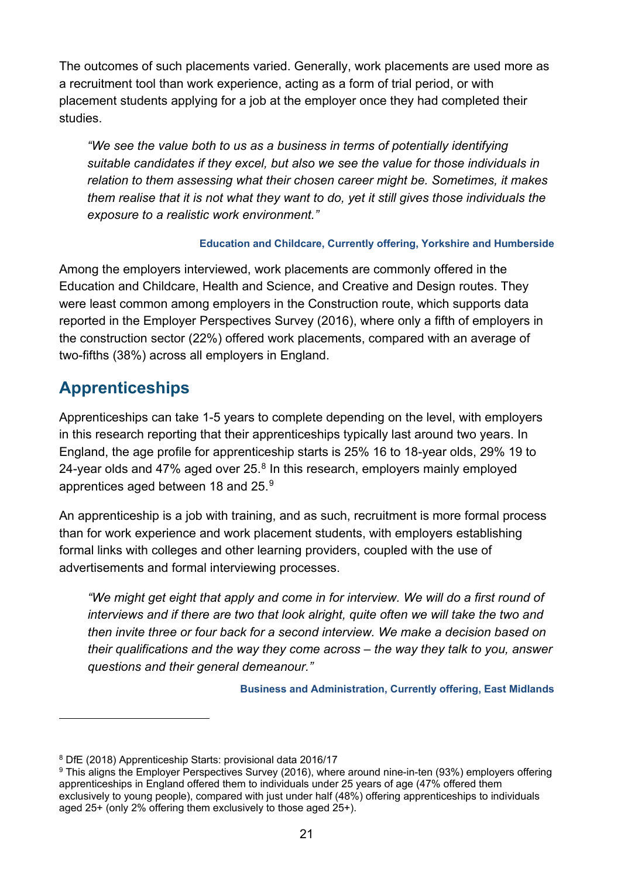The outcomes of such placements varied. Generally, work placements are used more as a recruitment tool than work experience, acting as a form of trial period, or with placement students applying for a job at the employer once they had completed their studies.

> *"We see the value both to us as a business in terms of potentially identifying suitable candidates if they excel, but also we see the value for those individuals in relation to them assessing what their chosen career might be. Sometimes, it makes them realise that it is not what they want to do, yet it still gives those individuals the exposure to a realistic work environment."*
>
> **Education and Childcare, Currently offering, Yorkshire and Humberside**

Among the employers interviewed, work placements are commonly offered in the Education and Childcare, Health and Science, and Creative and Design routes. They were least common among employers in the Construction route, which supports data reported in the Employer Perspectives Survey (2016), where only a fifth of employers in the construction sector (22%) offered work placements, compared with an average of two-fifths (38%) across all employers in England.

## Apprenticeships

Apprenticeships can take 1-5 years to complete depending on the level, with employers in this research reporting that their apprenticeships typically last around two years. In England, the age profile for apprenticeship starts is 25% 16 to 18-year olds, 29% 19 to 24-year olds and 47% aged over 25.[8] In this research, employers mainly employed apprentices aged between 18 and 25.[9]

An apprenticeship is a job with training, and as such, recruitment is more formal process than for work experience and work placement students, with employers establishing formal links with colleges and other learning providers, coupled with the use of advertisements and formal interviewing processes.

> *"We might get eight that apply and come in for interview. We will do a first round of interviews and if there are two that look alright, quite often we will take the two and then invite three or four back for a second interview. We make a decision based on their qualifications and the way they come across – the way they talk to you, answer questions and their general demeanour."*
>
> **Business and Administration, Currently offering, East Midlands**

---

[8] DfE (2018) Apprenticeship Starts: provisional data 2016/17

[9] This aligns the Employer Perspectives Survey (2016), where around nine-in-ten (93%) employers offering apprenticeships in England offered them to individuals under 25 years of age (47% offered them exclusively to young people), compared with just under half (48%) offering apprenticeships to individuals aged 25+ (only 2% offering them exclusively to those aged 25+).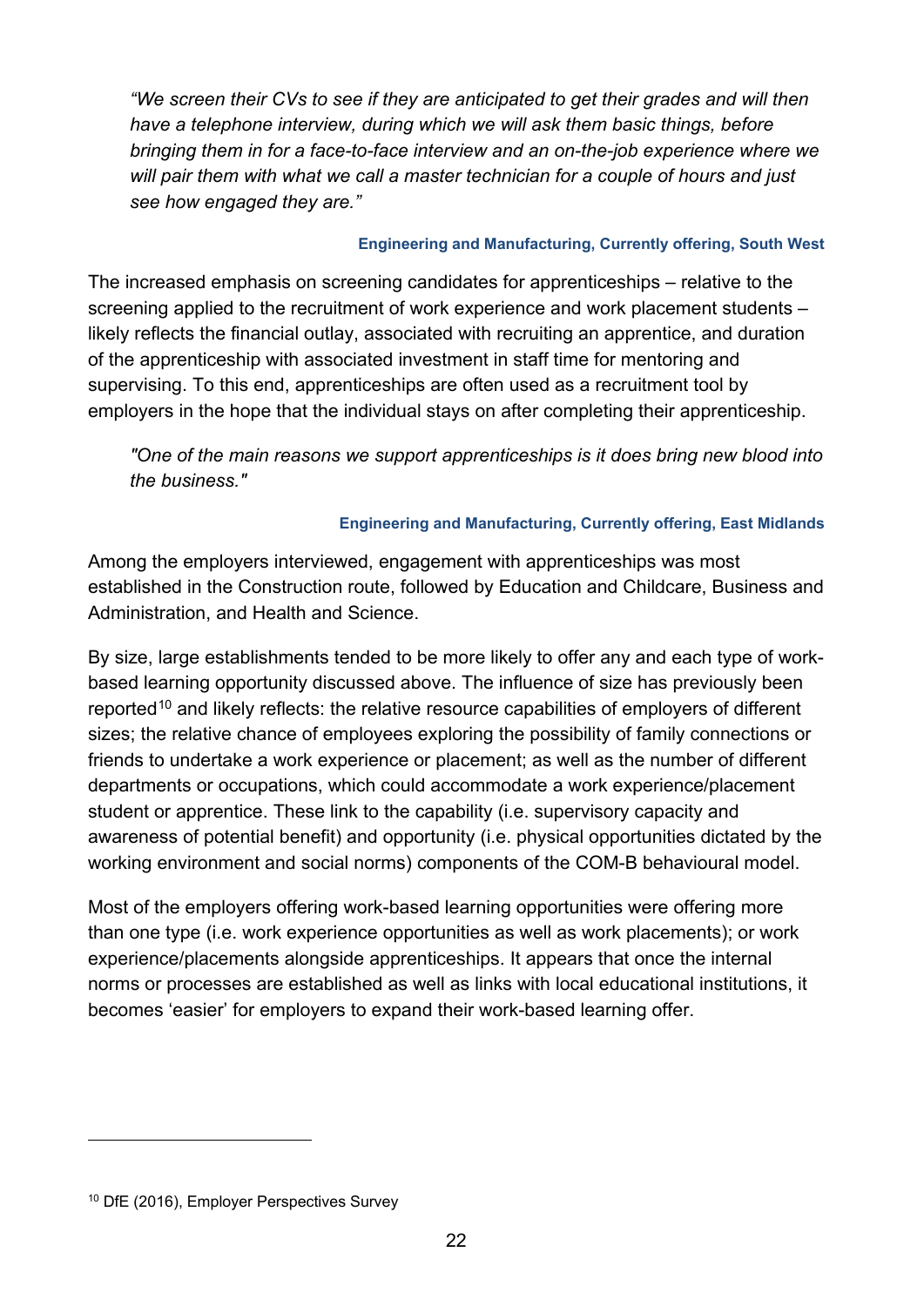> *"We screen their CVs to see if they are anticipated to get their grades and will then have a telephone interview, during which we will ask them basic things, before bringing them in for a face-to-face interview and an on-the-job experience where we will pair them with what we call a master technician for a couple of hours and just see how engaged they are."*
>
> **Engineering and Manufacturing, Currently offering, South West**

The increased emphasis on screening candidates for apprenticeships – relative to the screening applied to the recruitment of work experience and work placement students – likely reflects the financial outlay, associated with recruiting an apprentice, and duration of the apprenticeship with associated investment in staff time for mentoring and supervising. To this end, apprenticeships are often used as a recruitment tool by employers in the hope that the individual stays on after completing their apprenticeship.

> *"One of the main reasons we support apprenticeships is it does bring new blood into the business."*
>
> **Engineering and Manufacturing, Currently offering, East Midlands**

Among the employers interviewed, engagement with apprenticeships was most established in the Construction route, followed by Education and Childcare, Business and Administration, and Health and Science.

By size, large establishments tended to be more likely to offer any and each type of work-based learning opportunity discussed above. The influence of size has previously been reported[10] and likely reflects: the relative resource capabilities of employers of different sizes; the relative chance of employees exploring the possibility of family connections or friends to undertake a work experience or placement; as well as the number of different departments or occupations, which could accommodate a work experience/placement student or apprentice. These link to the capability (i.e. supervisory capacity and awareness of potential benefit) and opportunity (i.e. physical opportunities dictated by the working environment and social norms) components of the COM-B behavioural model.

Most of the employers offering work-based learning opportunities were offering more than one type (i.e. work experience opportunities as well as work placements); or work experience/placements alongside apprenticeships. It appears that once the internal norms or processes are established as well as links with local educational institutions, it becomes 'easier' for employers to expand their work-based learning offer.

---

[10] DfE (2016), Employer Perspectives Survey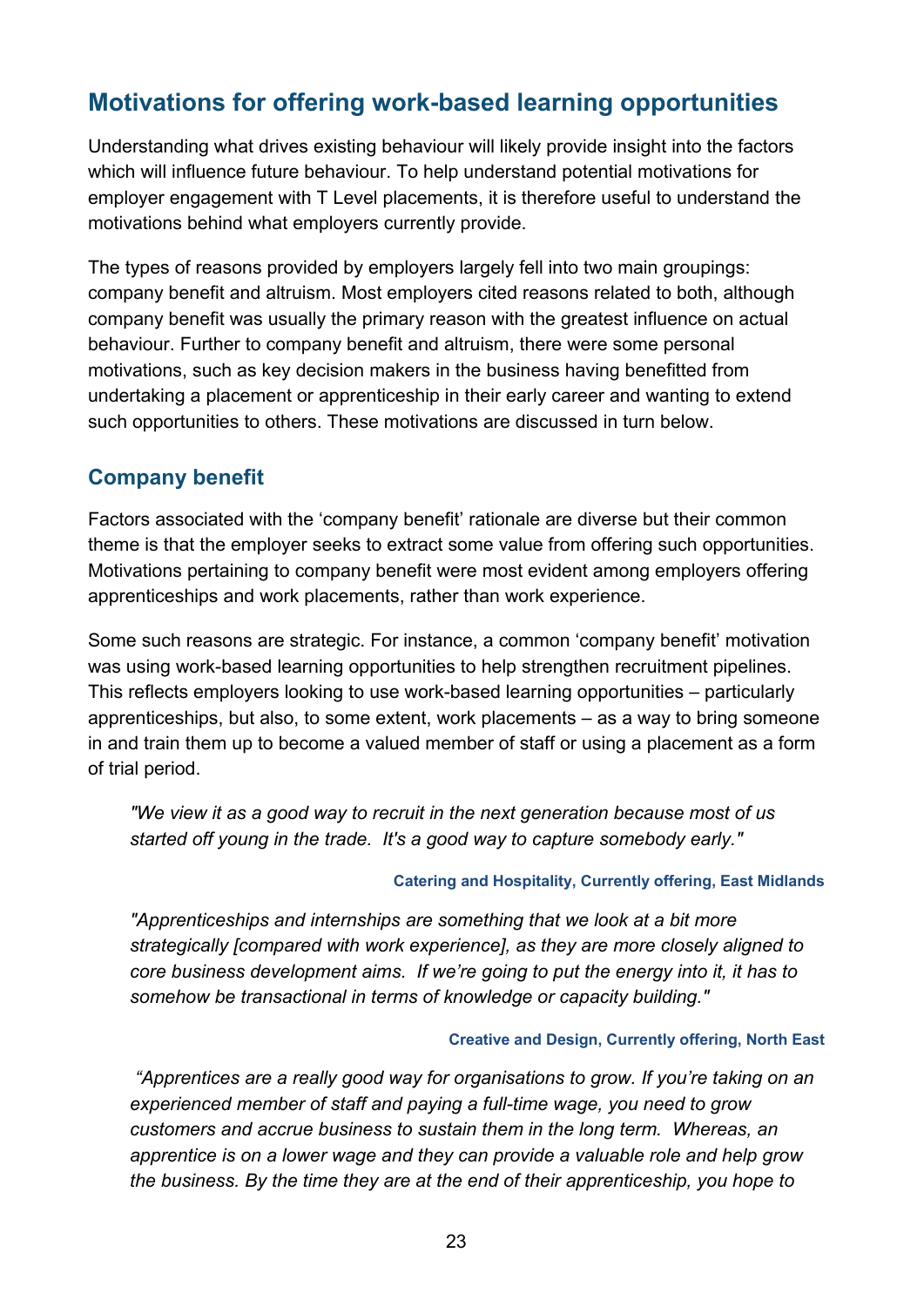## Motivations for offering work-based learning opportunities

Understanding what drives existing behaviour will likely provide insight into the factors which will influence future behaviour. To help understand potential motivations for employer engagement with T Level placements, it is therefore useful to understand the motivations behind what employers currently provide.

The types of reasons provided by employers largely fell into two main groupings: company benefit and altruism. Most employers cited reasons related to both, although company benefit was usually the primary reason with the greatest influence on actual behaviour. Further to company benefit and altruism, there were some personal motivations, such as key decision makers in the business having benefitted from undertaking a placement or apprenticeship in their early career and wanting to extend such opportunities to others. These motivations are discussed in turn below.

### Company benefit

Factors associated with the 'company benefit' rationale are diverse but their common theme is that the employer seeks to extract some value from offering such opportunities. Motivations pertaining to company benefit were most evident among employers offering apprenticeships and work placements, rather than work experience.

Some such reasons are strategic. For instance, a common 'company benefit' motivation was using work-based learning opportunities to help strengthen recruitment pipelines. This reflects employers looking to use work-based learning opportunities – particularly apprenticeships, but also, to some extent, work placements – as a way to bring someone in and train them up to become a valued member of staff or using a placement as a form of trial period.

> *"We view it as a good way to recruit in the next generation because most of us started off young in the trade. It's a good way to capture somebody early."*
>
> **Catering and Hospitality, Currently offering, East Midlands**

> *"Apprenticeships and internships are something that we look at a bit more strategically [compared with work experience], as they are more closely aligned to core business development aims. If we're going to put the energy into it, it has to somehow be transactional in terms of knowledge or capacity building."*
>
> **Creative and Design, Currently offering, North East**

> *"Apprentices are a really good way for organisations to grow. If you're taking on an experienced member of staff and paying a full-time wage, you need to grow customers and accrue business to sustain them in the long term. Whereas, an apprentice is on a lower wage and they can provide a valuable role and help grow the business. By the time they are at the end of their apprenticeship, you hope to*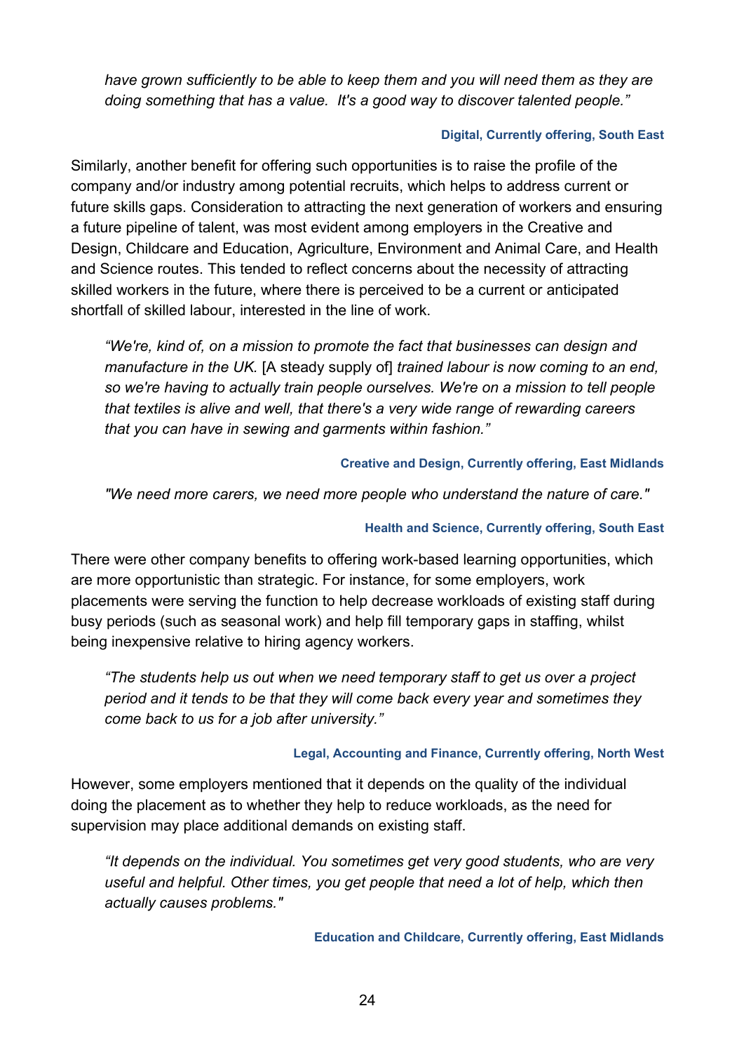*have grown sufficiently to be able to keep them and you will need them as they are doing something that has a value. It's a good way to discover talented people."*

**Digital, Currently offering, South East**

Similarly, another benefit for offering such opportunities is to raise the profile of the company and/or industry among potential recruits, which helps to address current or future skills gaps. Consideration to attracting the next generation of workers and ensuring a future pipeline of talent, was most evident among employers in the Creative and Design, Childcare and Education, Agriculture, Environment and Animal Care, and Health and Science routes. This tended to reflect concerns about the necessity of attracting skilled workers in the future, where there is perceived to be a current or anticipated shortfall of skilled labour, interested in the line of work.

> *"We're, kind of, on a mission to promote the fact that businesses can design and manufacture in the UK.* [A steady supply of] *trained labour is now coming to an end, so we're having to actually train people ourselves. We're on a mission to tell people that textiles is alive and well, that there's a very wide range of rewarding careers that you can have in sewing and garments within fashion."*

**Creative and Design, Currently offering, East Midlands**

> *"We need more carers, we need more people who understand the nature of care."*

**Health and Science, Currently offering, South East**

There were other company benefits to offering work-based learning opportunities, which are more opportunistic than strategic. For instance, for some employers, work placements were serving the function to help decrease workloads of existing staff during busy periods (such as seasonal work) and help fill temporary gaps in staffing, whilst being inexpensive relative to hiring agency workers.

> *"The students help us out when we need temporary staff to get us over a project period and it tends to be that they will come back every year and sometimes they come back to us for a job after university."*

**Legal, Accounting and Finance, Currently offering, North West**

However, some employers mentioned that it depends on the quality of the individual doing the placement as to whether they help to reduce workloads, as the need for supervision may place additional demands on existing staff.

> *"It depends on the individual. You sometimes get very good students, who are very useful and helpful. Other times, you get people that need a lot of help, which then actually causes problems."*

**Education and Childcare, Currently offering, East Midlands**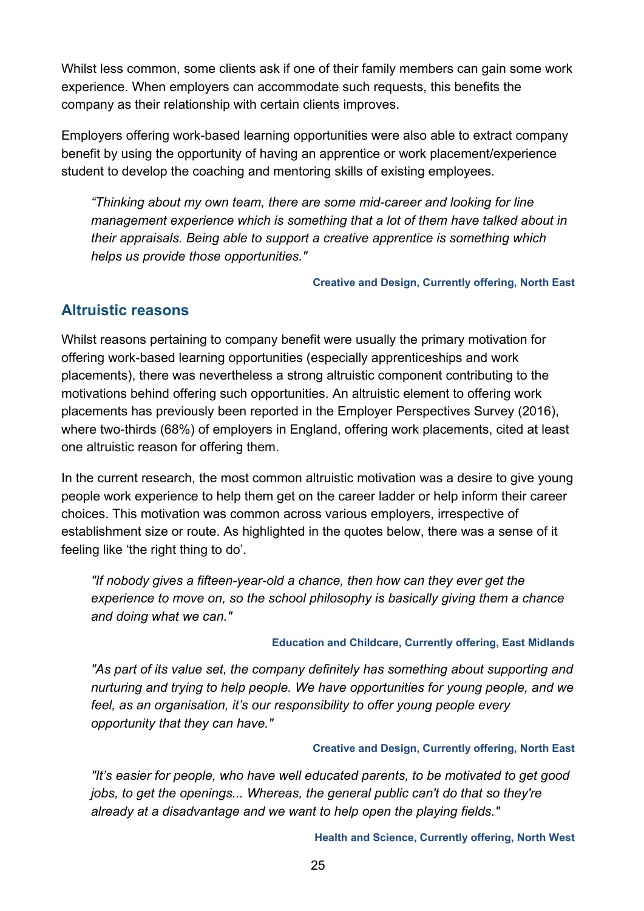Whilst less common, some clients ask if one of their family members can gain some work experience. When employers can accommodate such requests, this benefits the company as their relationship with certain clients improves.

Employers offering work-based learning opportunities were also able to extract company benefit by using the opportunity of having an apprentice or work placement/experience student to develop the coaching and mentoring skills of existing employees.

> *“Thinking about my own team, there are some mid-career and looking for line management experience which is something that a lot of them have talked about in their appraisals. Being able to support a creative apprentice is something which helps us provide those opportunities."*
>
> **Creative and Design, Currently offering, North East**

## Altruistic reasons

Whilst reasons pertaining to company benefit were usually the primary motivation for offering work-based learning opportunities (especially apprenticeships and work placements), there was nevertheless a strong altruistic component contributing to the motivations behind offering such opportunities. An altruistic element to offering work placements has previously been reported in the Employer Perspectives Survey (2016), where two-thirds (68%) of employers in England, offering work placements, cited at least one altruistic reason for offering them.

In the current research, the most common altruistic motivation was a desire to give young people work experience to help them get on the career ladder or help inform their career choices. This motivation was common across various employers, irrespective of establishment size or route. As highlighted in the quotes below, there was a sense of it feeling like ‘the right thing to do’.

> *"If nobody gives a fifteen-year-old a chance, then how can they ever get the experience to move on, so the school philosophy is basically giving them a chance and doing what we can."*
>
> **Education and Childcare, Currently offering, East Midlands**

> *"As part of its value set, the company definitely has something about supporting and nurturing and trying to help people. We have opportunities for young people, and we feel, as an organisation, it’s our responsibility to offer young people every opportunity that they can have."*
>
> **Creative and Design, Currently offering, North East**

> *"It’s easier for people, who have well educated parents, to be motivated to get good jobs, to get the openings... Whereas, the general public can't do that so they're already at a disadvantage and we want to help open the playing fields."*
>
> **Health and Science, Currently offering, North West**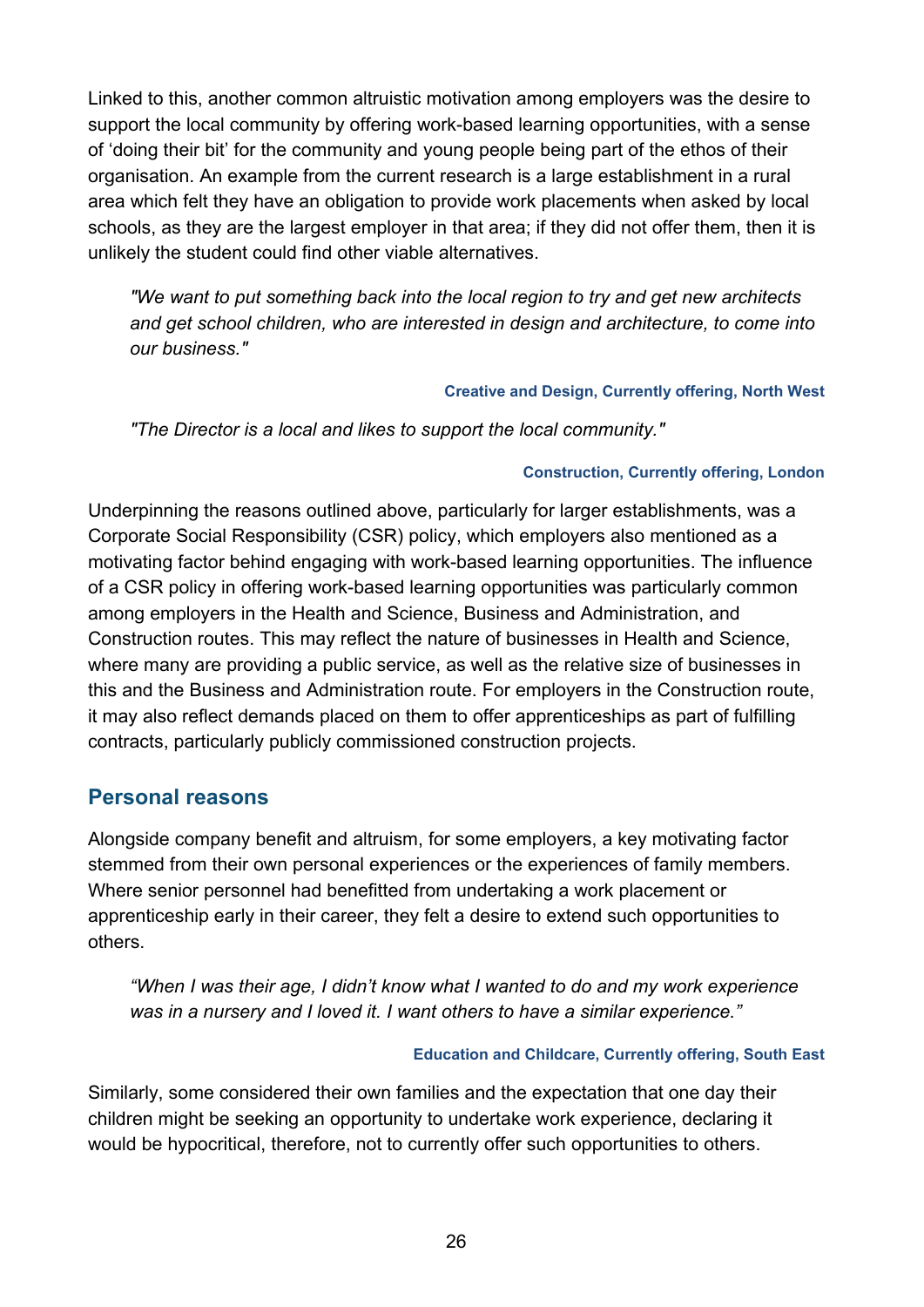Linked to this, another common altruistic motivation among employers was the desire to support the local community by offering work-based learning opportunities, with a sense of 'doing their bit' for the community and young people being part of the ethos of their organisation. An example from the current research is a large establishment in a rural area which felt they have an obligation to provide work placements when asked by local schools, as they are the largest employer in that area; if they did not offer them, then it is unlikely the student could find other viable alternatives.

> *"We want to put something back into the local region to try and get new architects and get school children, who are interested in design and architecture, to come into our business."*
>
> **Creative and Design, Currently offering, North West**

> *"The Director is a local and likes to support the local community."*
>
> **Construction, Currently offering, London**

Underpinning the reasons outlined above, particularly for larger establishments, was a Corporate Social Responsibility (CSR) policy, which employers also mentioned as a motivating factor behind engaging with work-based learning opportunities. The influence of a CSR policy in offering work-based learning opportunities was particularly common among employers in the Health and Science, Business and Administration, and Construction routes. This may reflect the nature of businesses in Health and Science, where many are providing a public service, as well as the relative size of businesses in this and the Business and Administration route. For employers in the Construction route, it may also reflect demands placed on them to offer apprenticeships as part of fulfilling contracts, particularly publicly commissioned construction projects.

## Personal reasons

Alongside company benefit and altruism, for some employers, a key motivating factor stemmed from their own personal experiences or the experiences of family members. Where senior personnel had benefitted from undertaking a work placement or apprenticeship early in their career, they felt a desire to extend such opportunities to others.

> *"When I was their age, I didn't know what I wanted to do and my work experience was in a nursery and I loved it. I want others to have a similar experience."*
>
> **Education and Childcare, Currently offering, South East**

Similarly, some considered their own families and the expectation that one day their children might be seeking an opportunity to undertake work experience, declaring it would be hypocritical, therefore, not to currently offer such opportunities to others.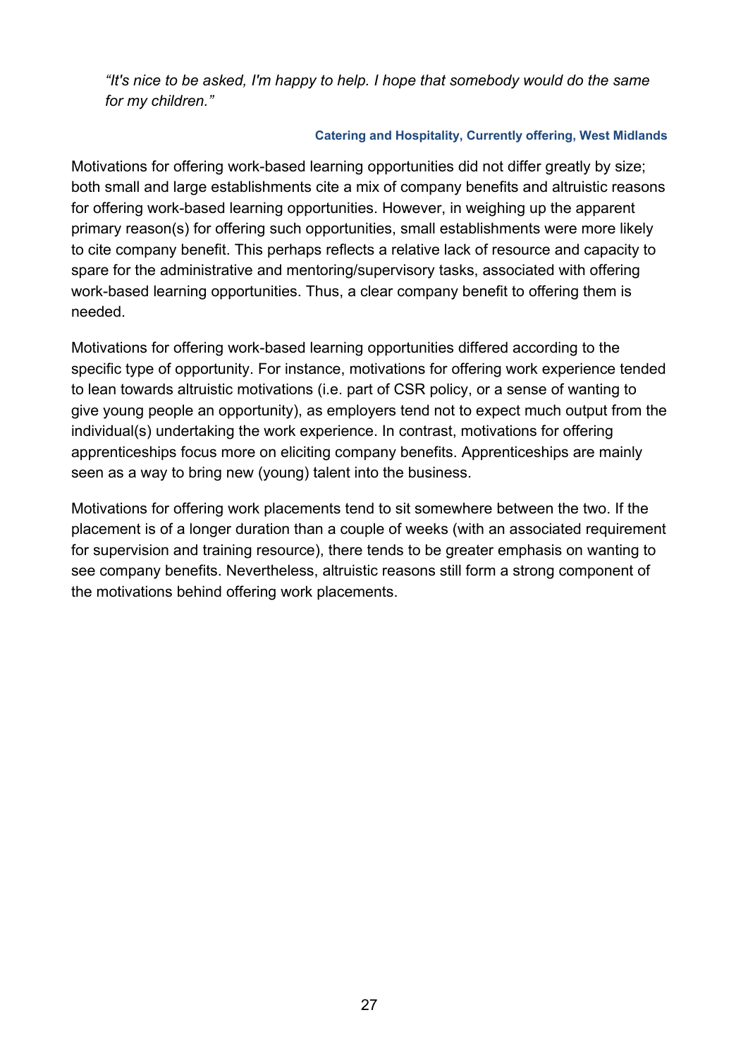*"It's nice to be asked, I'm happy to help. I hope that somebody would do the same for my children."*

**Catering and Hospitality, Currently offering, West Midlands**

Motivations for offering work-based learning opportunities did not differ greatly by size; both small and large establishments cite a mix of company benefits and altruistic reasons for offering work-based learning opportunities. However, in weighing up the apparent primary reason(s) for offering such opportunities, small establishments were more likely to cite company benefit. This perhaps reflects a relative lack of resource and capacity to spare for the administrative and mentoring/supervisory tasks, associated with offering work-based learning opportunities. Thus, a clear company benefit to offering them is needed.

Motivations for offering work-based learning opportunities differed according to the specific type of opportunity. For instance, motivations for offering work experience tended to lean towards altruistic motivations (i.e. part of CSR policy, or a sense of wanting to give young people an opportunity), as employers tend not to expect much output from the individual(s) undertaking the work experience. In contrast, motivations for offering apprenticeships focus more on eliciting company benefits. Apprenticeships are mainly seen as a way to bring new (young) talent into the business.

Motivations for offering work placements tend to sit somewhere between the two. If the placement is of a longer duration than a couple of weeks (with an associated requirement for supervision and training resource), there tends to be greater emphasis on wanting to see company benefits. Nevertheless, altruistic reasons still form a strong component of the motivations behind offering work placements.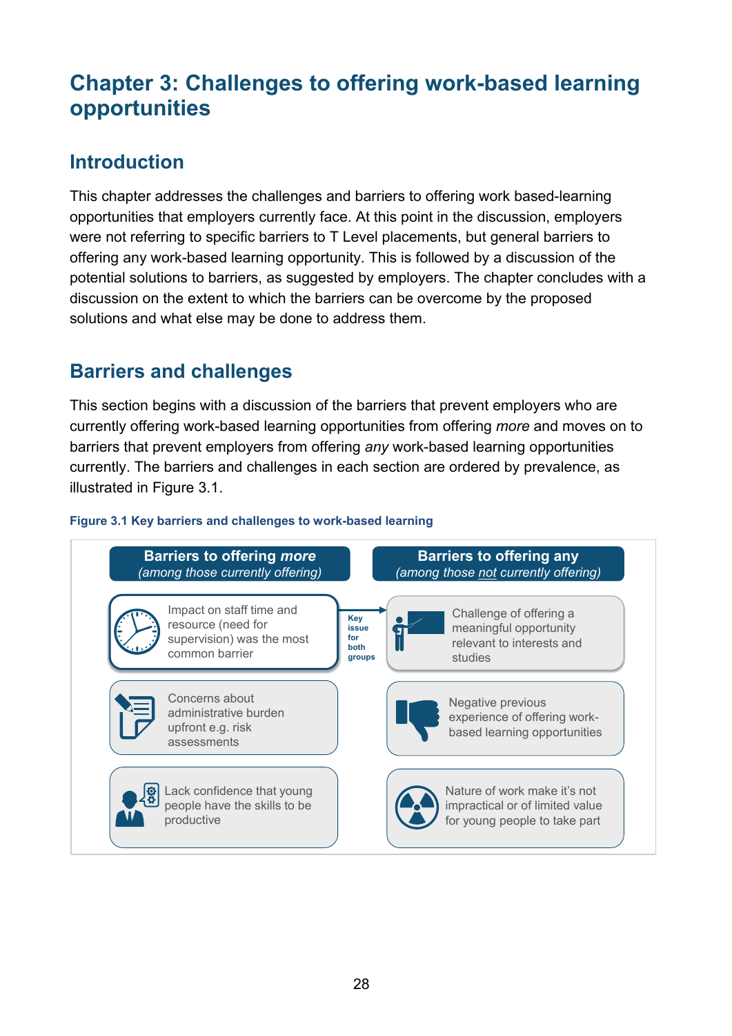# Chapter 3: Challenges to offering work-based learning opportunities

## Introduction

This chapter addresses the challenges and barriers to offering work based-learning opportunities that employers currently face. At this point in the discussion, employers were not referring to specific barriers to T Level placements, but general barriers to offering any work-based learning opportunity. This is followed by a discussion of the potential solutions to barriers, as suggested by employers. The chapter concludes with a discussion on the extent to which the barriers can be overcome by the proposed solutions and what else may be done to address them.

## Barriers and challenges

This section begins with a discussion of the barriers that prevent employers who are currently offering work-based learning opportunities from offering *more* and moves on to barriers that prevent employers from offering *any* work-based learning opportunities currently. The barriers and challenges in each section are ordered by prevalence, as illustrated in Figure 3.1.

**Figure 3.1 Key barriers and challenges to work-based learning**

| **Barriers to offering *more*** *(among those currently offering)* | | **Barriers to offering any** *(among those not currently offering)* |
|---|---|---|
| Impact on staff time and resource (need for supervision) was the most common barrier | **Key issue for both groups** → | Challenge of offering a meaningful opportunity relevant to interests and studies |
| Concerns about administrative burden upfront e.g. risk assessments | | Negative previous experience of offering work-based learning opportunities |
| Lack confidence that young people have the skills to be productive | | Nature of work make it's not impractical or of limited value for young people to take part |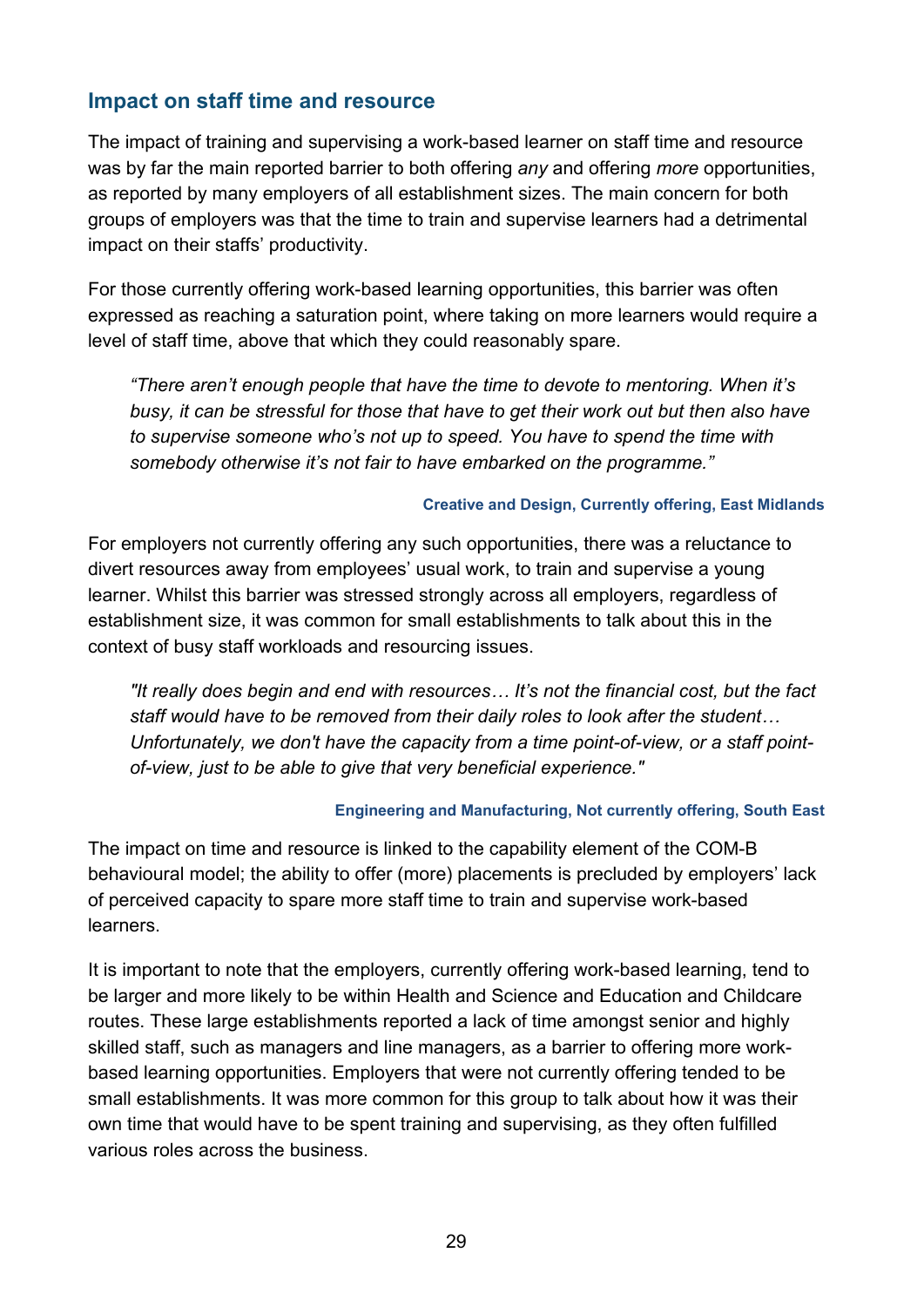## Impact on staff time and resource

The impact of training and supervising a work-based learner on staff time and resource was by far the main reported barrier to both offering *any* and offering *more* opportunities, as reported by many employers of all establishment sizes. The main concern for both groups of employers was that the time to train and supervise learners had a detrimental impact on their staffs' productivity.

For those currently offering work-based learning opportunities, this barrier was often expressed as reaching a saturation point, where taking on more learners would require a level of staff time, above that which they could reasonably spare.

> *"There aren't enough people that have the time to devote to mentoring. When it's busy, it can be stressful for those that have to get their work out but then also have to supervise someone who's not up to speed. You have to spend the time with somebody otherwise it's not fair to have embarked on the programme."*
>
> **Creative and Design, Currently offering, East Midlands**

For employers not currently offering any such opportunities, there was a reluctance to divert resources away from employees' usual work, to train and supervise a young learner. Whilst this barrier was stressed strongly across all employers, regardless of establishment size, it was common for small establishments to talk about this in the context of busy staff workloads and resourcing issues.

> *"It really does begin and end with resources… It's not the financial cost, but the fact staff would have to be removed from their daily roles to look after the student… Unfortunately, we don't have the capacity from a time point-of-view, or a staff point-of-view, just to be able to give that very beneficial experience."*
>
> **Engineering and Manufacturing, Not currently offering, South East**

The impact on time and resource is linked to the capability element of the COM-B behavioural model; the ability to offer (more) placements is precluded by employers' lack of perceived capacity to spare more staff time to train and supervise work-based learners.

It is important to note that the employers, currently offering work-based learning, tend to be larger and more likely to be within Health and Science and Education and Childcare routes. These large establishments reported a lack of time amongst senior and highly skilled staff, such as managers and line managers, as a barrier to offering more work-based learning opportunities. Employers that were not currently offering tended to be small establishments. It was more common for this group to talk about how it was their own time that would have to be spent training and supervising, as they often fulfilled various roles across the business.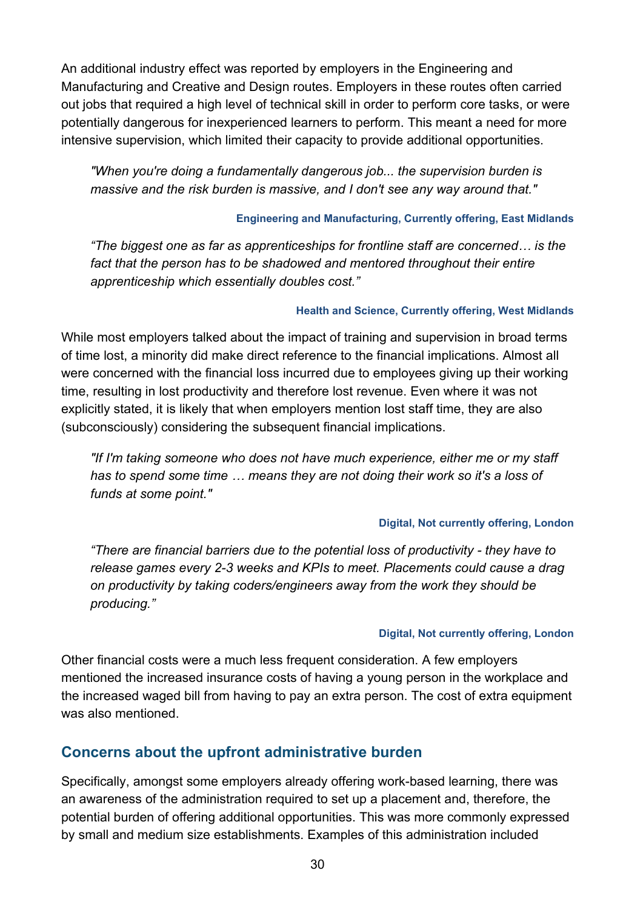An additional industry effect was reported by employers in the Engineering and Manufacturing and Creative and Design routes. Employers in these routes often carried out jobs that required a high level of technical skill in order to perform core tasks, or were potentially dangerous for inexperienced learners to perform. This meant a need for more intensive supervision, which limited their capacity to provide additional opportunities.

> *"When you're doing a fundamentally dangerous job... the supervision burden is massive and the risk burden is massive, and I don't see any way around that."*
>
> **Engineering and Manufacturing, Currently offering, East Midlands**

> *"The biggest one as far as apprenticeships for frontline staff are concerned… is the fact that the person has to be shadowed and mentored throughout their entire apprenticeship which essentially doubles cost."*
>
> **Health and Science, Currently offering, West Midlands**

While most employers talked about the impact of training and supervision in broad terms of time lost, a minority did make direct reference to the financial implications. Almost all were concerned with the financial loss incurred due to employees giving up their working time, resulting in lost productivity and therefore lost revenue. Even where it was not explicitly stated, it is likely that when employers mention lost staff time, they are also (subconsciously) considering the subsequent financial implications.

> *"If I'm taking someone who does not have much experience, either me or my staff has to spend some time … means they are not doing their work so it's a loss of funds at some point."*
>
> **Digital, Not currently offering, London**

> *"There are financial barriers due to the potential loss of productivity - they have to release games every 2-3 weeks and KPIs to meet. Placements could cause a drag on productivity by taking coders/engineers away from the work they should be producing."*
>
> **Digital, Not currently offering, London**

Other financial costs were a much less frequent consideration. A few employers mentioned the increased insurance costs of having a young person in the workplace and the increased waged bill from having to pay an extra person. The cost of extra equipment was also mentioned.

## Concerns about the upfront administrative burden

Specifically, amongst some employers already offering work-based learning, there was an awareness of the administration required to set up a placement and, therefore, the potential burden of offering additional opportunities. This was more commonly expressed by small and medium size establishments. Examples of this administration included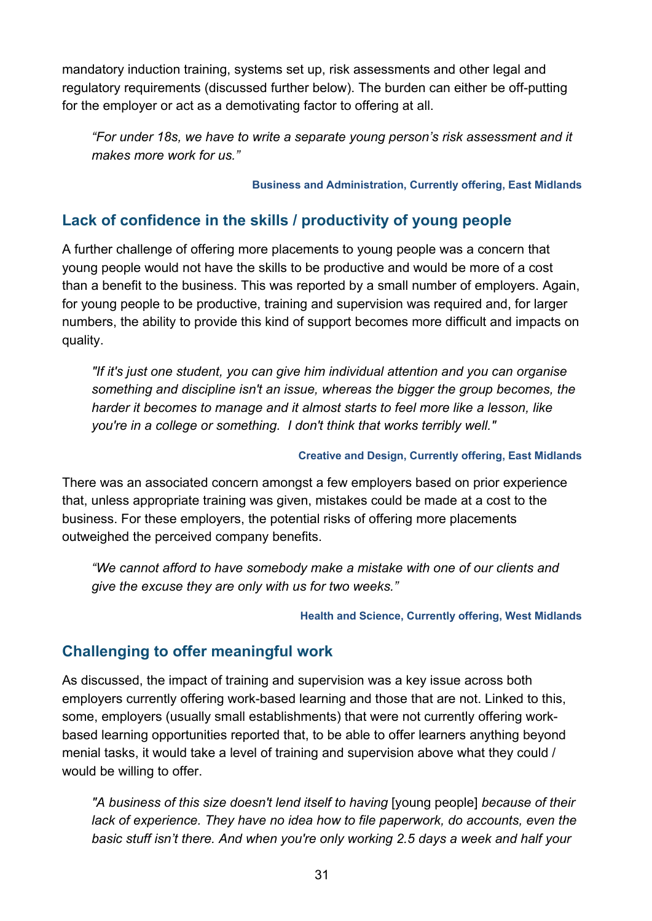mandatory induction training, systems set up, risk assessments and other legal and regulatory requirements (discussed further below). The burden can either be off-putting for the employer or act as a demotivating factor to offering at all.

> *"For under 18s, we have to write a separate young person's risk assessment and it makes more work for us."*
>
> **Business and Administration, Currently offering, East Midlands**

## Lack of confidence in the skills / productivity of young people

A further challenge of offering more placements to young people was a concern that young people would not have the skills to be productive and would be more of a cost than a benefit to the business. This was reported by a small number of employers. Again, for young people to be productive, training and supervision was required and, for larger numbers, the ability to provide this kind of support becomes more difficult and impacts on quality.

> *"If it's just one student, you can give him individual attention and you can organise something and discipline isn't an issue, whereas the bigger the group becomes, the harder it becomes to manage and it almost starts to feel more like a lesson, like you're in a college or something. I don't think that works terribly well."*
>
> **Creative and Design, Currently offering, East Midlands**

There was an associated concern amongst a few employers based on prior experience that, unless appropriate training was given, mistakes could be made at a cost to the business. For these employers, the potential risks of offering more placements outweighed the perceived company benefits.

> *"We cannot afford to have somebody make a mistake with one of our clients and give the excuse they are only with us for two weeks."*
>
> **Health and Science, Currently offering, West Midlands**

## Challenging to offer meaningful work

As discussed, the impact of training and supervision was a key issue across both employers currently offering work-based learning and those that are not. Linked to this, some, employers (usually small establishments) that were not currently offering work-based learning opportunities reported that, to be able to offer learners anything beyond menial tasks, it would take a level of training and supervision above what they could / would be willing to offer.

> *"A business of this size doesn't lend itself to having* [young people] *because of their lack of experience. They have no idea how to file paperwork, do accounts, even the basic stuff isn't there. And when you're only working 2.5 days a week and half your*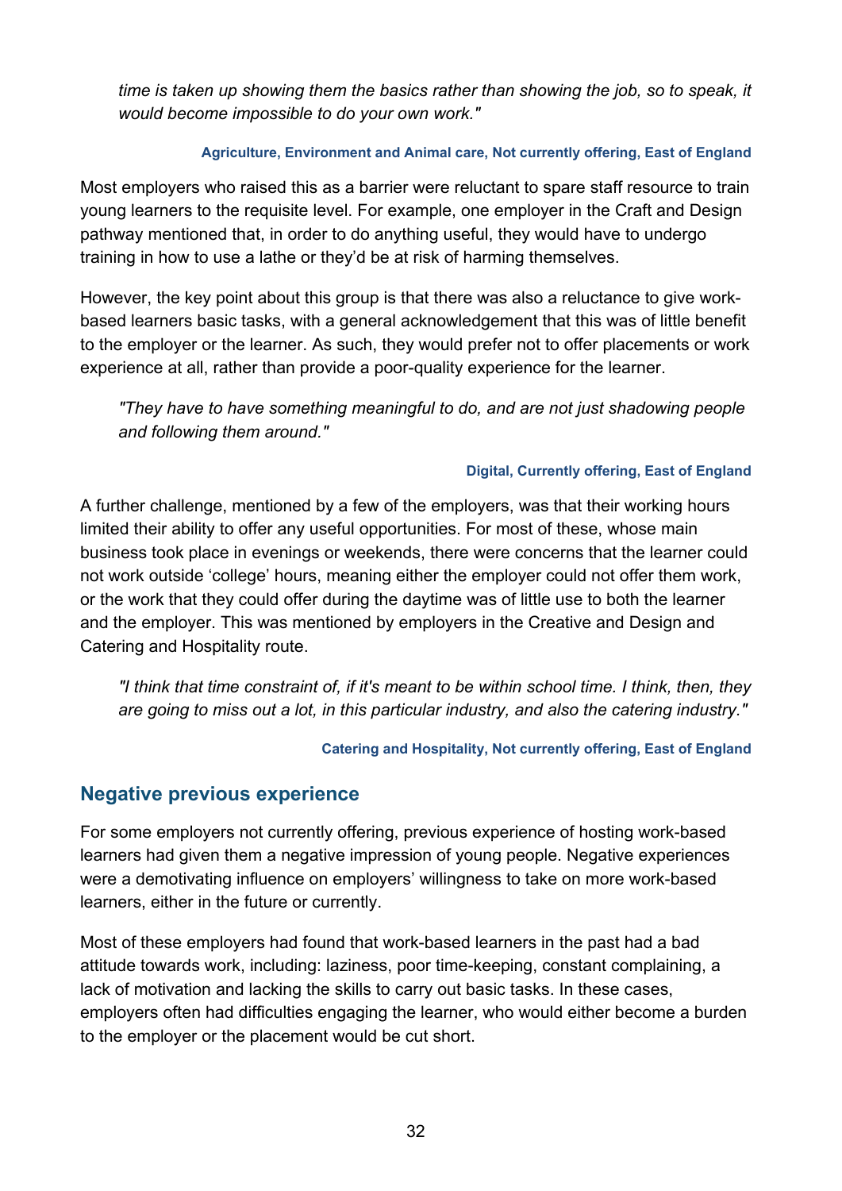*time is taken up showing them the basics rather than showing the job, so to speak, it would become impossible to do your own work."*

**Agriculture, Environment and Animal care, Not currently offering, East of England**

Most employers who raised this as a barrier were reluctant to spare staff resource to train young learners to the requisite level. For example, one employer in the Craft and Design pathway mentioned that, in order to do anything useful, they would have to undergo training in how to use a lathe or they'd be at risk of harming themselves.

However, the key point about this group is that there was also a reluctance to give work-based learners basic tasks, with a general acknowledgement that this was of little benefit to the employer or the learner. As such, they would prefer not to offer placements or work experience at all, rather than provide a poor-quality experience for the learner.

*"They have to have something meaningful to do, and are not just shadowing people and following them around."*

**Digital, Currently offering, East of England**

A further challenge, mentioned by a few of the employers, was that their working hours limited their ability to offer any useful opportunities. For most of these, whose main business took place in evenings or weekends, there were concerns that the learner could not work outside 'college' hours, meaning either the employer could not offer them work, or the work that they could offer during the daytime was of little use to both the learner and the employer. This was mentioned by employers in the Creative and Design and Catering and Hospitality route.

*"I think that time constraint of, if it's meant to be within school time. I think, then, they are going to miss out a lot, in this particular industry, and also the catering industry."*

**Catering and Hospitality, Not currently offering, East of England**

## Negative previous experience

For some employers not currently offering, previous experience of hosting work-based learners had given them a negative impression of young people. Negative experiences were a demotivating influence on employers' willingness to take on more work-based learners, either in the future or currently.

Most of these employers had found that work-based learners in the past had a bad attitude towards work, including: laziness, poor time-keeping, constant complaining, a lack of motivation and lacking the skills to carry out basic tasks. In these cases, employers often had difficulties engaging the learner, who would either become a burden to the employer or the placement would be cut short.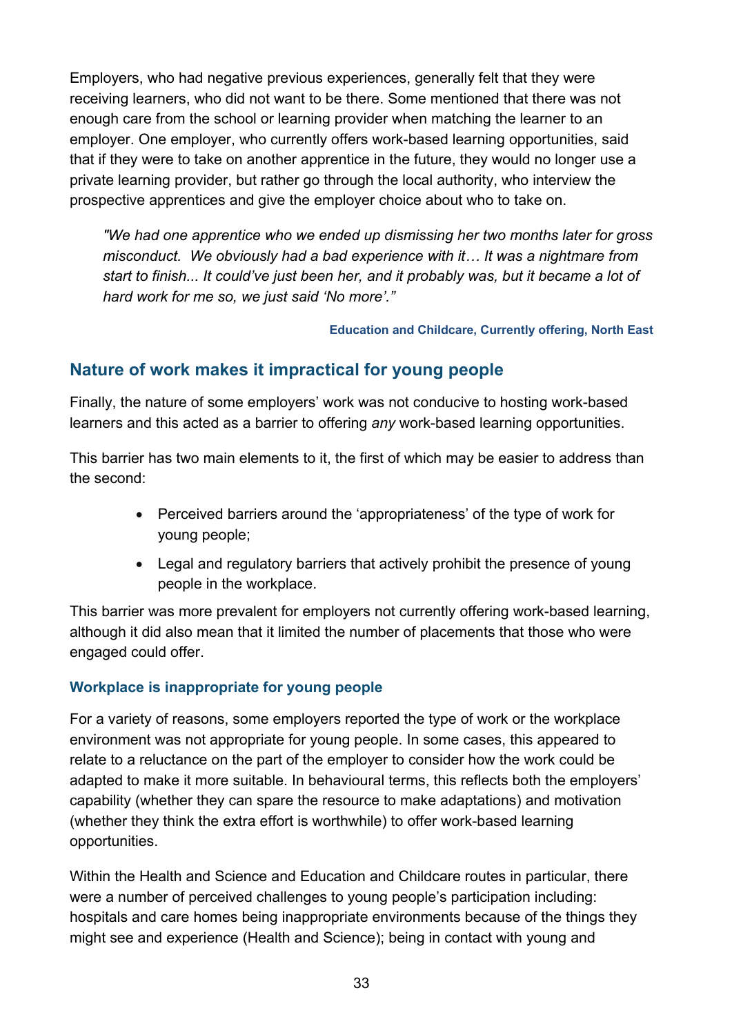Employers, who had negative previous experiences, generally felt that they were receiving learners, who did not want to be there. Some mentioned that there was not enough care from the school or learning provider when matching the learner to an employer. One employer, who currently offers work-based learning opportunities, said that if they were to take on another apprentice in the future, they would no longer use a private learning provider, but rather go through the local authority, who interview the prospective apprentices and give the employer choice about who to take on.

> *"We had one apprentice who we ended up dismissing her two months later for gross misconduct. We obviously had a bad experience with it… It was a nightmare from start to finish... It could've just been her, and it probably was, but it became a lot of hard work for me so, we just said 'No more'."*
>
> **Education and Childcare, Currently offering, North East**

## Nature of work makes it impractical for young people

Finally, the nature of some employers' work was not conducive to hosting work-based learners and this acted as a barrier to offering *any* work-based learning opportunities.

This barrier has two main elements to it, the first of which may be easier to address than the second:

- Perceived barriers around the 'appropriateness' of the type of work for young people;
- Legal and regulatory barriers that actively prohibit the presence of young people in the workplace.

This barrier was more prevalent for employers not currently offering work-based learning, although it did also mean that it limited the number of placements that those who were engaged could offer.

### Workplace is inappropriate for young people

For a variety of reasons, some employers reported the type of work or the workplace environment was not appropriate for young people. In some cases, this appeared to relate to a reluctance on the part of the employer to consider how the work could be adapted to make it more suitable. In behavioural terms, this reflects both the employers' capability (whether they can spare the resource to make adaptations) and motivation (whether they think the extra effort is worthwhile) to offer work-based learning opportunities.

Within the Health and Science and Education and Childcare routes in particular, there were a number of perceived challenges to young people's participation including: hospitals and care homes being inappropriate environments because of the things they might see and experience (Health and Science); being in contact with young and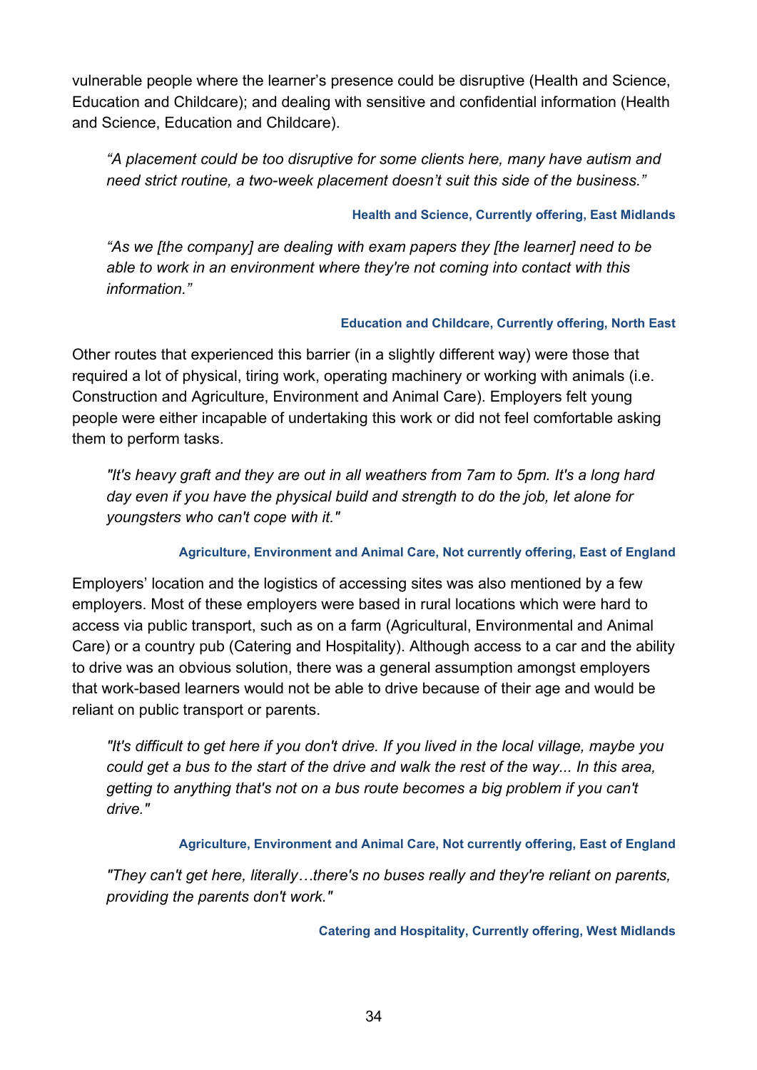vulnerable people where the learner's presence could be disruptive (Health and Science, Education and Childcare); and dealing with sensitive and confidential information (Health and Science, Education and Childcare).

> *"A placement could be too disruptive for some clients here, many have autism and need strict routine, a two-week placement doesn't suit this side of the business."*
>
> **Health and Science, Currently offering, East Midlands**

> *"As we [the company] are dealing with exam papers they [the learner] need to be able to work in an environment where they're not coming into contact with this information."*
>
> **Education and Childcare, Currently offering, North East**

Other routes that experienced this barrier (in a slightly different way) were those that required a lot of physical, tiring work, operating machinery or working with animals (i.e. Construction and Agriculture, Environment and Animal Care). Employers felt young people were either incapable of undertaking this work or did not feel comfortable asking them to perform tasks.

> *"It's heavy graft and they are out in all weathers from 7am to 5pm. It's a long hard day even if you have the physical build and strength to do the job, let alone for youngsters who can't cope with it."*
>
> **Agriculture, Environment and Animal Care, Not currently offering, East of England**

Employers' location and the logistics of accessing sites was also mentioned by a few employers. Most of these employers were based in rural locations which were hard to access via public transport, such as on a farm (Agricultural, Environmental and Animal Care) or a country pub (Catering and Hospitality). Although access to a car and the ability to drive was an obvious solution, there was a general assumption amongst employers that work-based learners would not be able to drive because of their age and would be reliant on public transport or parents.

> *"It's difficult to get here if you don't drive. If you lived in the local village, maybe you could get a bus to the start of the drive and walk the rest of the way... In this area, getting to anything that's not on a bus route becomes a big problem if you can't drive."*
>
> **Agriculture, Environment and Animal Care, Not currently offering, East of England**

> *"They can't get here, literally…there's no buses really and they're reliant on parents, providing the parents don't work."*
>
> **Catering and Hospitality, Currently offering, West Midlands**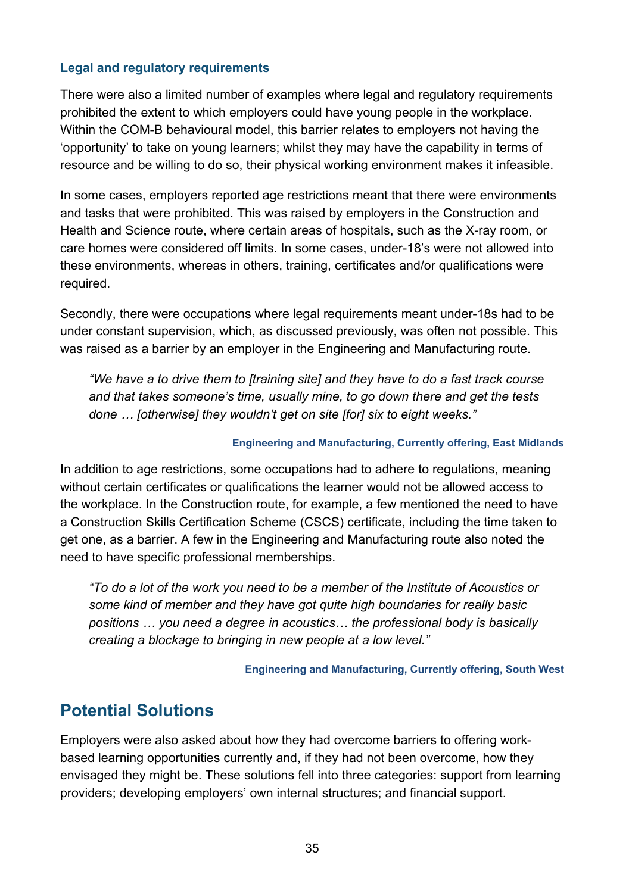### Legal and regulatory requirements

There were also a limited number of examples where legal and regulatory requirements prohibited the extent to which employers could have young people in the workplace. Within the COM-B behavioural model, this barrier relates to employers not having the 'opportunity' to take on young learners; whilst they may have the capability in terms of resource and be willing to do so, their physical working environment makes it infeasible.

In some cases, employers reported age restrictions meant that there were environments and tasks that were prohibited. This was raised by employers in the Construction and Health and Science route, where certain areas of hospitals, such as the X-ray room, or care homes were considered off limits. In some cases, under-18's were not allowed into these environments, whereas in others, training, certificates and/or qualifications were required.

Secondly, there were occupations where legal requirements meant under-18s had to be under constant supervision, which, as discussed previously, was often not possible. This was raised as a barrier by an employer in the Engineering and Manufacturing route.

> *"We have a to drive them to [training site] and they have to do a fast track course and that takes someone's time, usually mine, to go down there and get the tests done … [otherwise] they wouldn't get on site [for] six to eight weeks."*
>
> **Engineering and Manufacturing, Currently offering, East Midlands**

In addition to age restrictions, some occupations had to adhere to regulations, meaning without certain certificates or qualifications the learner would not be allowed access to the workplace. In the Construction route, for example, a few mentioned the need to have a Construction Skills Certification Scheme (CSCS) certificate, including the time taken to get one, as a barrier. A few in the Engineering and Manufacturing route also noted the need to have specific professional memberships.

> *"To do a lot of the work you need to be a member of the Institute of Acoustics or some kind of member and they have got quite high boundaries for really basic positions … you need a degree in acoustics… the professional body is basically creating a blockage to bringing in new people at a low level."*
>
> **Engineering and Manufacturing, Currently offering, South West**

## Potential Solutions

Employers were also asked about how they had overcome barriers to offering work-based learning opportunities currently and, if they had not been overcome, how they envisaged they might be. These solutions fell into three categories: support from learning providers; developing employers' own internal structures; and financial support.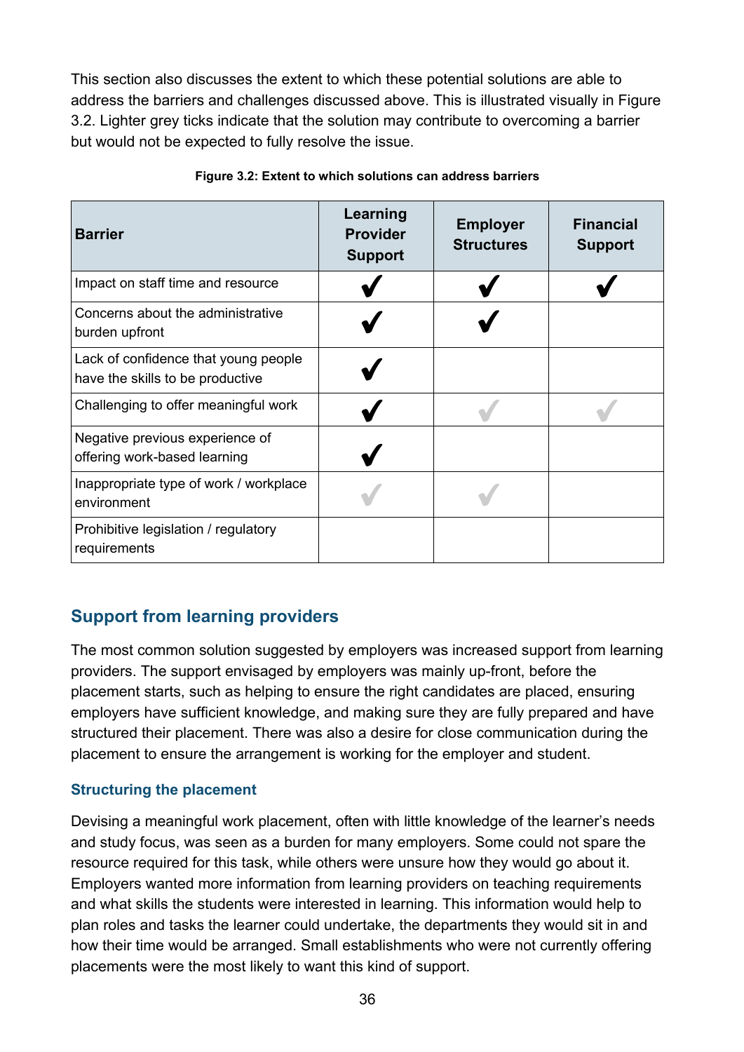This section also discusses the extent to which these potential solutions are able to address the barriers and challenges discussed above. This is illustrated visually in Figure 3.2. Lighter grey ticks indicate that the solution may contribute to overcoming a barrier but would not be expected to fully resolve the issue.

**Figure 3.2: Extent to which solutions can address barriers**

| Barrier | Learning Provider Support | Employer Structures | Financial Support |
|---|---|---|---|
| Impact on staff time and resource | ✔ | ✔ | ✔ |
| Concerns about the administrative burden upfront | ✔ | ✔ | |
| Lack of confidence that young people have the skills to be productive | ✔ | | |
| Challenging to offer meaningful work | ✔ | ✔ (grey) | ✔ (grey) |
| Negative previous experience of offering work-based learning | ✔ | | |
| Inappropriate type of work / workplace environment | ✔ (grey) | ✔ (grey) | |
| Prohibitive legislation / regulatory requirements | | | |

## Support from learning providers

The most common solution suggested by employers was increased support from learning providers. The support envisaged by employers was mainly up-front, before the placement starts, such as helping to ensure the right candidates are placed, ensuring employers have sufficient knowledge, and making sure they are fully prepared and have structured their placement. There was also a desire for close communication during the placement to ensure the arrangement is working for the employer and student.

### Structuring the placement

Devising a meaningful work placement, often with little knowledge of the learner's needs and study focus, was seen as a burden for many employers. Some could not spare the resource required for this task, while others were unsure how they would go about it. Employers wanted more information from learning providers on teaching requirements and what skills the students were interested in learning. This information would help to plan roles and tasks the learner could undertake, the departments they would sit in and how their time would be arranged. Small establishments who were not currently offering placements were the most likely to want this kind of support.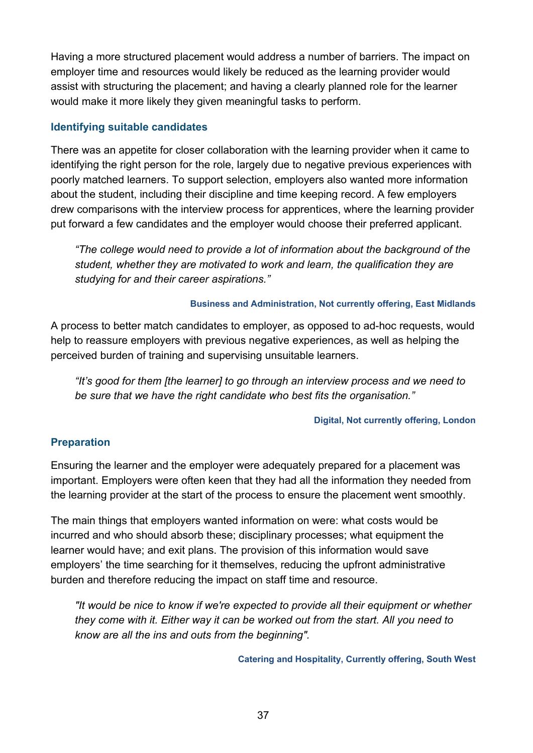Having a more structured placement would address a number of barriers. The impact on employer time and resources would likely be reduced as the learning provider would assist with structuring the placement; and having a clearly planned role for the learner would make it more likely they given meaningful tasks to perform.

### Identifying suitable candidates

There was an appetite for closer collaboration with the learning provider when it came to identifying the right person for the role, largely due to negative previous experiences with poorly matched learners. To support selection, employers also wanted more information about the student, including their discipline and time keeping record. A few employers drew comparisons with the interview process for apprentices, where the learning provider put forward a few candidates and the employer would choose their preferred applicant.

> *"The college would need to provide a lot of information about the background of the student, whether they are motivated to work and learn, the qualification they are studying for and their career aspirations."*
>
> **Business and Administration, Not currently offering, East Midlands**

A process to better match candidates to employer, as opposed to ad-hoc requests, would help to reassure employers with previous negative experiences, as well as helping the perceived burden of training and supervising unsuitable learners.

> *"It's good for them [the learner] to go through an interview process and we need to be sure that we have the right candidate who best fits the organisation."*
>
> **Digital, Not currently offering, London**

### Preparation

Ensuring the learner and the employer were adequately prepared for a placement was important. Employers were often keen that they had all the information they needed from the learning provider at the start of the process to ensure the placement went smoothly.

The main things that employers wanted information on were: what costs would be incurred and who should absorb these; disciplinary processes; what equipment the learner would have; and exit plans. The provision of this information would save employers' the time searching for it themselves, reducing the upfront administrative burden and therefore reducing the impact on staff time and resource.

> *"It would be nice to know if we're expected to provide all their equipment or whether they come with it. Either way it can be worked out from the start. All you need to know are all the ins and outs from the beginning".*
>
> **Catering and Hospitality, Currently offering, South West**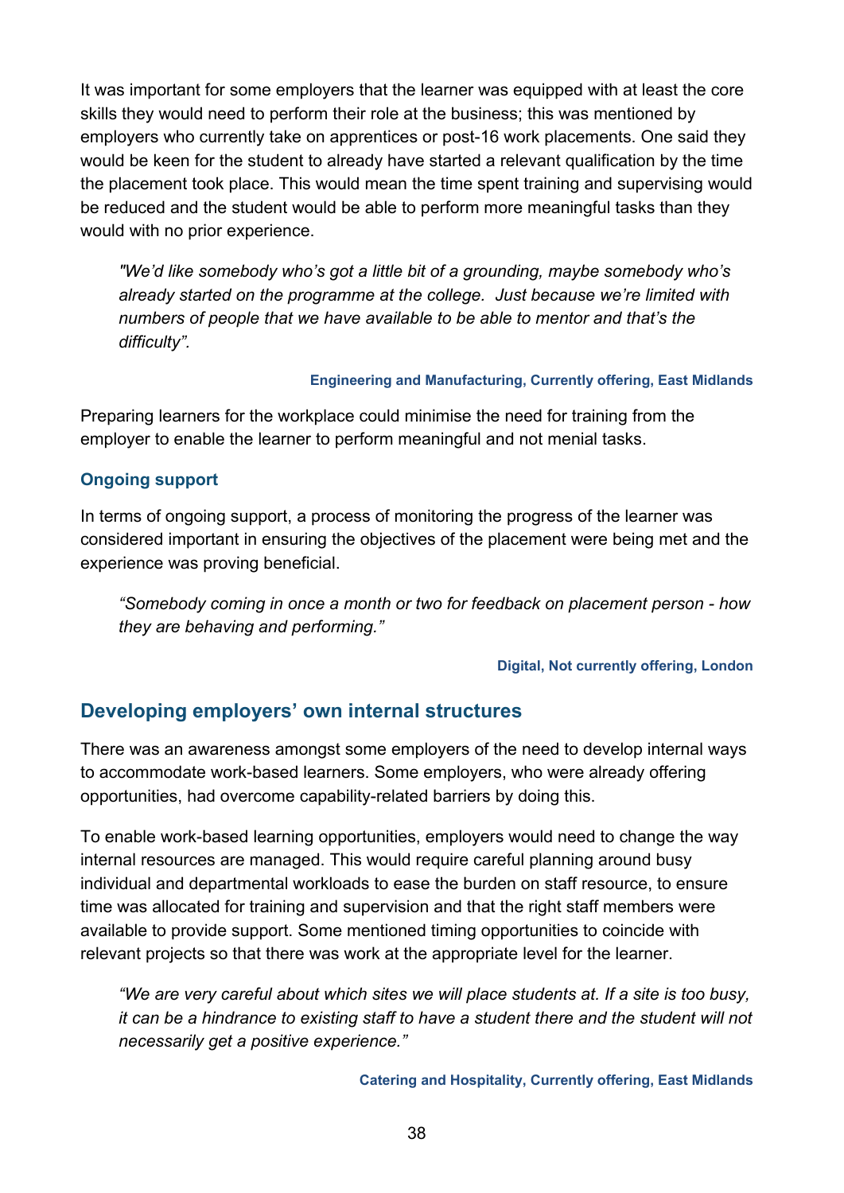It was important for some employers that the learner was equipped with at least the core skills they would need to perform their role at the business; this was mentioned by employers who currently take on apprentices or post-16 work placements. One said they would be keen for the student to already have started a relevant qualification by the time the placement took place. This would mean the time spent training and supervising would be reduced and the student would be able to perform more meaningful tasks than they would with no prior experience.

> *"We'd like somebody who's got a little bit of a grounding, maybe somebody who's already started on the programme at the college. Just because we're limited with numbers of people that we have available to be able to mentor and that's the difficulty".*
>
> **Engineering and Manufacturing, Currently offering, East Midlands**

Preparing learners for the workplace could minimise the need for training from the employer to enable the learner to perform meaningful and not menial tasks.

### Ongoing support

In terms of ongoing support, a process of monitoring the progress of the learner was considered important in ensuring the objectives of the placement were being met and the experience was proving beneficial.

> *"Somebody coming in once a month or two for feedback on placement person - how they are behaving and performing."*
>
> **Digital, Not currently offering, London**

## Developing employers' own internal structures

There was an awareness amongst some employers of the need to develop internal ways to accommodate work-based learners. Some employers, who were already offering opportunities, had overcome capability-related barriers by doing this.

To enable work-based learning opportunities, employers would need to change the way internal resources are managed. This would require careful planning around busy individual and departmental workloads to ease the burden on staff resource, to ensure time was allocated for training and supervision and that the right staff members were available to provide support. Some mentioned timing opportunities to coincide with relevant projects so that there was work at the appropriate level for the learner.

> *"We are very careful about which sites we will place students at. If a site is too busy, it can be a hindrance to existing staff to have a student there and the student will not necessarily get a positive experience."*
>
> **Catering and Hospitality, Currently offering, East Midlands**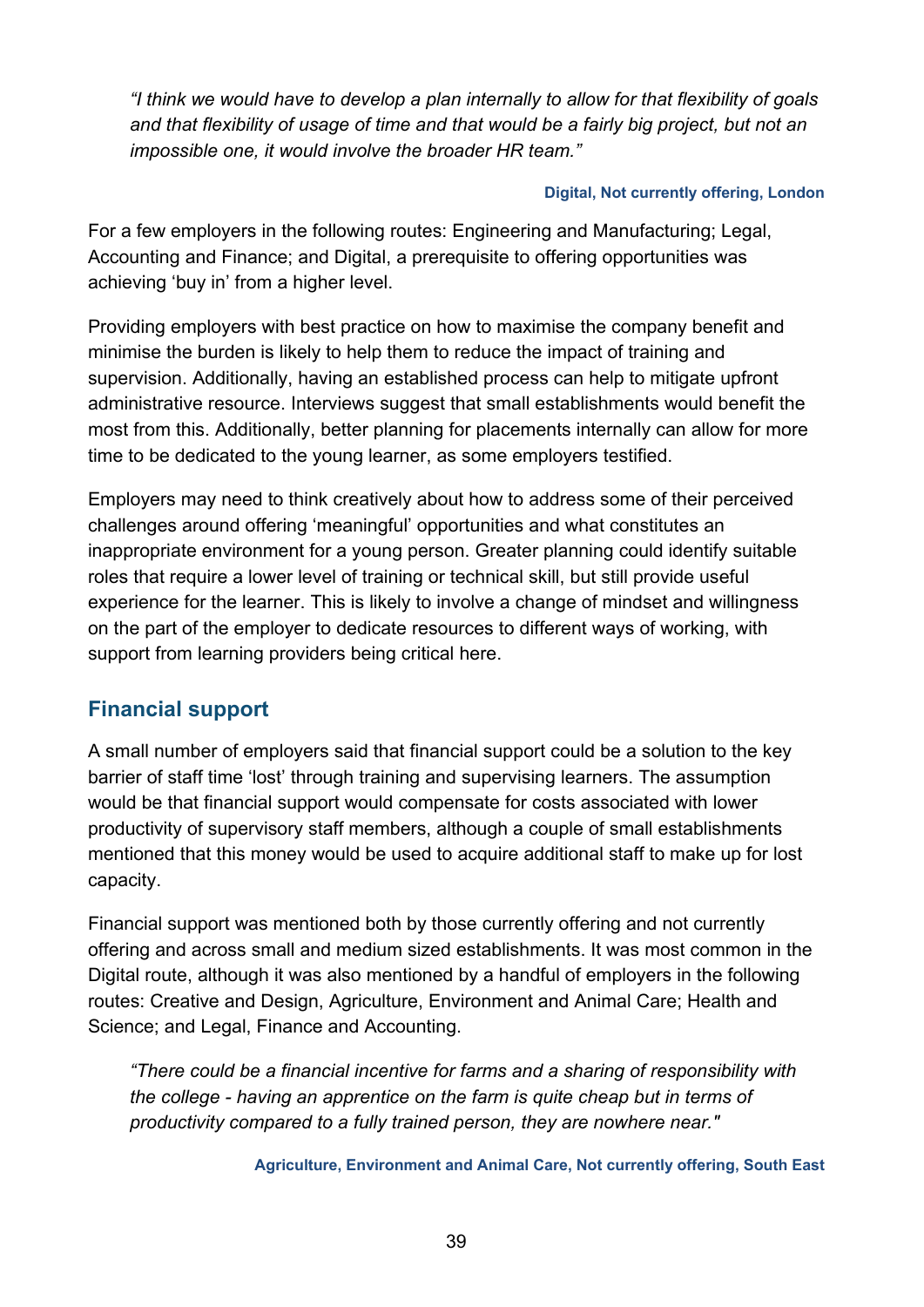*"I think we would have to develop a plan internally to allow for that flexibility of goals and that flexibility of usage of time and that would be a fairly big project, but not an impossible one, it would involve the broader HR team."*

**Digital, Not currently offering, London**

For a few employers in the following routes: Engineering and Manufacturing; Legal, Accounting and Finance; and Digital, a prerequisite to offering opportunities was achieving 'buy in' from a higher level.

Providing employers with best practice on how to maximise the company benefit and minimise the burden is likely to help them to reduce the impact of training and supervision. Additionally, having an established process can help to mitigate upfront administrative resource. Interviews suggest that small establishments would benefit the most from this. Additionally, better planning for placements internally can allow for more time to be dedicated to the young learner, as some employers testified.

Employers may need to think creatively about how to address some of their perceived challenges around offering 'meaningful' opportunities and what constitutes an inappropriate environment for a young person. Greater planning could identify suitable roles that require a lower level of training or technical skill, but still provide useful experience for the learner. This is likely to involve a change of mindset and willingness on the part of the employer to dedicate resources to different ways of working, with support from learning providers being critical here.

## Financial support

A small number of employers said that financial support could be a solution to the key barrier of staff time 'lost' through training and supervising learners. The assumption would be that financial support would compensate for costs associated with lower productivity of supervisory staff members, although a couple of small establishments mentioned that this money would be used to acquire additional staff to make up for lost capacity.

Financial support was mentioned both by those currently offering and not currently offering and across small and medium sized establishments. It was most common in the Digital route, although it was also mentioned by a handful of employers in the following routes: Creative and Design, Agriculture, Environment and Animal Care; Health and Science; and Legal, Finance and Accounting.

*"There could be a financial incentive for farms and a sharing of responsibility with the college - having an apprentice on the farm is quite cheap but in terms of productivity compared to a fully trained person, they are nowhere near."*

**Agriculture, Environment and Animal Care, Not currently offering, South East**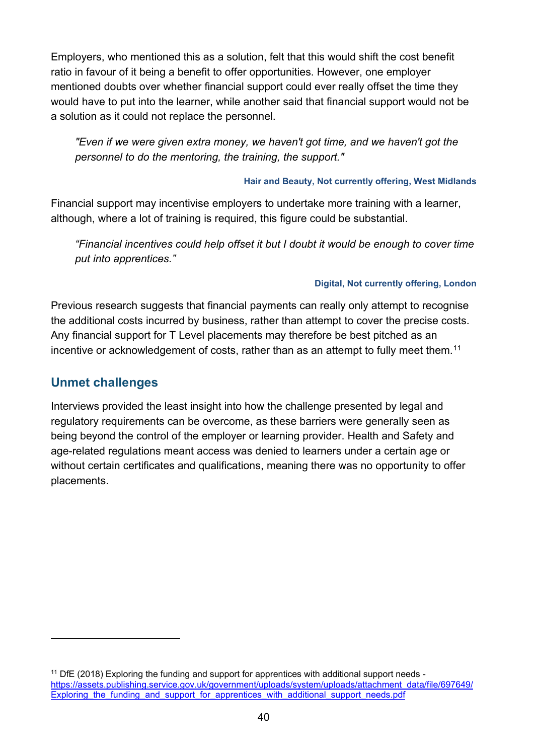Employers, who mentioned this as a solution, felt that this would shift the cost benefit ratio in favour of it being a benefit to offer opportunities. However, one employer mentioned doubts over whether financial support could ever really offset the time they would have to put into the learner, while another said that financial support would not be a solution as it could not replace the personnel.

> *"Even if we were given extra money, we haven't got time, and we haven't got the personnel to do the mentoring, the training, the support."*
>
> **Hair and Beauty, Not currently offering, West Midlands**

Financial support may incentivise employers to undertake more training with a learner, although, where a lot of training is required, this figure could be substantial.

> *“Financial incentives could help offset it but I doubt it would be enough to cover time put into apprentices.”*
>
> **Digital, Not currently offering, London**

Previous research suggests that financial payments can really only attempt to recognise the additional costs incurred by business, rather than attempt to cover the precise costs. Any financial support for T Level placements may therefore be best pitched as an incentive or acknowledgement of costs, rather than as an attempt to fully meet them.[11]

## Unmet challenges

Interviews provided the least insight into how the challenge presented by legal and regulatory requirements can be overcome, as these barriers were generally seen as being beyond the control of the employer or learning provider. Health and Safety and age-related regulations meant access was denied to learners under a certain age or without certain certificates and qualifications, meaning there was no opportunity to offer placements.

---

[11] DfE (2018) Exploring the funding and support for apprentices with additional support needs - https://assets.publishing.service.gov.uk/government/uploads/system/uploads/attachment_data/file/697649/Exploring_the_funding_and_support_for_apprentices_with_additional_support_needs.pdf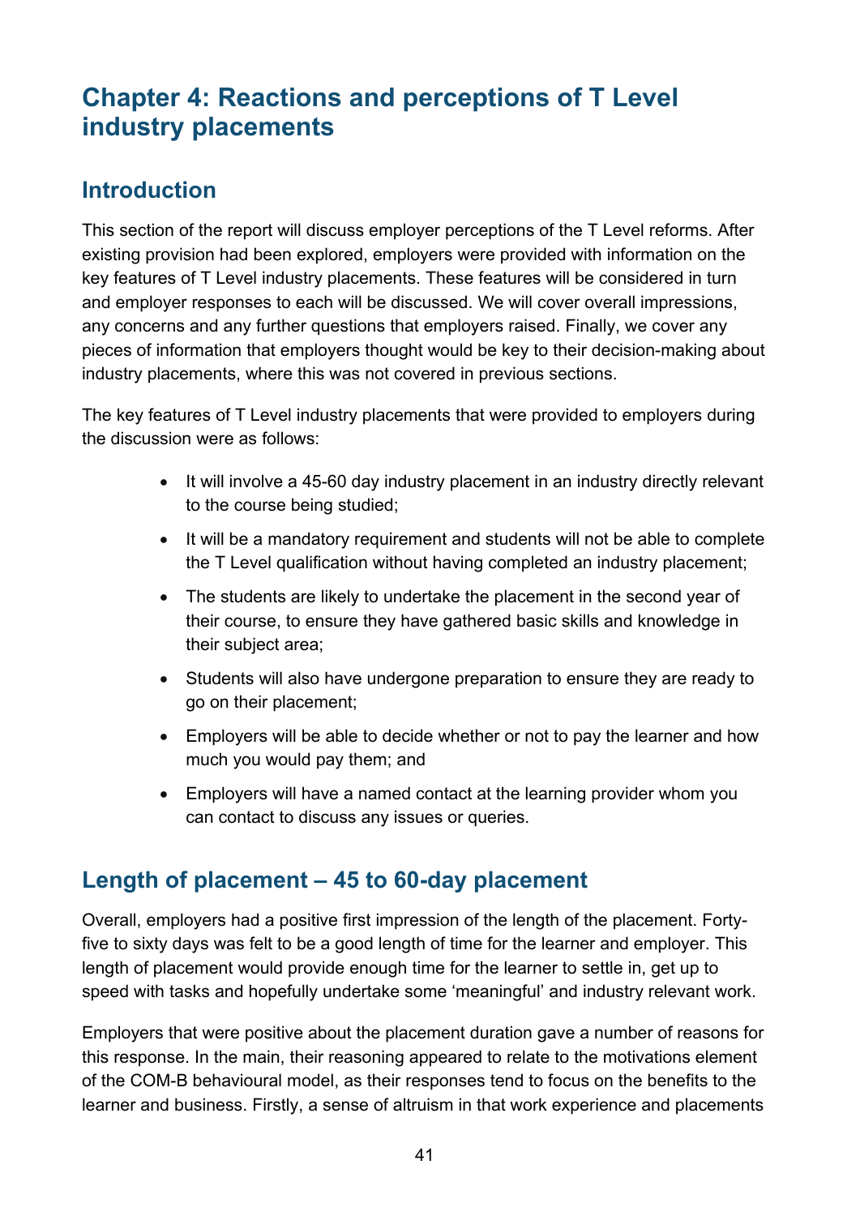# Chapter 4: Reactions and perceptions of T Level industry placements

## Introduction

This section of the report will discuss employer perceptions of the T Level reforms. After existing provision had been explored, employers were provided with information on the key features of T Level industry placements. These features will be considered in turn and employer responses to each will be discussed. We will cover overall impressions, any concerns and any further questions that employers raised. Finally, we cover any pieces of information that employers thought would be key to their decision-making about industry placements, where this was not covered in previous sections.

The key features of T Level industry placements that were provided to employers during the discussion were as follows:

- It will involve a 45-60 day industry placement in an industry directly relevant to the course being studied;
- It will be a mandatory requirement and students will not be able to complete the T Level qualification without having completed an industry placement;
- The students are likely to undertake the placement in the second year of their course, to ensure they have gathered basic skills and knowledge in their subject area;
- Students will also have undergone preparation to ensure they are ready to go on their placement;
- Employers will be able to decide whether or not to pay the learner and how much you would pay them; and
- Employers will have a named contact at the learning provider whom you can contact to discuss any issues or queries.

## Length of placement – 45 to 60-day placement

Overall, employers had a positive first impression of the length of the placement. Forty-five to sixty days was felt to be a good length of time for the learner and employer. This length of placement would provide enough time for the learner to settle in, get up to speed with tasks and hopefully undertake some 'meaningful' and industry relevant work.

Employers that were positive about the placement duration gave a number of reasons for this response. In the main, their reasoning appeared to relate to the motivations element of the COM-B behavioural model, as their responses tend to focus on the benefits to the learner and business. Firstly, a sense of altruism in that work experience and placements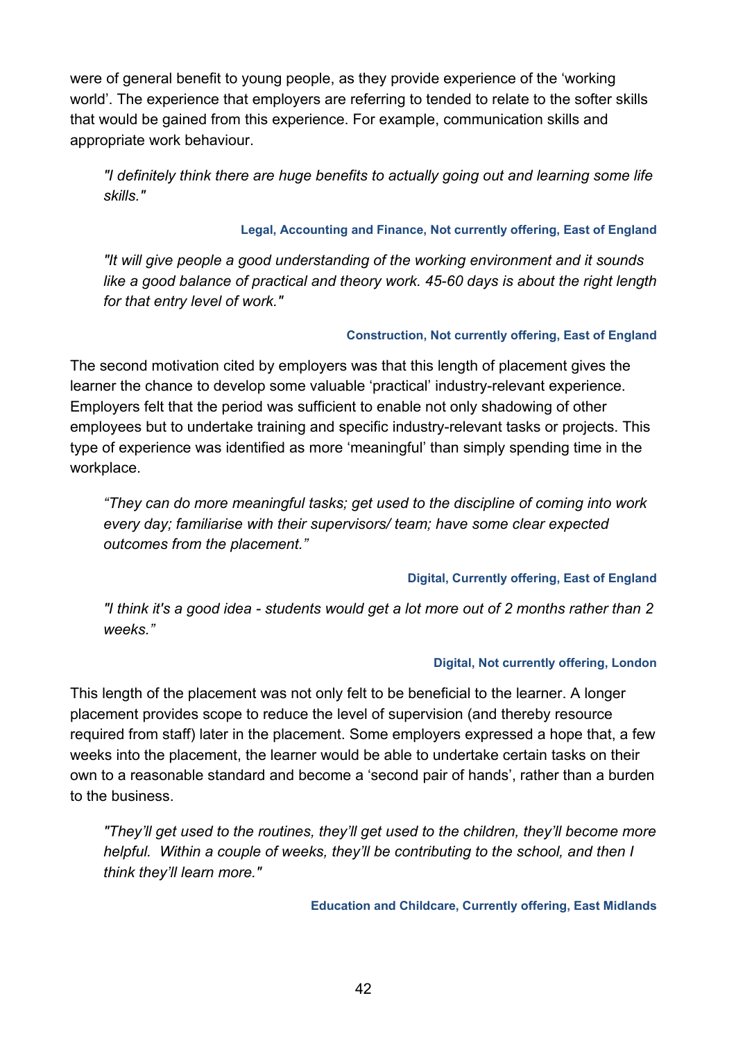were of general benefit to young people, as they provide experience of the 'working world'. The experience that employers are referring to tended to relate to the softer skills that would be gained from this experience. For example, communication skills and appropriate work behaviour.

> *"I definitely think there are huge benefits to actually going out and learning some life skills."*
>
> **Legal, Accounting and Finance, Not currently offering, East of England**

> *"It will give people a good understanding of the working environment and it sounds like a good balance of practical and theory work. 45-60 days is about the right length for that entry level of work."*
>
> **Construction, Not currently offering, East of England**

The second motivation cited by employers was that this length of placement gives the learner the chance to develop some valuable 'practical' industry-relevant experience. Employers felt that the period was sufficient to enable not only shadowing of other employees but to undertake training and specific industry-relevant tasks or projects. This type of experience was identified as more 'meaningful' than simply spending time in the workplace.

> *"They can do more meaningful tasks; get used to the discipline of coming into work every day; familiarise with their supervisors/ team; have some clear expected outcomes from the placement."*
>
> **Digital, Currently offering, East of England**

> *"I think it's a good idea - students would get a lot more out of 2 months rather than 2 weeks."*
>
> **Digital, Not currently offering, London**

This length of the placement was not only felt to be beneficial to the learner. A longer placement provides scope to reduce the level of supervision (and thereby resource required from staff) later in the placement. Some employers expressed a hope that, a few weeks into the placement, the learner would be able to undertake certain tasks on their own to a reasonable standard and become a 'second pair of hands', rather than a burden to the business.

> *"They'll get used to the routines, they'll get used to the children, they'll become more helpful. Within a couple of weeks, they'll be contributing to the school, and then I think they'll learn more."*
>
> **Education and Childcare, Currently offering, East Midlands**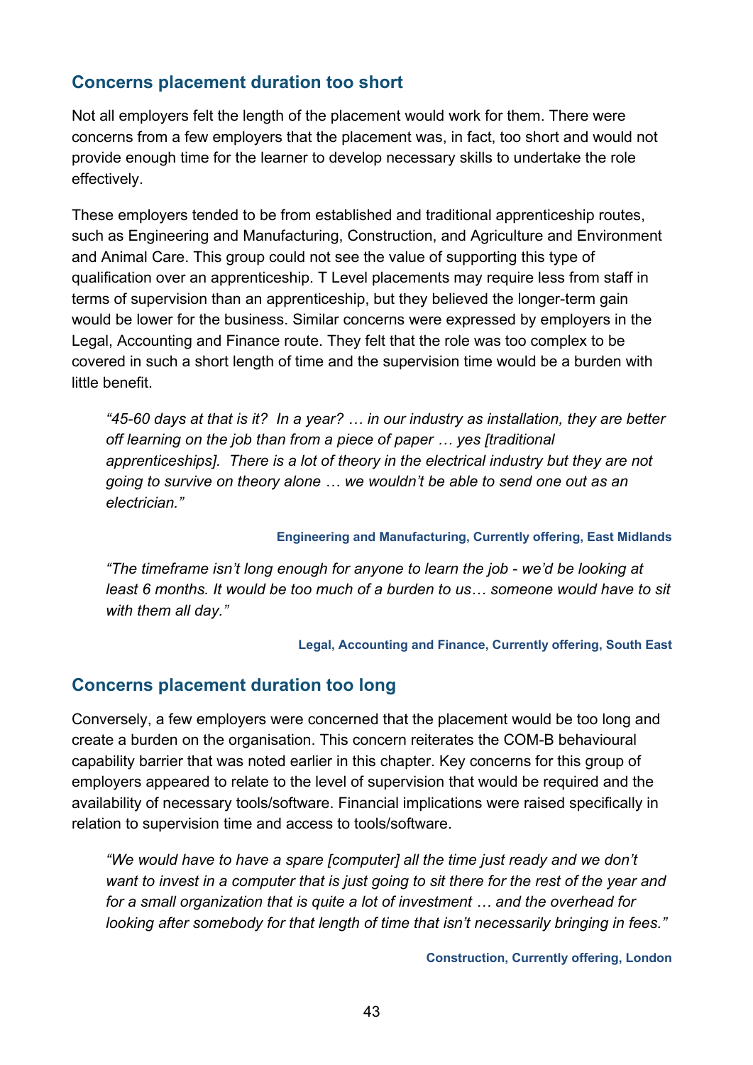### Concerns placement duration too short

Not all employers felt the length of the placement would work for them. There were concerns from a few employers that the placement was, in fact, too short and would not provide enough time for the learner to develop necessary skills to undertake the role effectively.

These employers tended to be from established and traditional apprenticeship routes, such as Engineering and Manufacturing, Construction, and Agriculture and Environment and Animal Care. This group could not see the value of supporting this type of qualification over an apprenticeship. T Level placements may require less from staff in terms of supervision than an apprenticeship, but they believed the longer-term gain would be lower for the business. Similar concerns were expressed by employers in the Legal, Accounting and Finance route. They felt that the role was too complex to be covered in such a short length of time and the supervision time would be a burden with little benefit.

> *"45-60 days at that is it?  In a year? … in our industry as installation, they are better off learning on the job than from a piece of paper … yes [traditional apprenticeships].  There is a lot of theory in the electrical industry but they are not going to survive on theory alone … we wouldn't be able to send one out as an electrician."*
>
> **Engineering and Manufacturing, Currently offering, East Midlands**

> *"The timeframe isn't long enough for anyone to learn the job - we'd be looking at least 6 months. It would be too much of a burden to us… someone would have to sit with them all day."*
>
> **Legal, Accounting and Finance, Currently offering, South East**

### Concerns placement duration too long

Conversely, a few employers were concerned that the placement would be too long and create a burden on the organisation. This concern reiterates the COM-B behavioural capability barrier that was noted earlier in this chapter. Key concerns for this group of employers appeared to relate to the level of supervision that would be required and the availability of necessary tools/software. Financial implications were raised specifically in relation to supervision time and access to tools/software.

> *"We would have to have a spare [computer] all the time just ready and we don't want to invest in a computer that is just going to sit there for the rest of the year and for a small organization that is quite a lot of investment … and the overhead for looking after somebody for that length of time that isn't necessarily bringing in fees."*
>
> **Construction, Currently offering, London**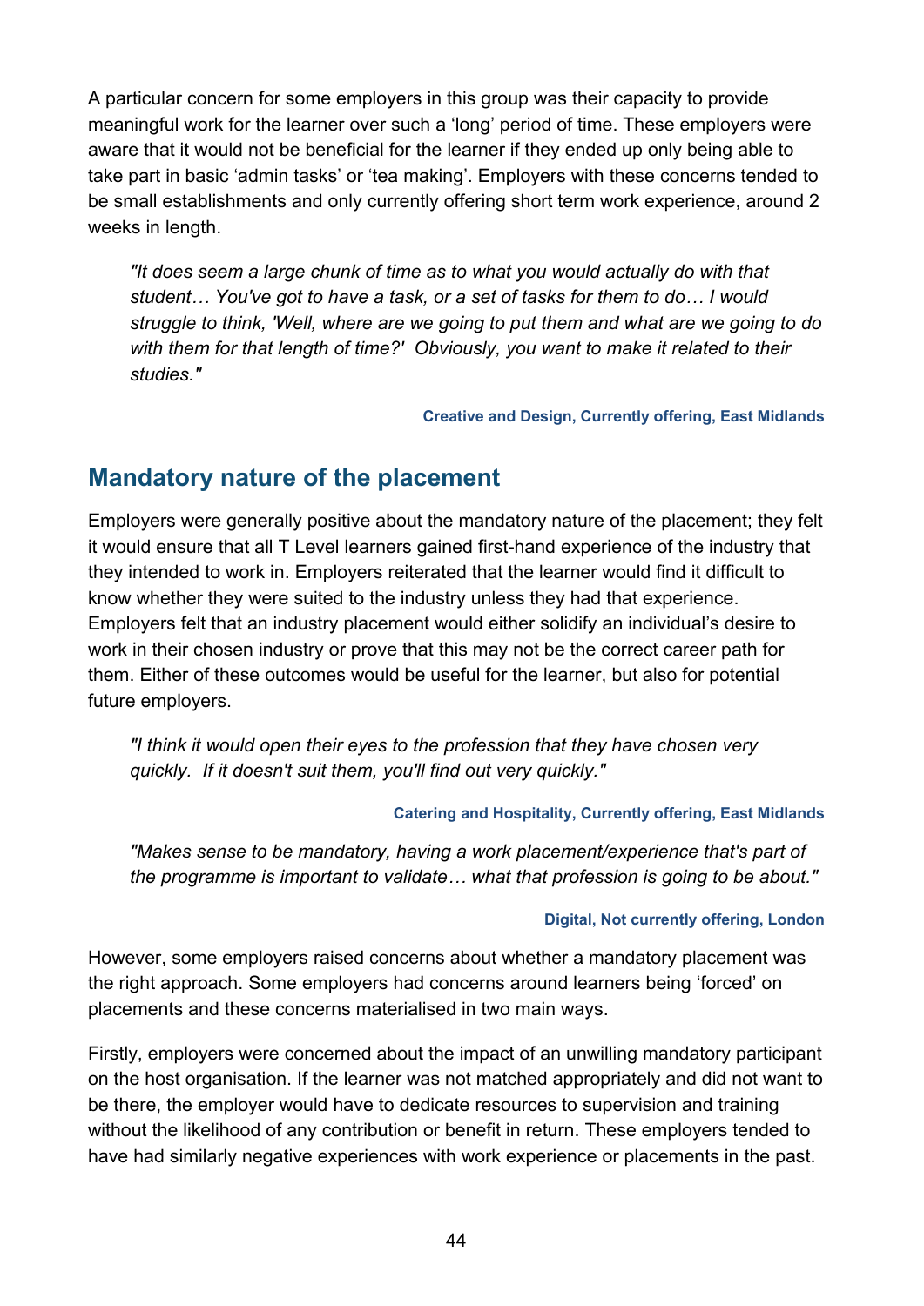A particular concern for some employers in this group was their capacity to provide meaningful work for the learner over such a 'long' period of time. These employers were aware that it would not be beneficial for the learner if they ended up only being able to take part in basic 'admin tasks' or 'tea making'. Employers with these concerns tended to be small establishments and only currently offering short term work experience, around 2 weeks in length.

> *"It does seem a large chunk of time as to what you would actually do with that student… You've got to have a task, or a set of tasks for them to do… I would struggle to think, 'Well, where are we going to put them and what are we going to do with them for that length of time?' Obviously, you want to make it related to their studies."*
>
> **Creative and Design, Currently offering, East Midlands**

## Mandatory nature of the placement

Employers were generally positive about the mandatory nature of the placement; they felt it would ensure that all T Level learners gained first-hand experience of the industry that they intended to work in. Employers reiterated that the learner would find it difficult to know whether they were suited to the industry unless they had that experience. Employers felt that an industry placement would either solidify an individual's desire to work in their chosen industry or prove that this may not be the correct career path for them. Either of these outcomes would be useful for the learner, but also for potential future employers.

> *"I think it would open their eyes to the profession that they have chosen very quickly. If it doesn't suit them, you'll find out very quickly."*
>
> **Catering and Hospitality, Currently offering, East Midlands**

> *"Makes sense to be mandatory, having a work placement/experience that's part of the programme is important to validate… what that profession is going to be about."*
>
> **Digital, Not currently offering, London**

However, some employers raised concerns about whether a mandatory placement was the right approach. Some employers had concerns around learners being 'forced' on placements and these concerns materialised in two main ways.

Firstly, employers were concerned about the impact of an unwilling mandatory participant on the host organisation. If the learner was not matched appropriately and did not want to be there, the employer would have to dedicate resources to supervision and training without the likelihood of any contribution or benefit in return. These employers tended to have had similarly negative experiences with work experience or placements in the past.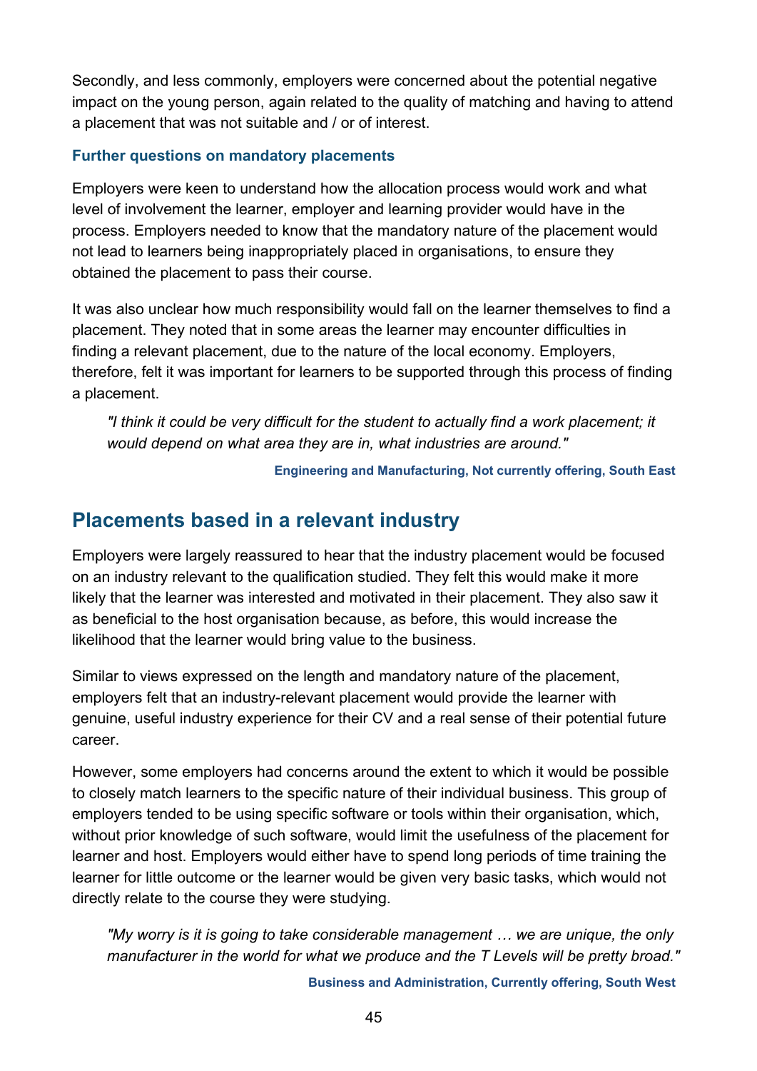Secondly, and less commonly, employers were concerned about the potential negative impact on the young person, again related to the quality of matching and having to attend a placement that was not suitable and / or of interest.

### Further questions on mandatory placements

Employers were keen to understand how the allocation process would work and what level of involvement the learner, employer and learning provider would have in the process. Employers needed to know that the mandatory nature of the placement would not lead to learners being inappropriately placed in organisations, to ensure they obtained the placement to pass their course.

It was also unclear how much responsibility would fall on the learner themselves to find a placement. They noted that in some areas the learner may encounter difficulties in finding a relevant placement, due to the nature of the local economy. Employers, therefore, felt it was important for learners to be supported through this process of finding a placement.

> *"I think it could be very difficult for the student to actually find a work placement; it would depend on what area they are in, what industries are around."*
>
> **Engineering and Manufacturing, Not currently offering, South East**

## Placements based in a relevant industry

Employers were largely reassured to hear that the industry placement would be focused on an industry relevant to the qualification studied. They felt this would make it more likely that the learner was interested and motivated in their placement. They also saw it as beneficial to the host organisation because, as before, this would increase the likelihood that the learner would bring value to the business.

Similar to views expressed on the length and mandatory nature of the placement, employers felt that an industry-relevant placement would provide the learner with genuine, useful industry experience for their CV and a real sense of their potential future career.

However, some employers had concerns around the extent to which it would be possible to closely match learners to the specific nature of their individual business. This group of employers tended to be using specific software or tools within their organisation, which, without prior knowledge of such software, would limit the usefulness of the placement for learner and host. Employers would either have to spend long periods of time training the learner for little outcome or the learner would be given very basic tasks, which would not directly relate to the course they were studying.

> *"My worry is it is going to take considerable management … we are unique, the only manufacturer in the world for what we produce and the T Levels will be pretty broad."*
>
> **Business and Administration, Currently offering, South West**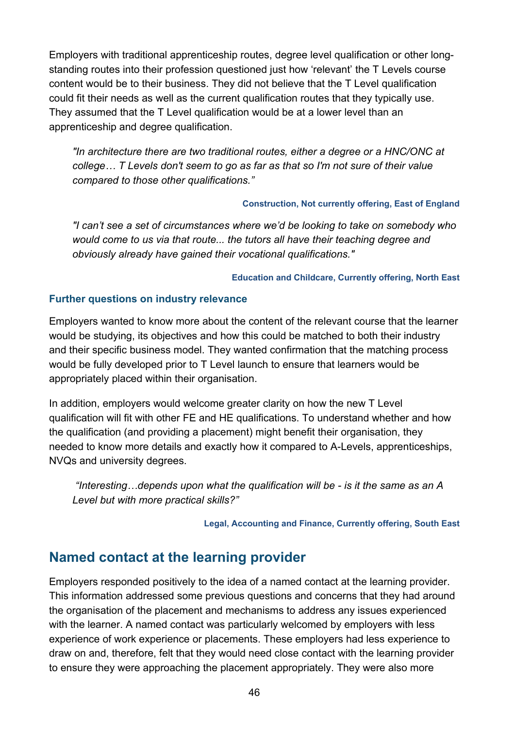Employers with traditional apprenticeship routes, degree level qualification or other long-standing routes into their profession questioned just how 'relevant' the T Levels course content would be to their business. They did not believe that the T Level qualification could fit their needs as well as the current qualification routes that they typically use. They assumed that the T Level qualification would be at a lower level than an apprenticeship and degree qualification.

> *"In architecture there are two traditional routes, either a degree or a HNC/ONC at college… T Levels don't seem to go as far as that so I'm not sure of their value compared to those other qualifications."*
>
> **Construction, Not currently offering, East of England**

> *"I can't see a set of circumstances where we'd be looking to take on somebody who would come to us via that route... the tutors all have their teaching degree and obviously already have gained their vocational qualifications."*
>
> **Education and Childcare, Currently offering, North East**

### Further questions on industry relevance

Employers wanted to know more about the content of the relevant course that the learner would be studying, its objectives and how this could be matched to both their industry and their specific business model. They wanted confirmation that the matching process would be fully developed prior to T Level launch to ensure that learners would be appropriately placed within their organisation.

In addition, employers would welcome greater clarity on how the new T Level qualification will fit with other FE and HE qualifications. To understand whether and how the qualification (and providing a placement) might benefit their organisation, they needed to know more details and exactly how it compared to A-Levels, apprenticeships, NVQs and university degrees.

> *"Interesting…depends upon what the qualification will be - is it the same as an A Level but with more practical skills?"*
>
> **Legal, Accounting and Finance, Currently offering, South East**

## Named contact at the learning provider

Employers responded positively to the idea of a named contact at the learning provider. This information addressed some previous questions and concerns that they had around the organisation of the placement and mechanisms to address any issues experienced with the learner. A named contact was particularly welcomed by employers with less experience of work experience or placements. These employers had less experience to draw on and, therefore, felt that they would need close contact with the learning provider to ensure they were approaching the placement appropriately. They were also more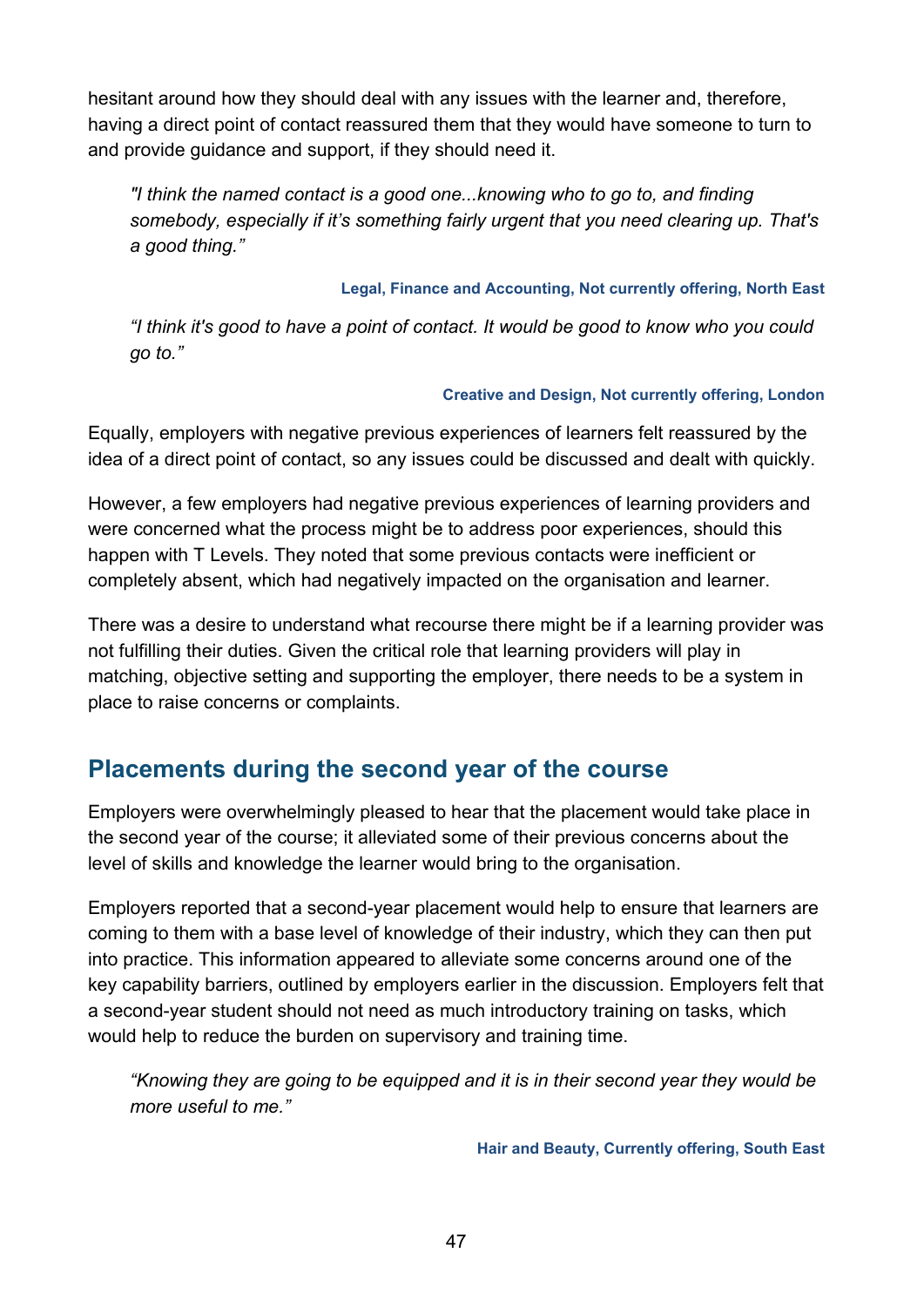hesitant around how they should deal with any issues with the learner and, therefore, having a direct point of contact reassured them that they would have someone to turn to and provide guidance and support, if they should need it.

> *"I think the named contact is a good one...knowing who to go to, and finding somebody, especially if it's something fairly urgent that you need clearing up. That's a good thing."*
>
> **Legal, Finance and Accounting, Not currently offering, North East**

> *"I think it's good to have a point of contact. It would be good to know who you could go to."*
>
> **Creative and Design, Not currently offering, London**

Equally, employers with negative previous experiences of learners felt reassured by the idea of a direct point of contact, so any issues could be discussed and dealt with quickly.

However, a few employers had negative previous experiences of learning providers and were concerned what the process might be to address poor experiences, should this happen with T Levels. They noted that some previous contacts were inefficient or completely absent, which had negatively impacted on the organisation and learner.

There was a desire to understand what recourse there might be if a learning provider was not fulfilling their duties. Given the critical role that learning providers will play in matching, objective setting and supporting the employer, there needs to be a system in place to raise concerns or complaints.

## Placements during the second year of the course

Employers were overwhelmingly pleased to hear that the placement would take place in the second year of the course; it alleviated some of their previous concerns about the level of skills and knowledge the learner would bring to the organisation.

Employers reported that a second-year placement would help to ensure that learners are coming to them with a base level of knowledge of their industry, which they can then put into practice. This information appeared to alleviate some concerns around one of the key capability barriers, outlined by employers earlier in the discussion. Employers felt that a second-year student should not need as much introductory training on tasks, which would help to reduce the burden on supervisory and training time.

> *"Knowing they are going to be equipped and it is in their second year they would be more useful to me."*
>
> **Hair and Beauty, Currently offering, South East**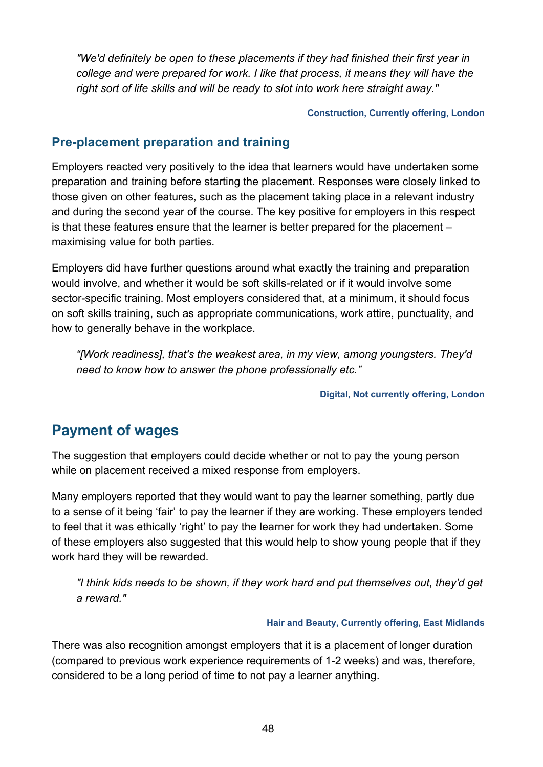*"We'd definitely be open to these placements if they had finished their first year in college and were prepared for work. I like that process, it means they will have the right sort of life skills and will be ready to slot into work here straight away."*

**Construction, Currently offering, London**

### Pre-placement preparation and training

Employers reacted very positively to the idea that learners would have undertaken some preparation and training before starting the placement. Responses were closely linked to those given on other features, such as the placement taking place in a relevant industry and during the second year of the course. The key positive for employers in this respect is that these features ensure that the learner is better prepared for the placement – maximising value for both parties.

Employers did have further questions around what exactly the training and preparation would involve, and whether it would be soft skills-related or if it would involve some sector-specific training. Most employers considered that, at a minimum, it should focus on soft skills training, such as appropriate communications, work attire, punctuality, and how to generally behave in the workplace.

*"[Work readiness], that's the weakest area, in my view, among youngsters. They'd need to know how to answer the phone professionally etc."*

**Digital, Not currently offering, London**

## Payment of wages

The suggestion that employers could decide whether or not to pay the young person while on placement received a mixed response from employers.

Many employers reported that they would want to pay the learner something, partly due to a sense of it being 'fair' to pay the learner if they are working. These employers tended to feel that it was ethically 'right' to pay the learner for work they had undertaken. Some of these employers also suggested that this would help to show young people that if they work hard they will be rewarded.

*"I think kids needs to be shown, if they work hard and put themselves out, they'd get a reward."*

**Hair and Beauty, Currently offering, East Midlands**

There was also recognition amongst employers that it is a placement of longer duration (compared to previous work experience requirements of 1-2 weeks) and was, therefore, considered to be a long period of time to not pay a learner anything.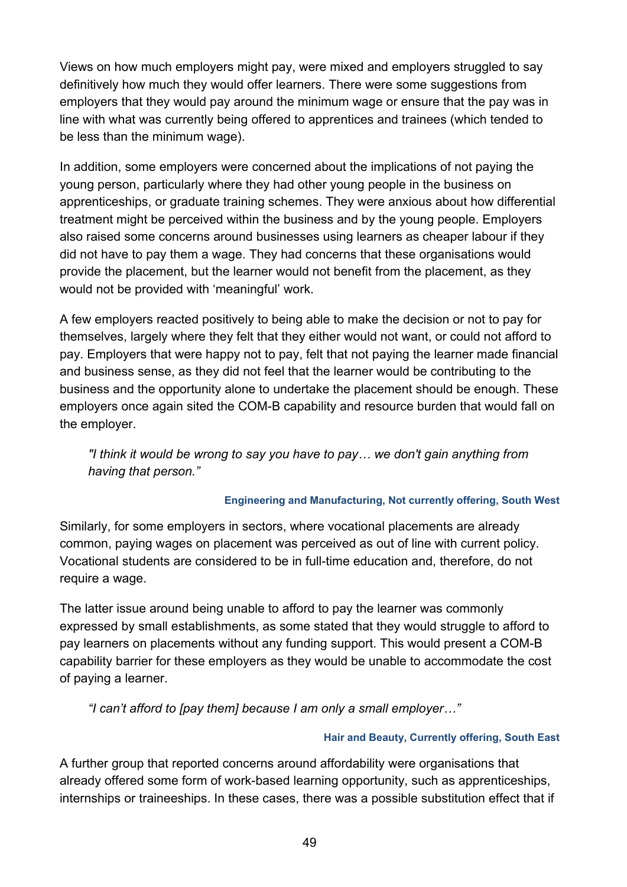Views on how much employers might pay, were mixed and employers struggled to say definitively how much they would offer learners. There were some suggestions from employers that they would pay around the minimum wage or ensure that the pay was in line with what was currently being offered to apprentices and trainees (which tended to be less than the minimum wage).

In addition, some employers were concerned about the implications of not paying the young person, particularly where they had other young people in the business on apprenticeships, or graduate training schemes. They were anxious about how differential treatment might be perceived within the business and by the young people. Employers also raised some concerns around businesses using learners as cheaper labour if they did not have to pay them a wage. They had concerns that these organisations would provide the placement, but the learner would not benefit from the placement, as they would not be provided with 'meaningful' work.

A few employers reacted positively to being able to make the decision or not to pay for themselves, largely where they felt that they either would not want, or could not afford to pay. Employers that were happy not to pay, felt that not paying the learner made financial and business sense, as they did not feel that the learner would be contributing to the business and the opportunity alone to undertake the placement should be enough. These employers once again sited the COM-B capability and resource burden that would fall on the employer.

> *"I think it would be wrong to say you have to pay… we don't gain anything from having that person."*
>
> **Engineering and Manufacturing, Not currently offering, South West**

Similarly, for some employers in sectors, where vocational placements are already common, paying wages on placement was perceived as out of line with current policy. Vocational students are considered to be in full-time education and, therefore, do not require a wage.

The latter issue around being unable to afford to pay the learner was commonly expressed by small establishments, as some stated that they would struggle to afford to pay learners on placements without any funding support. This would present a COM-B capability barrier for these employers as they would be unable to accommodate the cost of paying a learner.

> *"I can't afford to [pay them] because I am only a small employer…"*
>
> **Hair and Beauty, Currently offering, South East**

A further group that reported concerns around affordability were organisations that already offered some form of work-based learning opportunity, such as apprenticeships, internships or traineeships. In these cases, there was a possible substitution effect that if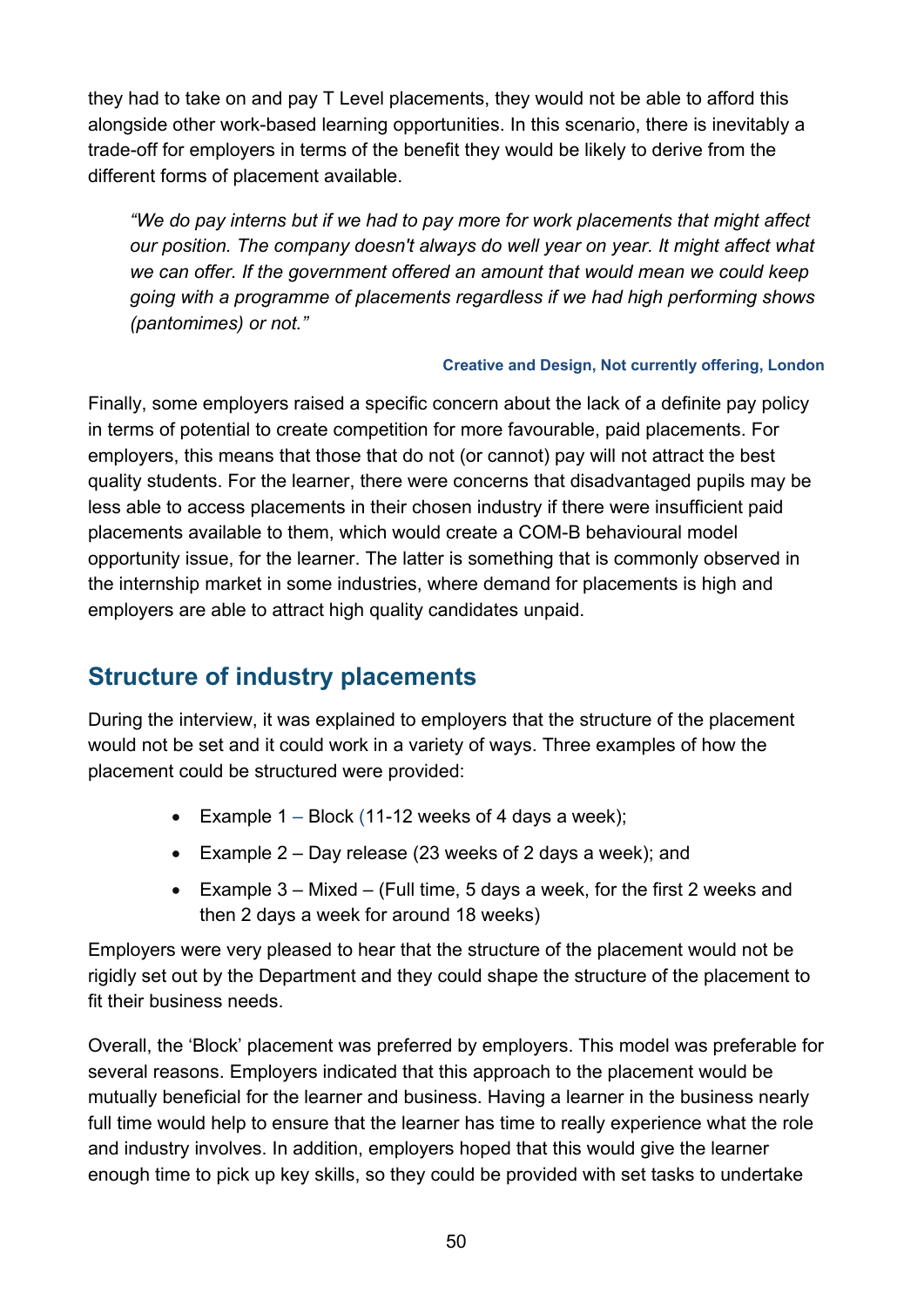they had to take on and pay T Level placements, they would not be able to afford this alongside other work-based learning opportunities. In this scenario, there is inevitably a trade-off for employers in terms of the benefit they would be likely to derive from the different forms of placement available.

> *"We do pay interns but if we had to pay more for work placements that might affect our position. The company doesn't always do well year on year. It might affect what we can offer. If the government offered an amount that would mean we could keep going with a programme of placements regardless if we had high performing shows (pantomimes) or not."*
>
> **Creative and Design, Not currently offering, London**

Finally, some employers raised a specific concern about the lack of a definite pay policy in terms of potential to create competition for more favourable, paid placements. For employers, this means that those that do not (or cannot) pay will not attract the best quality students. For the learner, there were concerns that disadvantaged pupils may be less able to access placements in their chosen industry if there were insufficient paid placements available to them, which would create a COM-B behavioural model opportunity issue, for the learner. The latter is something that is commonly observed in the internship market in some industries, where demand for placements is high and employers are able to attract high quality candidates unpaid.

## Structure of industry placements

During the interview, it was explained to employers that the structure of the placement would not be set and it could work in a variety of ways. Three examples of how the placement could be structured were provided:

- Example 1 – Block (11-12 weeks of 4 days a week);
- Example 2 – Day release (23 weeks of 2 days a week); and
- Example 3 – Mixed – (Full time, 5 days a week, for the first 2 weeks and then 2 days a week for around 18 weeks)

Employers were very pleased to hear that the structure of the placement would not be rigidly set out by the Department and they could shape the structure of the placement to fit their business needs.

Overall, the 'Block' placement was preferred by employers. This model was preferable for several reasons. Employers indicated that this approach to the placement would be mutually beneficial for the learner and business. Having a learner in the business nearly full time would help to ensure that the learner has time to really experience what the role and industry involves. In addition, employers hoped that this would give the learner enough time to pick up key skills, so they could be provided with set tasks to undertake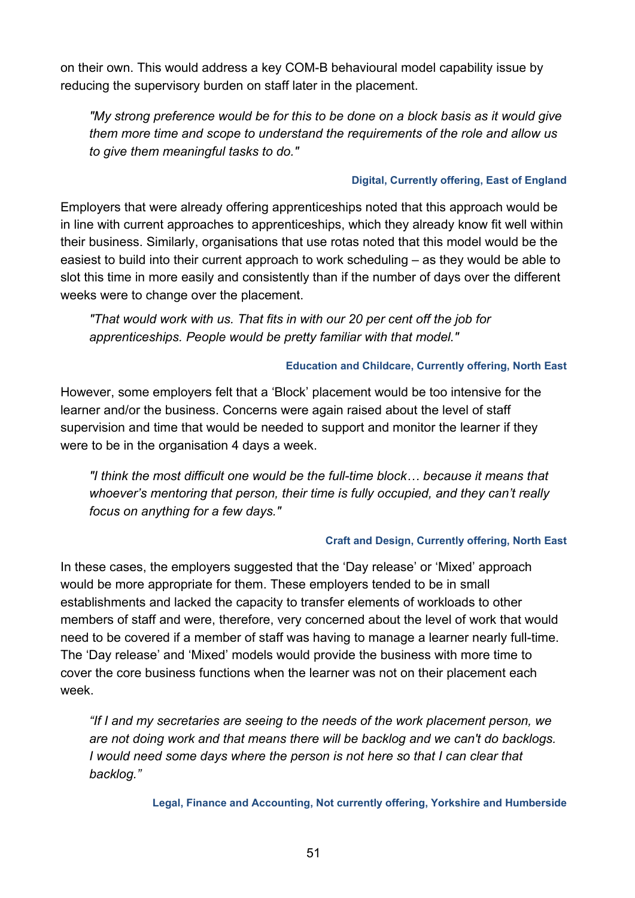on their own. This would address a key COM-B behavioural model capability issue by reducing the supervisory burden on staff later in the placement.

> *"My strong preference would be for this to be done on a block basis as it would give them more time and scope to understand the requirements of the role and allow us to give them meaningful tasks to do."*
>
> **Digital, Currently offering, East of England**

Employers that were already offering apprenticeships noted that this approach would be in line with current approaches to apprenticeships, which they already know fit well within their business. Similarly, organisations that use rotas noted that this model would be the easiest to build into their current approach to work scheduling – as they would be able to slot this time in more easily and consistently than if the number of days over the different weeks were to change over the placement.

> *"That would work with us. That fits in with our 20 per cent off the job for apprenticeships. People would be pretty familiar with that model."*
>
> **Education and Childcare, Currently offering, North East**

However, some employers felt that a 'Block' placement would be too intensive for the learner and/or the business. Concerns were again raised about the level of staff supervision and time that would be needed to support and monitor the learner if they were to be in the organisation 4 days a week.

> *"I think the most difficult one would be the full-time block… because it means that whoever's mentoring that person, their time is fully occupied, and they can't really focus on anything for a few days."*
>
> **Craft and Design, Currently offering, North East**

In these cases, the employers suggested that the 'Day release' or 'Mixed' approach would be more appropriate for them. These employers tended to be in small establishments and lacked the capacity to transfer elements of workloads to other members of staff and were, therefore, very concerned about the level of work that would need to be covered if a member of staff was having to manage a learner nearly full-time. The 'Day release' and 'Mixed' models would provide the business with more time to cover the core business functions when the learner was not on their placement each week.

> *"If I and my secretaries are seeing to the needs of the work placement person, we are not doing work and that means there will be backlog and we can't do backlogs. I would need some days where the person is not here so that I can clear that backlog."*
>
> **Legal, Finance and Accounting, Not currently offering, Yorkshire and Humberside**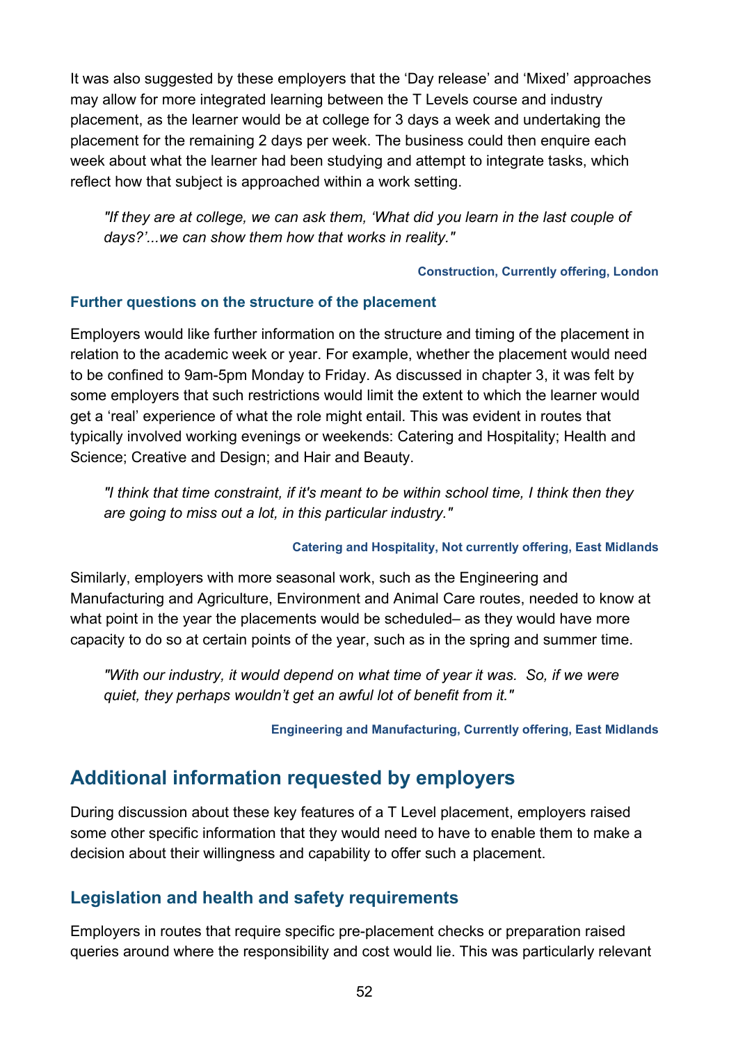It was also suggested by these employers that the ‘Day release’ and ‘Mixed’ approaches may allow for more integrated learning between the T Levels course and industry placement, as the learner would be at college for 3 days a week and undertaking the placement for the remaining 2 days per week. The business could then enquire each week about what the learner had been studying and attempt to integrate tasks, which reflect how that subject is approached within a work setting.

> *"If they are at college, we can ask them, ‘What did you learn in the last couple of days?’...we can show them how that works in reality."*
>
> **Construction, Currently offering, London**

### Further questions on the structure of the placement

Employers would like further information on the structure and timing of the placement in relation to the academic week or year. For example, whether the placement would need to be confined to 9am-5pm Monday to Friday. As discussed in chapter 3, it was felt by some employers that such restrictions would limit the extent to which the learner would get a ‘real’ experience of what the role might entail. This was evident in routes that typically involved working evenings or weekends: Catering and Hospitality; Health and Science; Creative and Design; and Hair and Beauty.

> *"I think that time constraint, if it's meant to be within school time, I think then they are going to miss out a lot, in this particular industry."*
>
> **Catering and Hospitality, Not currently offering, East Midlands**

Similarly, employers with more seasonal work, such as the Engineering and Manufacturing and Agriculture, Environment and Animal Care routes, needed to know at what point in the year the placements would be scheduled– as they would have more capacity to do so at certain points of the year, such as in the spring and summer time.

> *"With our industry, it would depend on what time of year it was. So, if we were quiet, they perhaps wouldn’t get an awful lot of benefit from it."*
>
> **Engineering and Manufacturing, Currently offering, East Midlands**

## Additional information requested by employers

During discussion about these key features of a T Level placement, employers raised some other specific information that they would need to have to enable them to make a decision about their willingness and capability to offer such a placement.

### Legislation and health and safety requirements

Employers in routes that require specific pre-placement checks or preparation raised queries around where the responsibility and cost would lie. This was particularly relevant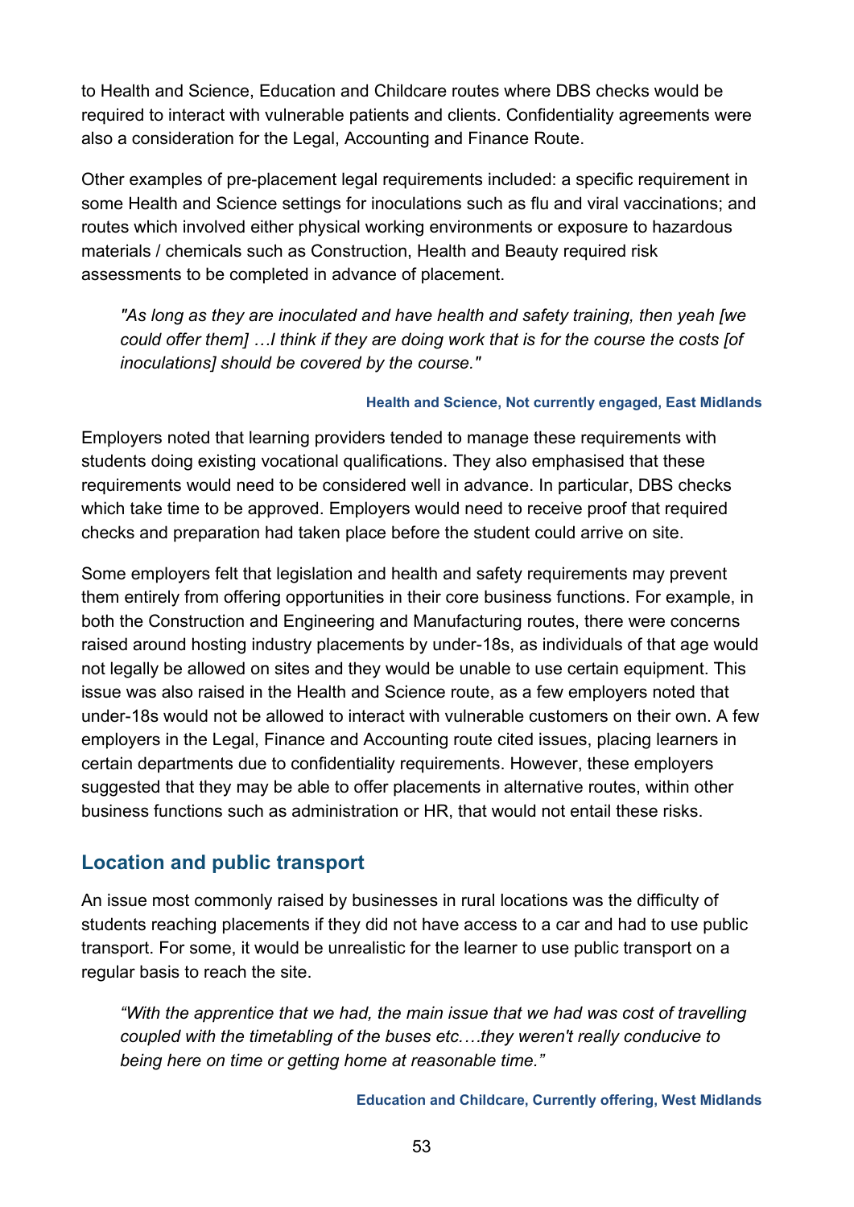to Health and Science, Education and Childcare routes where DBS checks would be required to interact with vulnerable patients and clients. Confidentiality agreements were also a consideration for the Legal, Accounting and Finance Route.

Other examples of pre-placement legal requirements included: a specific requirement in some Health and Science settings for inoculations such as flu and viral vaccinations; and routes which involved either physical working environments or exposure to hazardous materials / chemicals such as Construction, Health and Beauty required risk assessments to be completed in advance of placement.

> *"As long as they are inoculated and have health and safety training, then yeah [we could offer them] …I think if they are doing work that is for the course the costs [of inoculations] should be covered by the course."*
>
> **Health and Science, Not currently engaged, East Midlands**

Employers noted that learning providers tended to manage these requirements with students doing existing vocational qualifications. They also emphasised that these requirements would need to be considered well in advance. In particular, DBS checks which take time to be approved. Employers would need to receive proof that required checks and preparation had taken place before the student could arrive on site.

Some employers felt that legislation and health and safety requirements may prevent them entirely from offering opportunities in their core business functions. For example, in both the Construction and Engineering and Manufacturing routes, there were concerns raised around hosting industry placements by under-18s, as individuals of that age would not legally be allowed on sites and they would be unable to use certain equipment. This issue was also raised in the Health and Science route, as a few employers noted that under-18s would not be allowed to interact with vulnerable customers on their own. A few employers in the Legal, Finance and Accounting route cited issues, placing learners in certain departments due to confidentiality requirements. However, these employers suggested that they may be able to offer placements in alternative routes, within other business functions such as administration or HR, that would not entail these risks.

## Location and public transport

An issue most commonly raised by businesses in rural locations was the difficulty of students reaching placements if they did not have access to a car and had to use public transport. For some, it would be unrealistic for the learner to use public transport on a regular basis to reach the site.

> *"With the apprentice that we had, the main issue that we had was cost of travelling coupled with the timetabling of the buses etc.…they weren't really conducive to being here on time or getting home at reasonable time."*
>
> **Education and Childcare, Currently offering, West Midlands**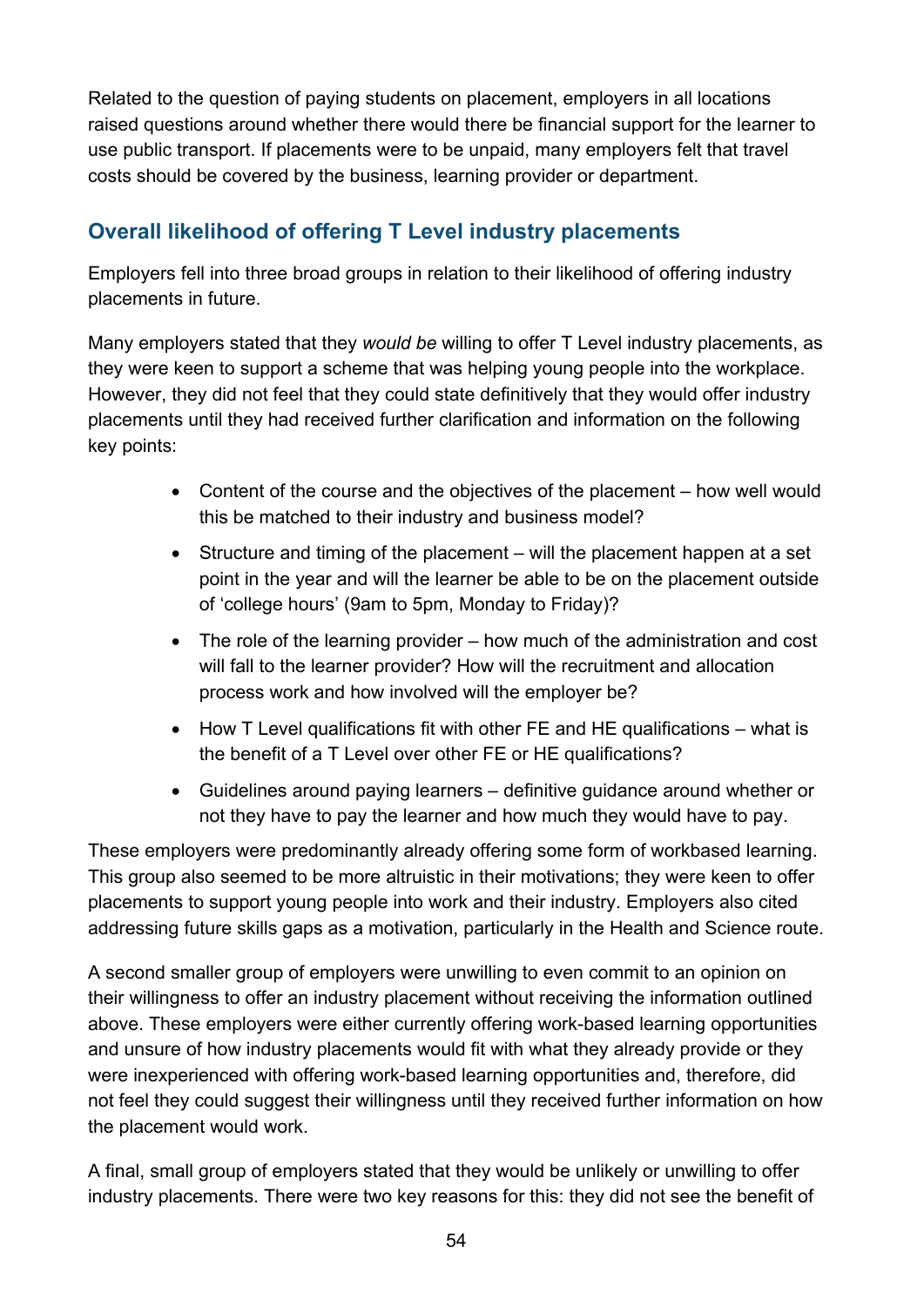Related to the question of paying students on placement, employers in all locations raised questions around whether there would there be financial support for the learner to use public transport. If placements were to be unpaid, many employers felt that travel costs should be covered by the business, learning provider or department.

## Overall likelihood of offering T Level industry placements

Employers fell into three broad groups in relation to their likelihood of offering industry placements in future.

Many employers stated that they *would be* willing to offer T Level industry placements, as they were keen to support a scheme that was helping young people into the workplace. However, they did not feel that they could state definitively that they would offer industry placements until they had received further clarification and information on the following key points:

- Content of the course and the objectives of the placement – how well would this be matched to their industry and business model?
- Structure and timing of the placement – will the placement happen at a set point in the year and will the learner be able to be on the placement outside of 'college hours' (9am to 5pm, Monday to Friday)?
- The role of the learning provider – how much of the administration and cost will fall to the learner provider? How will the recruitment and allocation process work and how involved will the employer be?
- How T Level qualifications fit with other FE and HE qualifications – what is the benefit of a T Level over other FE or HE qualifications?
- Guidelines around paying learners – definitive guidance around whether or not they have to pay the learner and how much they would have to pay.

These employers were predominantly already offering some form of workbased learning. This group also seemed to be more altruistic in their motivations; they were keen to offer placements to support young people into work and their industry. Employers also cited addressing future skills gaps as a motivation, particularly in the Health and Science route.

A second smaller group of employers were unwilling to even commit to an opinion on their willingness to offer an industry placement without receiving the information outlined above. These employers were either currently offering work-based learning opportunities and unsure of how industry placements would fit with what they already provide or they were inexperienced with offering work-based learning opportunities and, therefore, did not feel they could suggest their willingness until they received further information on how the placement would work.

A final, small group of employers stated that they would be unlikely or unwilling to offer industry placements. There were two key reasons for this: they did not see the benefit of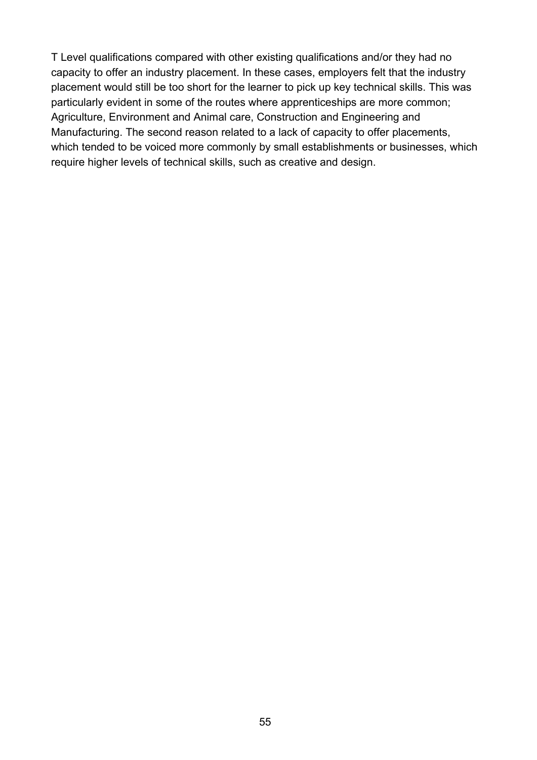T Level qualifications compared with other existing qualifications and/or they had no capacity to offer an industry placement. In these cases, employers felt that the industry placement would still be too short for the learner to pick up key technical skills. This was particularly evident in some of the routes where apprenticeships are more common; Agriculture, Environment and Animal care, Construction and Engineering and Manufacturing. The second reason related to a lack of capacity to offer placements, which tended to be voiced more commonly by small establishments or businesses, which require higher levels of technical skills, such as creative and design.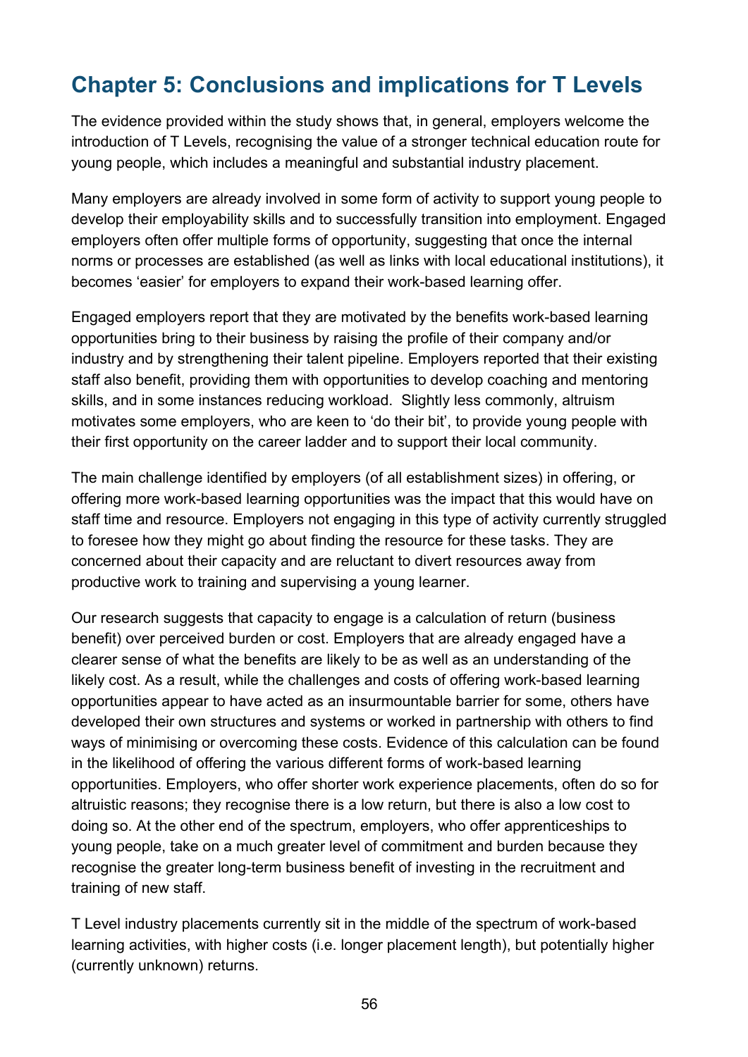# Chapter 5: Conclusions and implications for T Levels

The evidence provided within the study shows that, in general, employers welcome the introduction of T Levels, recognising the value of a stronger technical education route for young people, which includes a meaningful and substantial industry placement.

Many employers are already involved in some form of activity to support young people to develop their employability skills and to successfully transition into employment. Engaged employers often offer multiple forms of opportunity, suggesting that once the internal norms or processes are established (as well as links with local educational institutions), it becomes 'easier' for employers to expand their work-based learning offer.

Engaged employers report that they are motivated by the benefits work-based learning opportunities bring to their business by raising the profile of their company and/or industry and by strengthening their talent pipeline. Employers reported that their existing staff also benefit, providing them with opportunities to develop coaching and mentoring skills, and in some instances reducing workload.  Slightly less commonly, altruism motivates some employers, who are keen to 'do their bit', to provide young people with their first opportunity on the career ladder and to support their local community.

The main challenge identified by employers (of all establishment sizes) in offering, or offering more work-based learning opportunities was the impact that this would have on staff time and resource. Employers not engaging in this type of activity currently struggled to foresee how they might go about finding the resource for these tasks. They are concerned about their capacity and are reluctant to divert resources away from productive work to training and supervising a young learner.

Our research suggests that capacity to engage is a calculation of return (business benefit) over perceived burden or cost. Employers that are already engaged have a clearer sense of what the benefits are likely to be as well as an understanding of the likely cost. As a result, while the challenges and costs of offering work-based learning opportunities appear to have acted as an insurmountable barrier for some, others have developed their own structures and systems or worked in partnership with others to find ways of minimising or overcoming these costs. Evidence of this calculation can be found in the likelihood of offering the various different forms of work-based learning opportunities. Employers, who offer shorter work experience placements, often do so for altruistic reasons; they recognise there is a low return, but there is also a low cost to doing so. At the other end of the spectrum, employers, who offer apprenticeships to young people, take on a much greater level of commitment and burden because they recognise the greater long-term business benefit of investing in the recruitment and training of new staff.

T Level industry placements currently sit in the middle of the spectrum of work-based learning activities, with higher costs (i.e. longer placement length), but potentially higher (currently unknown) returns.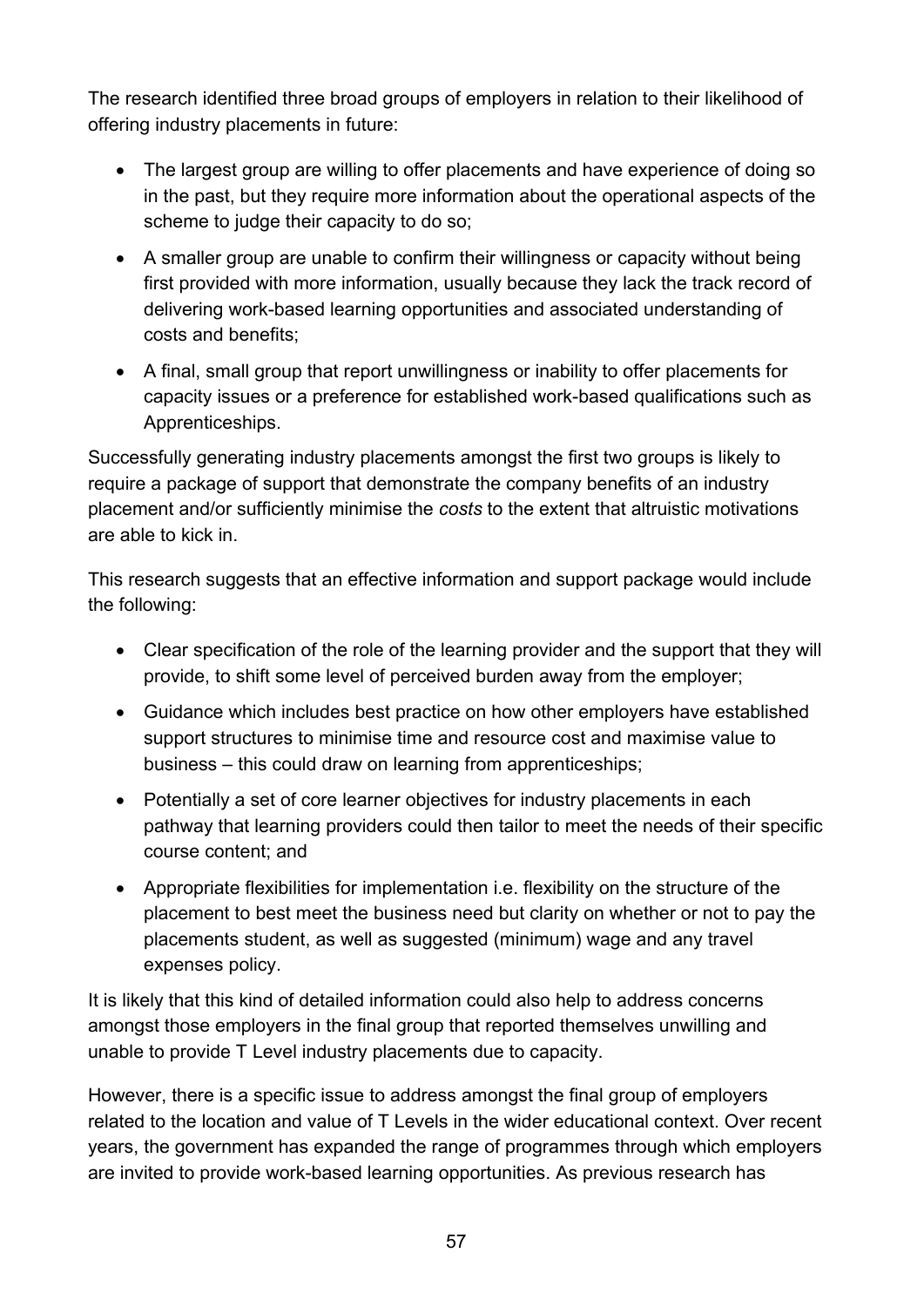The research identified three broad groups of employers in relation to their likelihood of offering industry placements in future:

- The largest group are willing to offer placements and have experience of doing so in the past, but they require more information about the operational aspects of the scheme to judge their capacity to do so;
- A smaller group are unable to confirm their willingness or capacity without being first provided with more information, usually because they lack the track record of delivering work-based learning opportunities and associated understanding of costs and benefits;
- A final, small group that report unwillingness or inability to offer placements for capacity issues or a preference for established work-based qualifications such as Apprenticeships.

Successfully generating industry placements amongst the first two groups is likely to require a package of support that demonstrate the company benefits of an industry placement and/or sufficiently minimise the *costs* to the extent that altruistic motivations are able to kick in.

This research suggests that an effective information and support package would include the following:

- Clear specification of the role of the learning provider and the support that they will provide, to shift some level of perceived burden away from the employer;
- Guidance which includes best practice on how other employers have established support structures to minimise time and resource cost and maximise value to business – this could draw on learning from apprenticeships;
- Potentially a set of core learner objectives for industry placements in each pathway that learning providers could then tailor to meet the needs of their specific course content; and
- Appropriate flexibilities for implementation i.e. flexibility on the structure of the placement to best meet the business need but clarity on whether or not to pay the placements student, as well as suggested (minimum) wage and any travel expenses policy.

It is likely that this kind of detailed information could also help to address concerns amongst those employers in the final group that reported themselves unwilling and unable to provide T Level industry placements due to capacity.

However, there is a specific issue to address amongst the final group of employers related to the location and value of T Levels in the wider educational context. Over recent years, the government has expanded the range of programmes through which employers are invited to provide work-based learning opportunities. As previous research has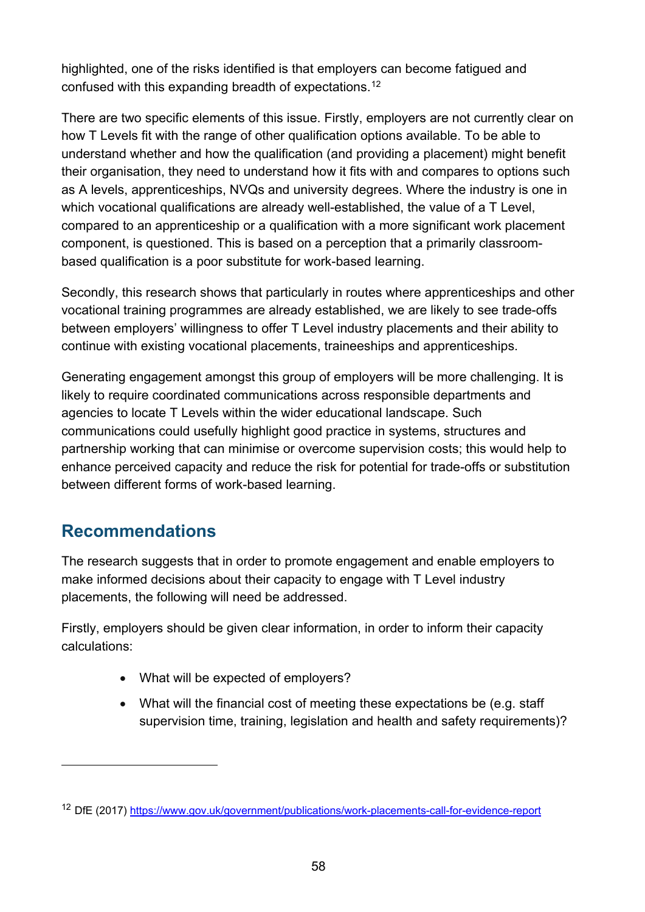highlighted, one of the risks identified is that employers can become fatigued and confused with this expanding breadth of expectations.[12]

There are two specific elements of this issue. Firstly, employers are not currently clear on how T Levels fit with the range of other qualification options available. To be able to understand whether and how the qualification (and providing a placement) might benefit their organisation, they need to understand how it fits with and compares to options such as A levels, apprenticeships, NVQs and university degrees. Where the industry is one in which vocational qualifications are already well-established, the value of a T Level, compared to an apprenticeship or a qualification with a more significant work placement component, is questioned. This is based on a perception that a primarily classroom-based qualification is a poor substitute for work-based learning.

Secondly, this research shows that particularly in routes where apprenticeships and other vocational training programmes are already established, we are likely to see trade-offs between employers' willingness to offer T Level industry placements and their ability to continue with existing vocational placements, traineeships and apprenticeships.

Generating engagement amongst this group of employers will be more challenging. It is likely to require coordinated communications across responsible departments and agencies to locate T Levels within the wider educational landscape. Such communications could usefully highlight good practice in systems, structures and partnership working that can minimise or overcome supervision costs; this would help to enhance perceived capacity and reduce the risk for potential for trade-offs or substitution between different forms of work-based learning.

## Recommendations

The research suggests that in order to promote engagement and enable employers to make informed decisions about their capacity to engage with T Level industry placements, the following will need be addressed.

Firstly, employers should be given clear information, in order to inform their capacity calculations:

- What will be expected of employers?
- What will the financial cost of meeting these expectations be (e.g. staff supervision time, training, legislation and health and safety requirements)?

---

[12] DfE (2017) https://www.gov.uk/government/publications/work-placements-call-for-evidence-report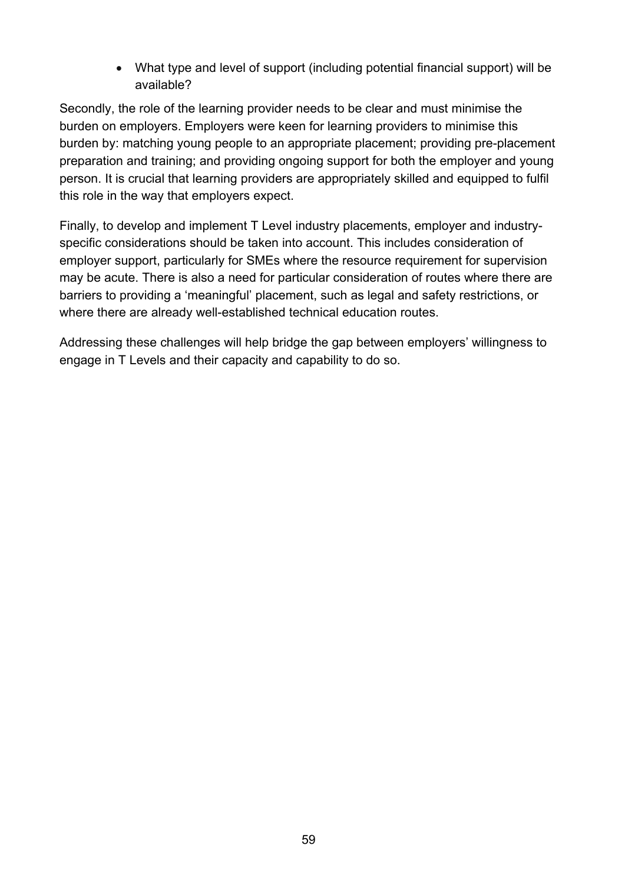- What type and level of support (including potential financial support) will be available?

Secondly, the role of the learning provider needs to be clear and must minimise the burden on employers. Employers were keen for learning providers to minimise this burden by: matching young people to an appropriate placement; providing pre-placement preparation and training; and providing ongoing support for both the employer and young person. It is crucial that learning providers are appropriately skilled and equipped to fulfil this role in the way that employers expect.

Finally, to develop and implement T Level industry placements, employer and industry-specific considerations should be taken into account. This includes consideration of employer support, particularly for SMEs where the resource requirement for supervision may be acute. There is also a need for particular consideration of routes where there are barriers to providing a 'meaningful' placement, such as legal and safety restrictions, or where there are already well-established technical education routes.

Addressing these challenges will help bridge the gap between employers' willingness to engage in T Levels and their capacity and capability to do so.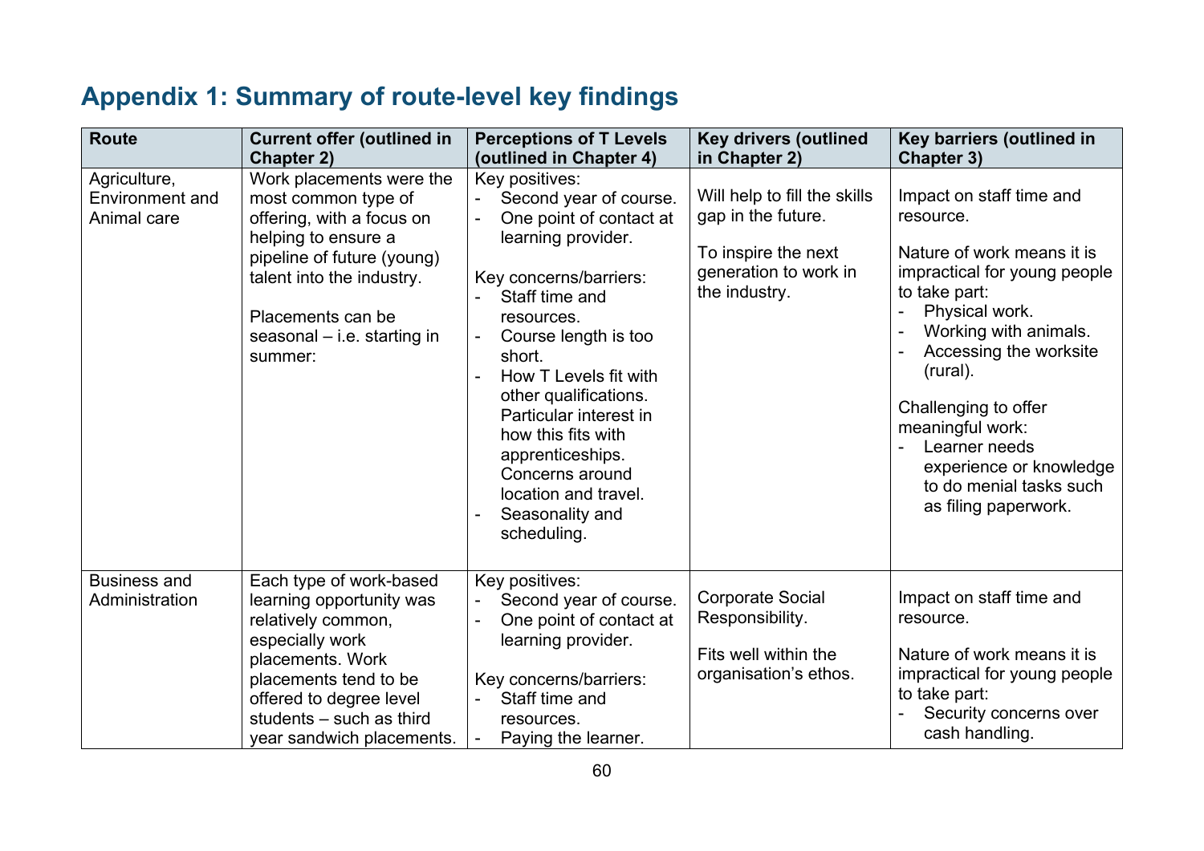## Appendix 1: Summary of route-level key findings

| Route | Current offer (outlined in Chapter 2) | Perceptions of T Levels (outlined in Chapter 4) | Key drivers (outlined in Chapter 2) | Key barriers (outlined in Chapter 3) |
|---|---|---|---|---|
| Agriculture, Environment and Animal care | Work placements were the most common type of offering, with a focus on helping to ensure a pipeline of future (young) talent into the industry.<br><br>Placements can be seasonal – i.e. starting in summer: | Key positives:<br>- Second year of course.<br>- One point of contact at learning provider.<br><br>Key concerns/barriers:<br>- Staff time and resources.<br>- Course length is too short.<br>- How T Levels fit with other qualifications. Particular interest in how this fits with apprenticeships. Concerns around location and travel.<br>- Seasonality and scheduling. | Will help to fill the skills gap in the future.<br><br>To inspire the next generation to work in the industry. | Impact on staff time and resource.<br><br>Nature of work means it is impractical for young people to take part:<br>- Physical work.<br>- Working with animals.<br>- Accessing the worksite (rural).<br><br>Challenging to offer meaningful work:<br>- Learner needs experience or knowledge to do menial tasks such as filing paperwork. |
| Business and Administration | Each type of work-based learning opportunity was relatively common, especially work placements. Work placements tend to be offered to degree level students – such as third year sandwich placements. | Key positives:<br>- Second year of course.<br>- One point of contact at learning provider.<br><br>Key concerns/barriers:<br>- Staff time and resources.<br>- Paying the learner. | Corporate Social Responsibility.<br><br>Fits well within the organisation's ethos. | Impact on staff time and resource.<br><br>Nature of work means it is impractical for young people to take part:<br>- Security concerns over cash handling. |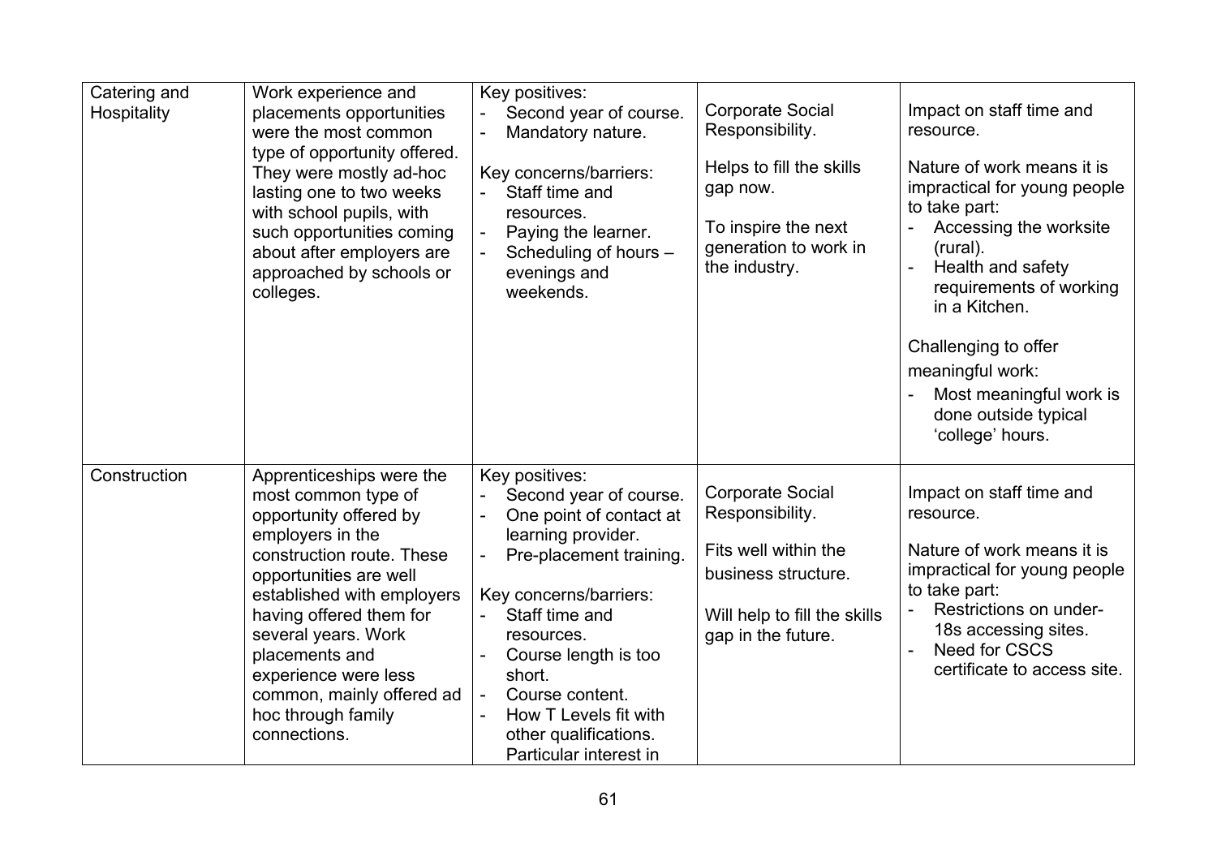| Catering and Hospitality | Work experience and placements opportunities were the most common type of opportunity offered. They were mostly ad-hoc lasting one to two weeks with school pupils, with such opportunities coming about after employers are approached by schools or colleges. | Key positives:<br>- Second year of course.<br>- Mandatory nature.<br><br>Key concerns/barriers:<br>- Staff time and resources.<br>- Paying the learner.<br>- Scheduling of hours – evenings and weekends. | Corporate Social Responsibility.<br><br>Helps to fill the skills gap now.<br><br>To inspire the next generation to work in the industry. | Impact on staff time and resource.<br><br>Nature of work means it is impractical for young people to take part:<br>- Accessing the worksite (rural).<br>- Health and safety requirements of working in a Kitchen.<br><br>Challenging to offer meaningful work:<br>- Most meaningful work is done outside typical 'college' hours. |
|---|---|---|---|---|
| Construction | Apprenticeships were the most common type of opportunity offered by employers in the construction route. These opportunities are well established with employers having offered them for several years. Work placements and experience were less common, mainly offered ad hoc through family connections. | Key positives:<br>- Second year of course.<br>- One point of contact at learning provider.<br>- Pre-placement training.<br><br>Key concerns/barriers:<br>- Staff time and resources.<br>- Course length is too short.<br>- Course content.<br>- How T Levels fit with other qualifications. Particular interest in | Corporate Social Responsibility.<br><br>Fits well within the business structure.<br><br>Will help to fill the skills gap in the future. | Impact on staff time and resource.<br><br>Nature of work means it is impractical for young people to take part:<br>- Restrictions on under-18s accessing sites.<br>- Need for CSCS certificate to access site. |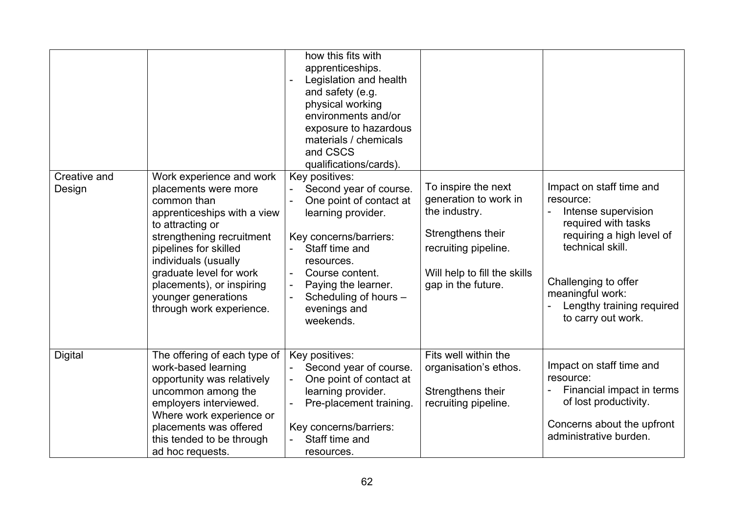| | | | | |
|---|---|---|---|---|
| | | how this fits with apprenticeships.<br>- Legislation and health and safety (e.g. physical working environments and/or exposure to hazardous materials / chemicals and CSCS qualifications/cards). | | |
| Creative and Design | Work experience and work placements were more common than apprenticeships with a view to attracting or strengthening recruitment pipelines for skilled individuals (usually graduate level for work placements), or inspiring younger generations through work experience. | Key positives:<br>- Second year of course.<br>- One point of contact at learning provider.<br><br>Key concerns/barriers:<br>- Staff time and resources.<br>- Course content.<br>- Paying the learner.<br>- Scheduling of hours – evenings and weekends. | To inspire the next generation to work in the industry.<br><br>Strengthens their recruiting pipeline.<br><br>Will help to fill the skills gap in the future. | Impact on staff time and resource:<br>- Intense supervision required with tasks requiring a high level of technical skill.<br><br>Challenging to offer meaningful work:<br>- Lengthy training required to carry out work. |
| Digital | The offering of each type of work-based learning opportunity was relatively uncommon among the employers interviewed. Where work experience or placements was offered this tended to be through ad hoc requests. | Key positives:<br>- Second year of course.<br>- One point of contact at learning provider.<br>- Pre-placement training.<br><br>Key concerns/barriers:<br>- Staff time and resources. | Fits well within the organisation's ethos.<br><br>Strengthens their recruiting pipeline. | Impact on staff time and resource:<br>- Financial impact in terms of lost productivity.<br><br>Concerns about the upfront administrative burden. |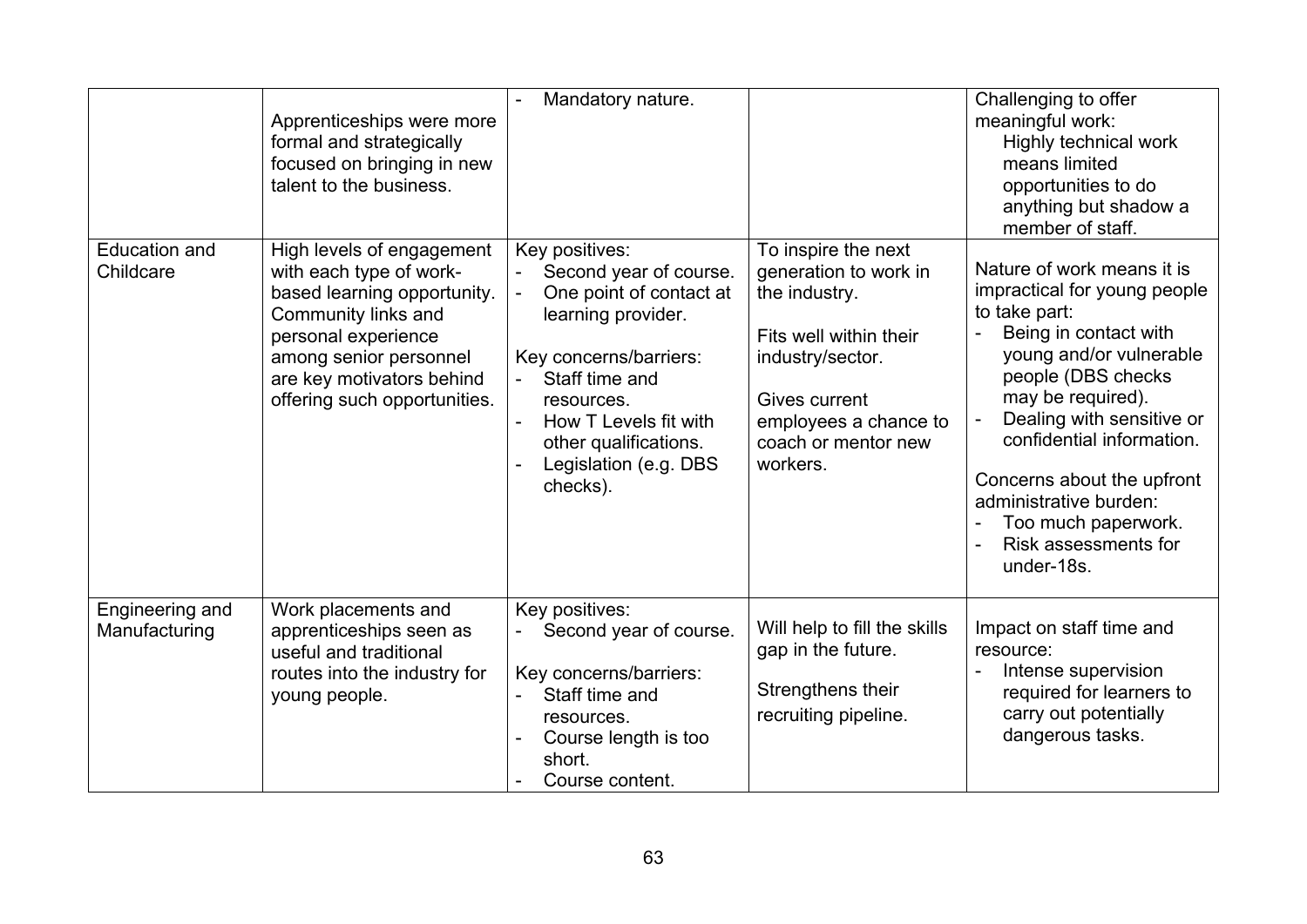| | | | | |
|---|---|---|---|---|
| | Apprenticeships were more formal and strategically focused on bringing in new talent to the business. | - Mandatory nature. | | Challenging to offer meaningful work:<br>Highly technical work means limited opportunities to do anything but shadow a member of staff. |
| Education and Childcare | High levels of engagement with each type of work-based learning opportunity. Community links and personal experience among senior personnel are key motivators behind offering such opportunities. | Key positives:<br>- Second year of course.<br>- One point of contact at learning provider.<br><br>Key concerns/barriers:<br>- Staff time and resources.<br>- How T Levels fit with other qualifications.<br>- Legislation (e.g. DBS checks). | To inspire the next generation to work in the industry.<br><br>Fits well within their industry/sector.<br><br>Gives current employees a chance to coach or mentor new workers. | Nature of work means it is impractical for young people to take part:<br>- Being in contact with young and/or vulnerable people (DBS checks may be required).<br>- Dealing with sensitive or confidential information.<br><br>Concerns about the upfront administrative burden:<br>- Too much paperwork.<br>- Risk assessments for under-18s. |
| Engineering and Manufacturing | Work placements and apprenticeships seen as useful and traditional routes into the industry for young people. | Key positives:<br>- Second year of course.<br><br>Key concerns/barriers:<br>- Staff time and resources.<br>- Course length is too short.<br>- Course content. | Will help to fill the skills gap in the future.<br><br>Strengthens their recruiting pipeline. | Impact on staff time and resource:<br>- Intense supervision required for learners to carry out potentially dangerous tasks. |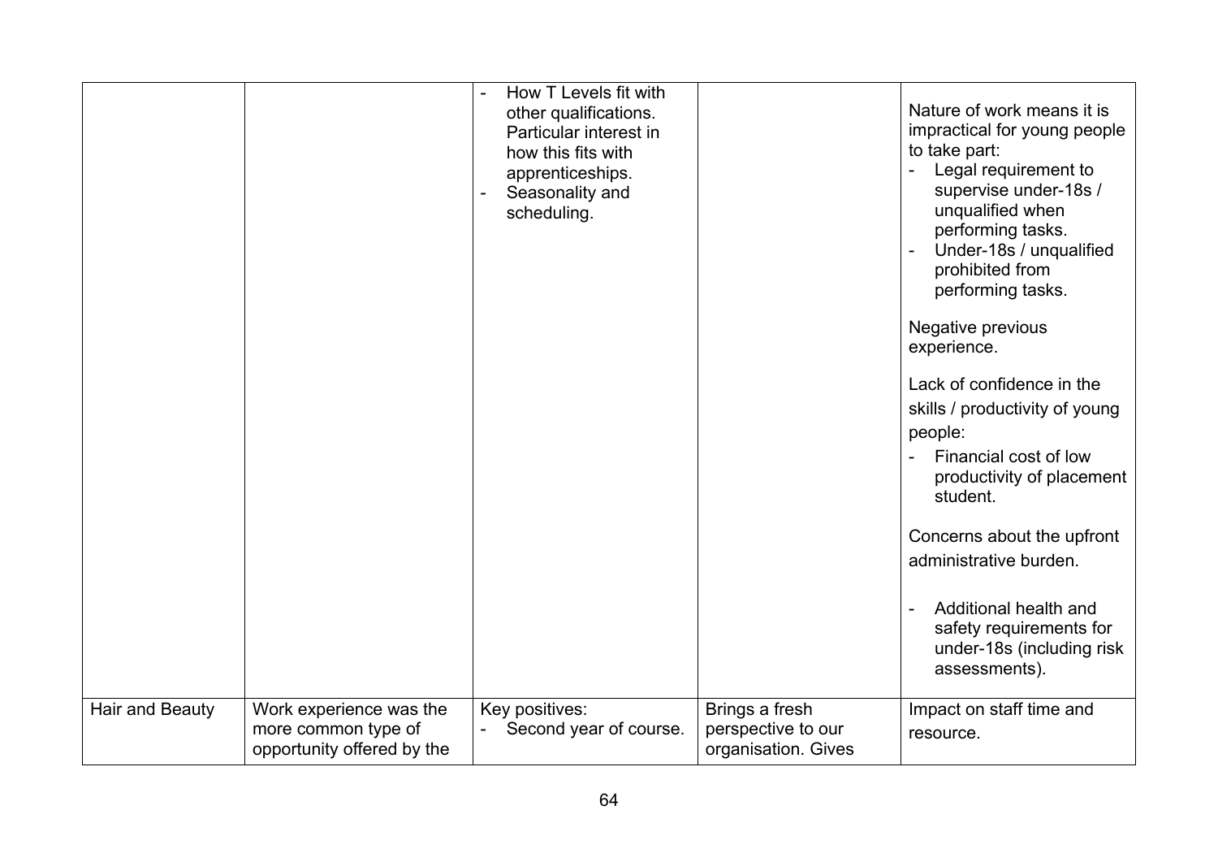| | | | | |
|---|---|---|---|---|
| | | - How T Levels fit with other qualifications. Particular interest in how this fits with apprenticeships.<br>- Seasonality and scheduling. | | Nature of work means it is impractical for young people to take part:<br>- Legal requirement to supervise under-18s / unqualified when performing tasks.<br>- Under-18s / unqualified prohibited from performing tasks.<br><br>Negative previous experience.<br><br>Lack of confidence in the skills / productivity of young people:<br>- Financial cost of low productivity of placement student.<br><br>Concerns about the upfront administrative burden.<br><br>- Additional health and safety requirements for under-18s (including risk assessments). |
| Hair and Beauty | Work experience was the more common type of opportunity offered by the | Key positives:<br>- Second year of course. | Brings a fresh perspective to our organisation. Gives | Impact on staff time and resource. |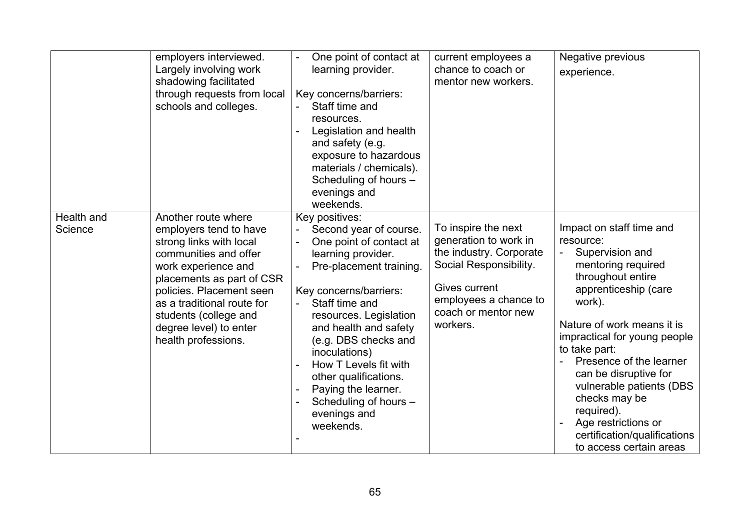| | | | | |
|---|---|---|---|---|
| | employers interviewed. Largely involving work shadowing facilitated through requests from local schools and colleges. | - One point of contact at learning provider.<br><br>Key concerns/barriers:<br>- Staff time and resources.<br>- Legislation and health and safety (e.g. exposure to hazardous materials / chemicals). Scheduling of hours – evenings and weekends. | current employees a chance to coach or mentor new workers. | Negative previous experience. |
| Health and Science | Another route where employers tend to have strong links with local communities and offer work experience and placements as part of CSR policies. Placement seen as a traditional route for students (college and degree level) to enter health professions. | Key positives:<br>- Second year of course.<br>- One point of contact at learning provider.<br>- Pre-placement training.<br><br>Key concerns/barriers:<br>- Staff time and resources. Legislation and health and safety (e.g. DBS checks and inoculations)<br>- How T Levels fit with other qualifications.<br>- Paying the learner.<br>- Scheduling of hours – evenings and weekends.<br>- | To inspire the next generation to work in the industry. Corporate Social Responsibility.<br><br>Gives current employees a chance to coach or mentor new workers. | Impact on staff time and resource:<br>- Supervision and mentoring required throughout entire apprenticeship (care work).<br><br>Nature of work means it is impractical for young people to take part:<br>- Presence of the learner can be disruptive for vulnerable patients (DBS checks may be required).<br>- Age restrictions or certification/qualifications to access certain areas |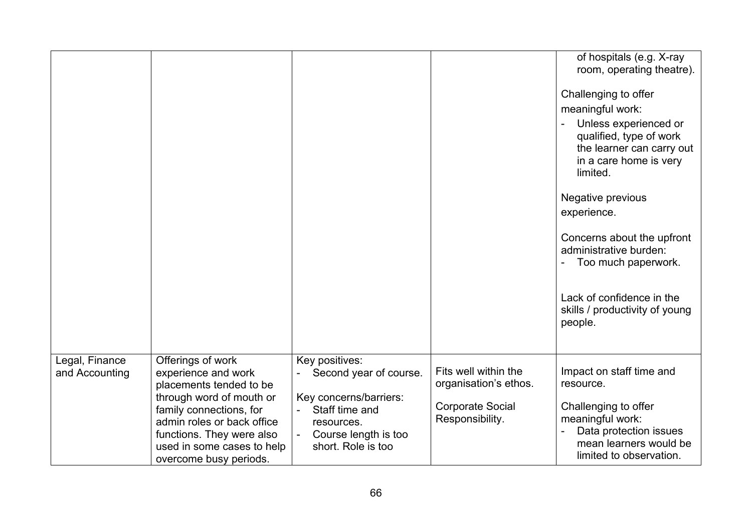| | | | | |
|---|---|---|---|---|
| | | | | of hospitals (e.g. X-ray room, operating theatre).<br><br>Challenging to offer meaningful work:<br>- Unless experienced or qualified, type of work the learner can carry out in a care home is very limited.<br><br>Negative previous experience.<br><br>Concerns about the upfront administrative burden:<br>- Too much paperwork.<br><br>Lack of confidence in the skills / productivity of young people. |
| Legal, Finance and Accounting | Offerings of work experience and work placements tended to be through word of mouth or family connections, for admin roles or back office functions. They were also used in some cases to help overcome busy periods. | Key positives:<br>- Second year of course.<br><br>Key concerns/barriers:<br>- Staff time and resources.<br>- Course length is too short. Role is too | Fits well within the organisation's ethos.<br><br>Corporate Social Responsibility. | Impact on staff time and resource.<br><br>Challenging to offer meaningful work:<br>- Data protection issues mean learners would be limited to observation. |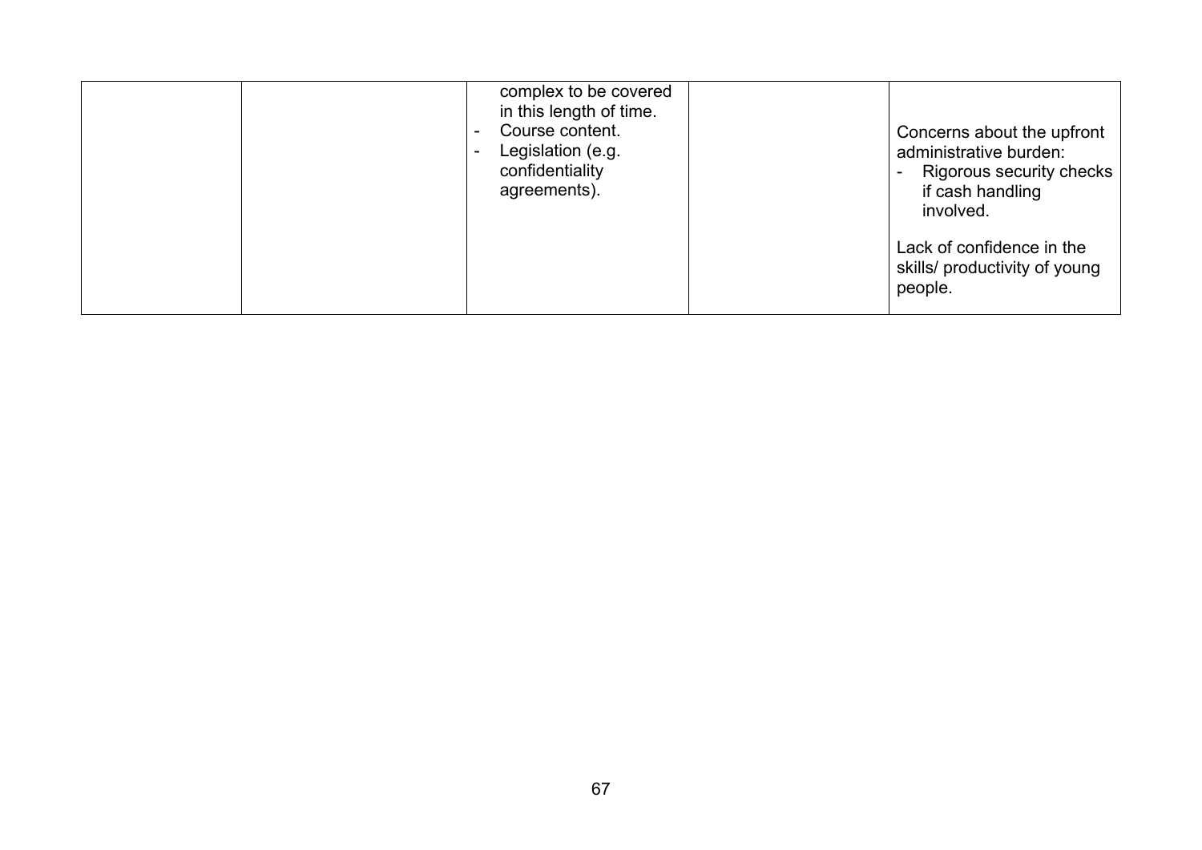|  |  |  |  |  |
|---|---|---|---|---|
|  |  | complex to be covered in this length of time.<br>- Course content.<br>- Legislation (e.g. confidentiality agreements). |  | Concerns about the upfront administrative burden:<br>- Rigorous security checks if cash handling involved.<br><br>Lack of confidence in the skills/ productivity of young people. |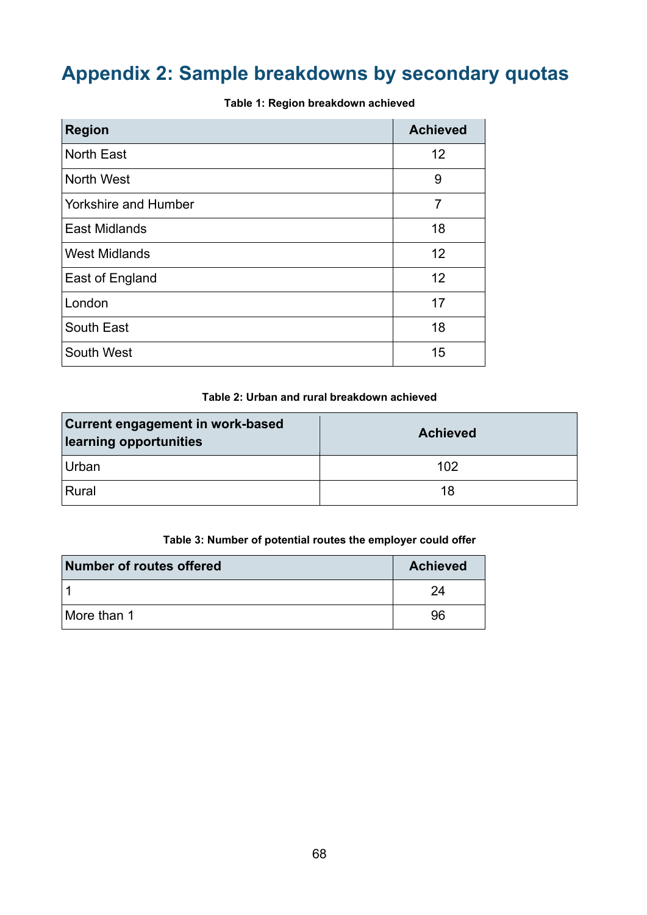# Appendix 2: Sample breakdowns by secondary quotas

**Table 1: Region breakdown achieved**

| Region | Achieved |
|---|---|
| North East | 12 |
| North West | 9 |
| Yorkshire and Humber | 7 |
| East Midlands | 18 |
| West Midlands | 12 |
| East of England | 12 |
| London | 17 |
| South East | 18 |
| South West | 15 |

**Table 2: Urban and rural breakdown achieved**

| Current engagement in work-based learning opportunities | Achieved |
|---|---|
| Urban | 102 |
| Rural | 18 |

**Table 3: Number of potential routes the employer could offer**

| Number of routes offered | Achieved |
|---|---|
| 1 | 24 |
| More than 1 | 96 |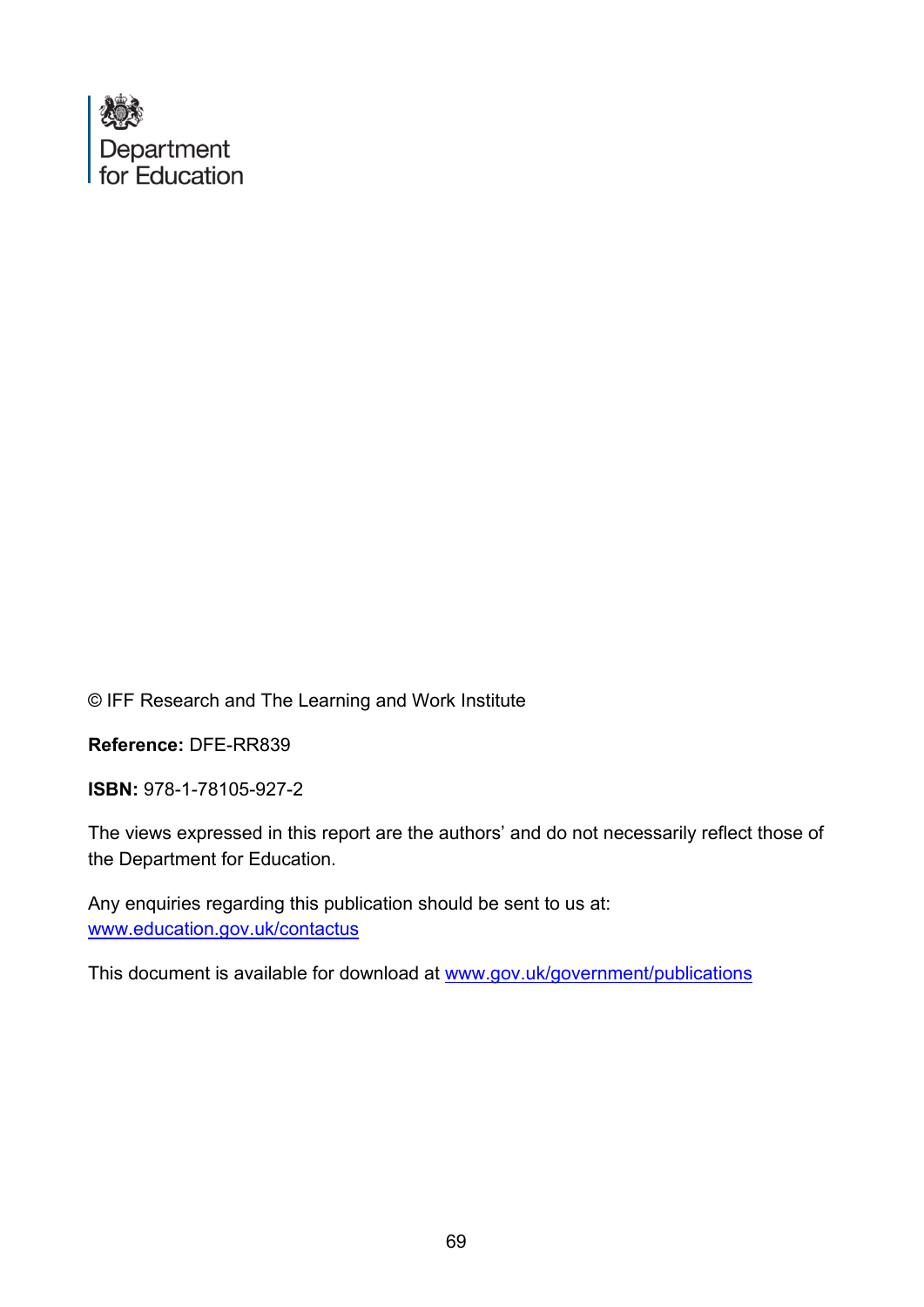Department for Education

© IFF Research and The Learning and Work Institute

**Reference:** DFE-RR839

**ISBN:** 978-1-78105-927-2

The views expressed in this report are the authors' and do not necessarily reflect those of the Department for Education.

Any enquiries regarding this publication should be sent to us at: [www.education.gov.uk/contactus](http://www.education.gov.uk/contactus)

This document is available for download at [www.gov.uk/government/publications](http://www.gov.uk/government/publications)